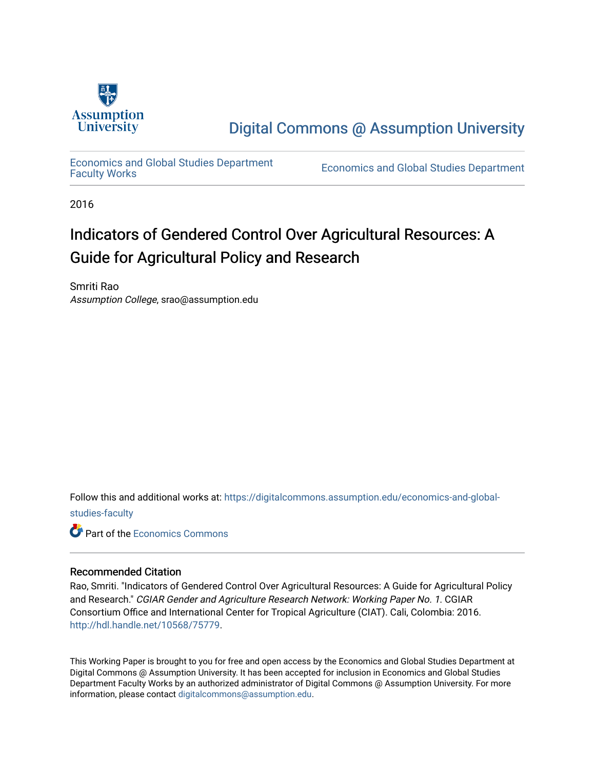Assumption University

Digital Commons @ Assumption University

Economics and Global Studies Department Faculty Works

Economics and Global Studies Department

2016

# Indicators of Gendered Control Over Agricultural Resources: A Guide for Agricultural Policy and Research

Smriti Rao
*Assumption College*, srao@assumption.edu

Follow this and additional works at: https://digitalcommons.assumption.edu/economics-and-global-studies-faculty

Part of the Economics Commons

## Recommended Citation

Rao, Smriti. "Indicators of Gendered Control Over Agricultural Resources: A Guide for Agricultural Policy and Research." *CGIAR Gender and Agriculture Research Network: Working Paper No. 1*. CGIAR Consortium Office and International Center for Tropical Agriculture (CIAT). Cali, Colombia: 2016. http://hdl.handle.net/10568/75779.

This Working Paper is brought to you for free and open access by the Economics and Global Studies Department at Digital Commons @ Assumption University. It has been accepted for inclusion in Economics and Global Studies Department Faculty Works by an authorized administrator of Digital Commons @ Assumption University. For more information, please contact digitalcommons@assumption.edu.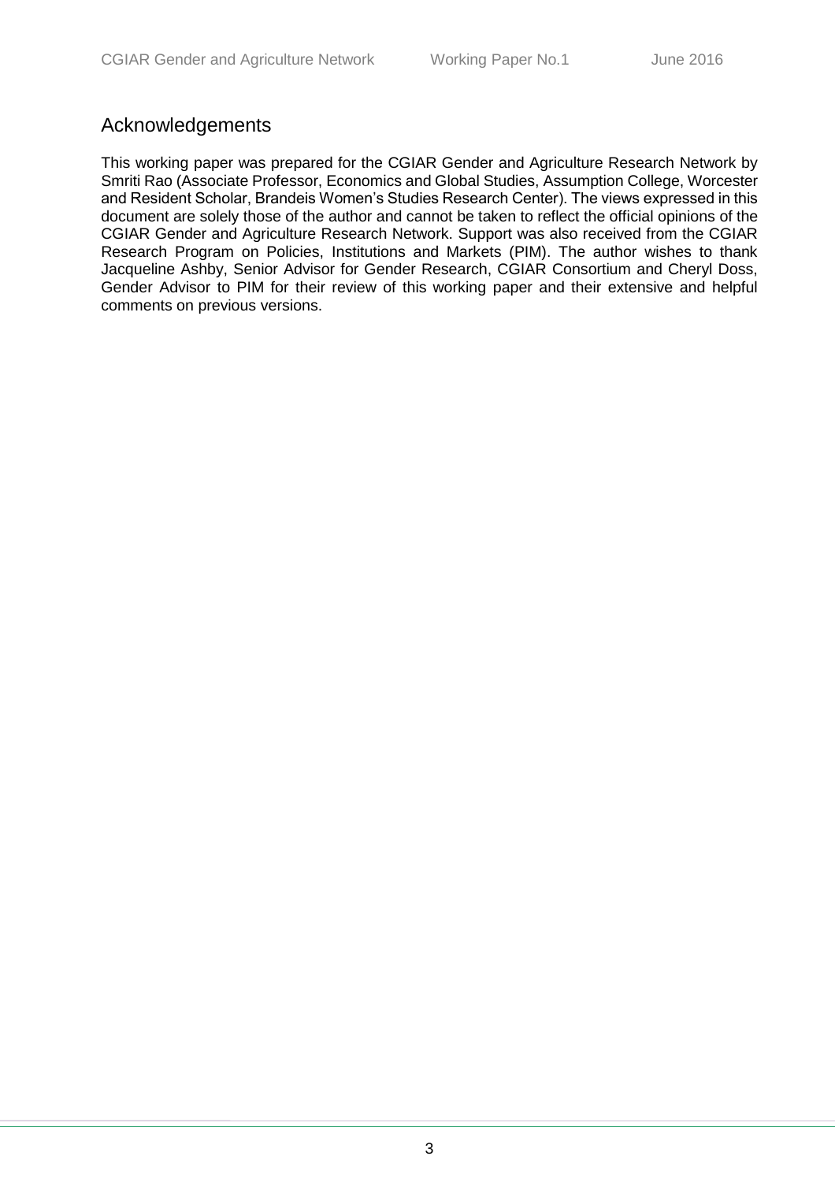## Acknowledgements

This working paper was prepared for the CGIAR Gender and Agriculture Research Network by Smriti Rao (Associate Professor, Economics and Global Studies, Assumption College, Worcester and Resident Scholar, Brandeis Women's Studies Research Center). The views expressed in this document are solely those of the author and cannot be taken to reflect the official opinions of the CGIAR Gender and Agriculture Research Network. Support was also received from the CGIAR Research Program on Policies, Institutions and Markets (PIM). The author wishes to thank Jacqueline Ashby, Senior Advisor for Gender Research, CGIAR Consortium and Cheryl Doss, Gender Advisor to PIM for their review of this working paper and their extensive and helpful comments on previous versions.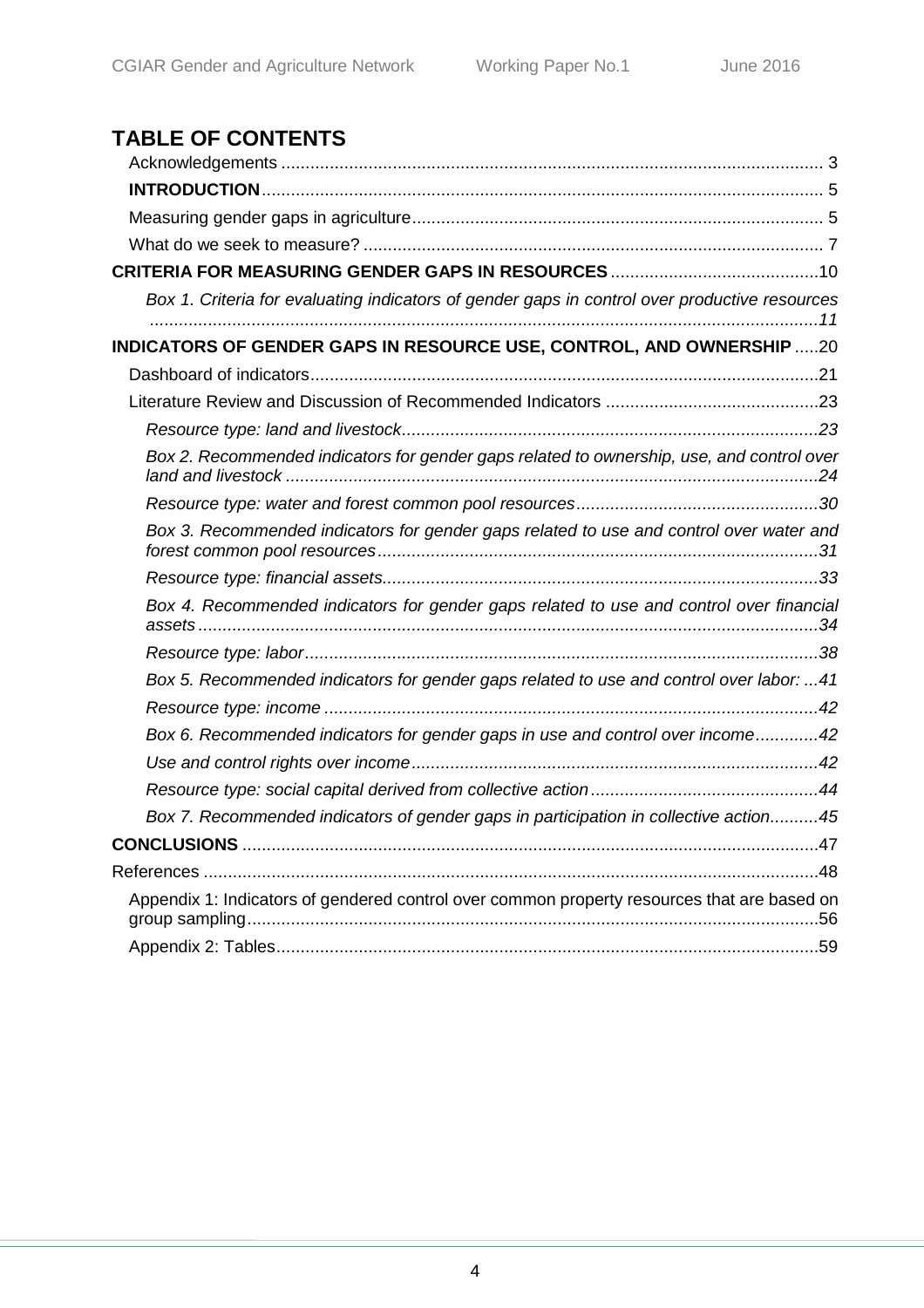# TABLE OF CONTENTS

Acknowledgements ..... 3

**INTRODUCTION** ..... 5

Measuring gender gaps in agriculture ..... 5

What do we seek to measure? ..... 7

**CRITERIA FOR MEASURING GENDER GAPS IN RESOURCES** ..... 10

*Box 1. Criteria for evaluating indicators of gender gaps in control over productive resources ..... 11*

**INDICATORS OF GENDER GAPS IN RESOURCE USE, CONTROL, AND OWNERSHIP** ..... 20

Dashboard of indicators ..... 21

Literature Review and Discussion of Recommended Indicators ..... 23

*Resource type: land and livestock ..... 23*

*Box 2. Recommended indicators for gender gaps related to ownership, use, and control over land and livestock ..... 24*

*Resource type: water and forest common pool resources ..... 30*

*Box 3. Recommended indicators for gender gaps related to use and control over water and forest common pool resources ..... 31*

*Resource type: financial assets ..... 33*

*Box 4. Recommended indicators for gender gaps related to use and control over financial assets ..... 34*

*Resource type: labor ..... 38*

*Box 5. Recommended indicators for gender gaps related to use and control over labor: ... 41*

*Resource type: income ..... 42*

*Box 6. Recommended indicators for gender gaps in use and control over income ..... 42*

*Use and control rights over income ..... 42*

*Resource type: social capital derived from collective action ..... 44*

*Box 7. Recommended indicators of gender gaps in participation in collective action ..... 45*

**CONCLUSIONS** ..... 47

References ..... 48

Appendix 1: Indicators of gendered control over common property resources that are based on group sampling ..... 56

Appendix 2: Tables ..... 59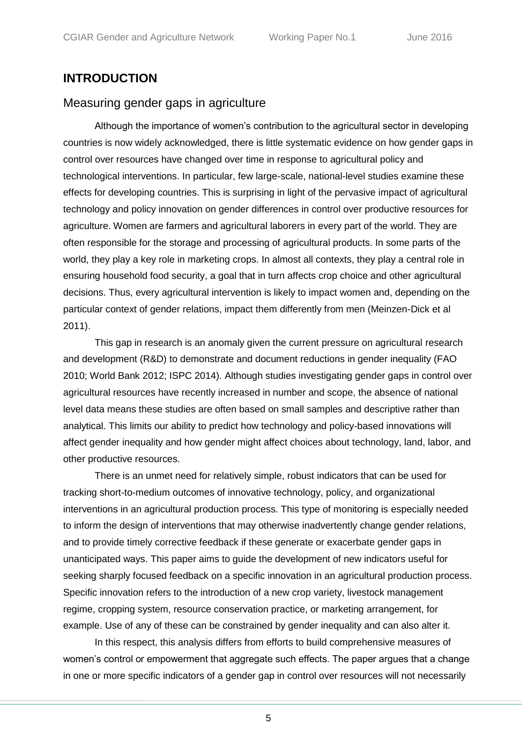# INTRODUCTION

## Measuring gender gaps in agriculture

Although the importance of women's contribution to the agricultural sector in developing countries is now widely acknowledged, there is little systematic evidence on how gender gaps in control over resources have changed over time in response to agricultural policy and technological interventions. In particular, few large-scale, national-level studies examine these effects for developing countries. This is surprising in light of the pervasive impact of agricultural technology and policy innovation on gender differences in control over productive resources for agriculture. Women are farmers and agricultural laborers in every part of the world. They are often responsible for the storage and processing of agricultural products. In some parts of the world, they play a key role in marketing crops. In almost all contexts, they play a central role in ensuring household food security, a goal that in turn affects crop choice and other agricultural decisions. Thus, every agricultural intervention is likely to impact women and, depending on the particular context of gender relations, impact them differently from men (Meinzen-Dick et al 2011).

This gap in research is an anomaly given the current pressure on agricultural research and development (R&D) to demonstrate and document reductions in gender inequality (FAO 2010; World Bank 2012; ISPC 2014). Although studies investigating gender gaps in control over agricultural resources have recently increased in number and scope, the absence of national level data means these studies are often based on small samples and descriptive rather than analytical. This limits our ability to predict how technology and policy-based innovations will affect gender inequality and how gender might affect choices about technology, land, labor, and other productive resources.

There is an unmet need for relatively simple, robust indicators that can be used for tracking short-to-medium outcomes of innovative technology, policy, and organizational interventions in an agricultural production process. This type of monitoring is especially needed to inform the design of interventions that may otherwise inadvertently change gender relations, and to provide timely corrective feedback if these generate or exacerbate gender gaps in unanticipated ways. This paper aims to guide the development of new indicators useful for seeking sharply focused feedback on a specific innovation in an agricultural production process. Specific innovation refers to the introduction of a new crop variety, livestock management regime, cropping system, resource conservation practice, or marketing arrangement, for example. Use of any of these can be constrained by gender inequality and can also alter it.

In this respect, this analysis differs from efforts to build comprehensive measures of women's control or empowerment that aggregate such effects. The paper argues that a change in one or more specific indicators of a gender gap in control over resources will not necessarily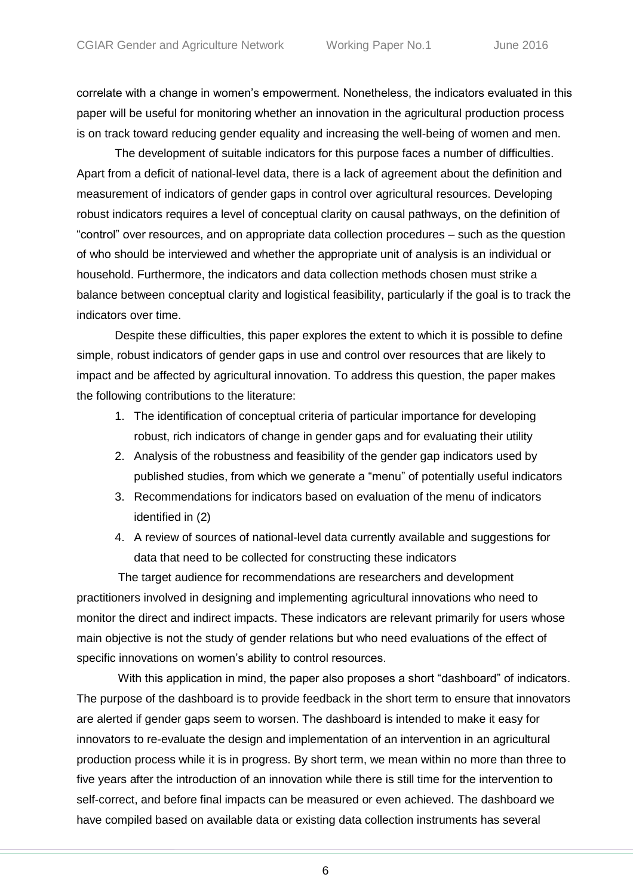correlate with a change in women's empowerment. Nonetheless, the indicators evaluated in this paper will be useful for monitoring whether an innovation in the agricultural production process is on track toward reducing gender equality and increasing the well-being of women and men.

The development of suitable indicators for this purpose faces a number of difficulties. Apart from a deficit of national-level data, there is a lack of agreement about the definition and measurement of indicators of gender gaps in control over agricultural resources. Developing robust indicators requires a level of conceptual clarity on causal pathways, on the definition of "control" over resources, and on appropriate data collection procedures – such as the question of who should be interviewed and whether the appropriate unit of analysis is an individual or household. Furthermore, the indicators and data collection methods chosen must strike a balance between conceptual clarity and logistical feasibility, particularly if the goal is to track the indicators over time.

Despite these difficulties, this paper explores the extent to which it is possible to define simple, robust indicators of gender gaps in use and control over resources that are likely to impact and be affected by agricultural innovation. To address this question, the paper makes the following contributions to the literature:

1. The identification of conceptual criteria of particular importance for developing robust, rich indicators of change in gender gaps and for evaluating their utility
2. Analysis of the robustness and feasibility of the gender gap indicators used by published studies, from which we generate a "menu" of potentially useful indicators
3. Recommendations for indicators based on evaluation of the menu of indicators identified in (2)
4. A review of sources of national-level data currently available and suggestions for data that need to be collected for constructing these indicators

The target audience for recommendations are researchers and development practitioners involved in designing and implementing agricultural innovations who need to monitor the direct and indirect impacts. These indicators are relevant primarily for users whose main objective is not the study of gender relations but who need evaluations of the effect of specific innovations on women's ability to control resources.

With this application in mind, the paper also proposes a short "dashboard" of indicators. The purpose of the dashboard is to provide feedback in the short term to ensure that innovators are alerted if gender gaps seem to worsen. The dashboard is intended to make it easy for innovators to re-evaluate the design and implementation of an intervention in an agricultural production process while it is in progress. By short term, we mean within no more than three to five years after the introduction of an innovation while there is still time for the intervention to self-correct, and before final impacts can be measured or even achieved. The dashboard we have compiled based on available data or existing data collection instruments has several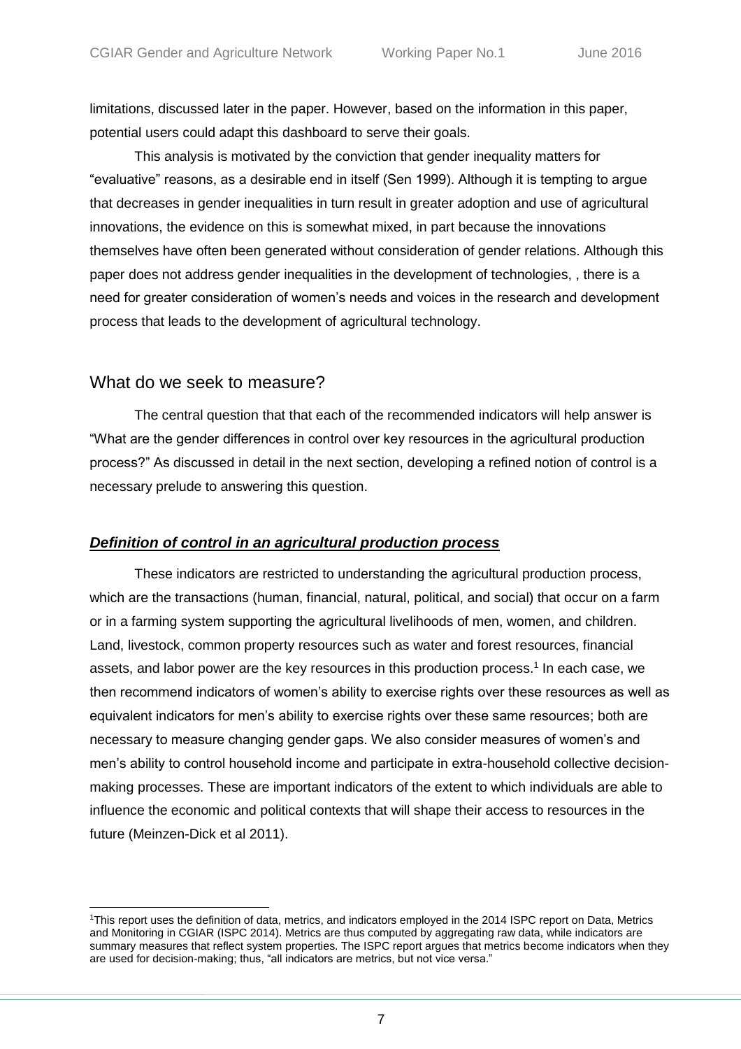limitations, discussed later in the paper. However, based on the information in this paper, potential users could adapt this dashboard to serve their goals.

This analysis is motivated by the conviction that gender inequality matters for "evaluative" reasons, as a desirable end in itself (Sen 1999). Although it is tempting to argue that decreases in gender inequalities in turn result in greater adoption and use of agricultural innovations, the evidence on this is somewhat mixed, in part because the innovations themselves have often been generated without consideration of gender relations. Although this paper does not address gender inequalities in the development of technologies, , there is a need for greater consideration of women's needs and voices in the research and development process that leads to the development of agricultural technology.

## What do we seek to measure?

The central question that that each of the recommended indicators will help answer is "What are the gender differences in control over key resources in the agricultural production process?" As discussed in detail in the next section, developing a refined notion of control is a necessary prelude to answering this question.

### ***Definition of control in an agricultural production process***

These indicators are restricted to understanding the agricultural production process, which are the transactions (human, financial, natural, political, and social) that occur on a farm or in a farming system supporting the agricultural livelihoods of men, women, and children. Land, livestock, common property resources such as water and forest resources, financial assets, and labor power are the key resources in this production process.[1] In each case, we then recommend indicators of women's ability to exercise rights over these resources as well as equivalent indicators for men's ability to exercise rights over these same resources; both are necessary to measure changing gender gaps. We also consider measures of women's and men's ability to control household income and participate in extra-household collective decision-making processes. These are important indicators of the extent to which individuals are able to influence the economic and political contexts that will shape their access to resources in the future (Meinzen-Dick et al 2011).

[1] This report uses the definition of data, metrics, and indicators employed in the 2014 ISPC report on Data, Metrics and Monitoring in CGIAR (ISPC 2014). Metrics are thus computed by aggregating raw data, while indicators are summary measures that reflect system properties. The ISPC report argues that metrics become indicators when they are used for decision-making; thus, "all indicators are metrics, but not vice versa."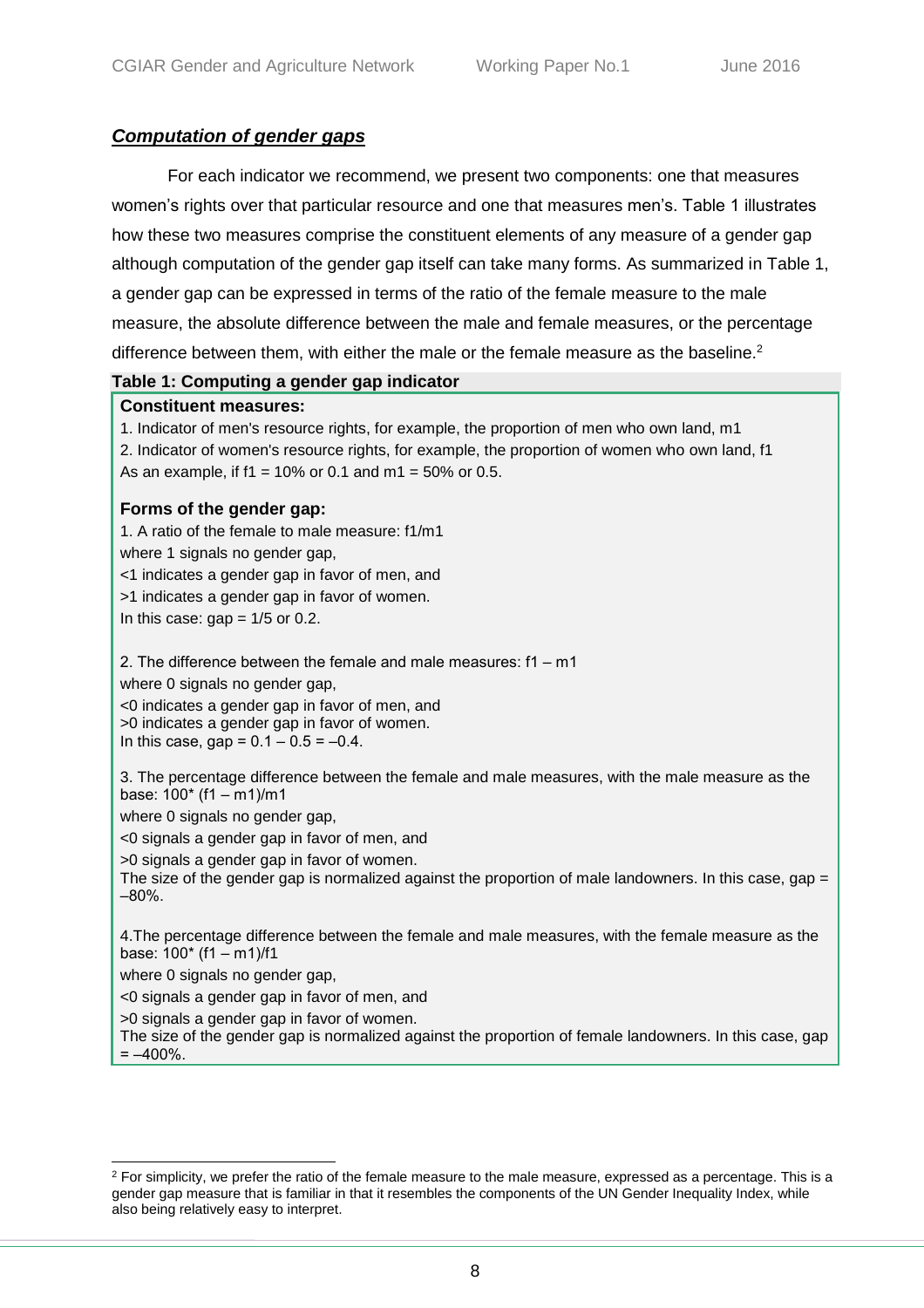## ***Computation of gender gaps***

For each indicator we recommend, we present two components: one that measures women's rights over that particular resource and one that measures men's. Table 1 illustrates how these two measures comprise the constituent elements of any measure of a gender gap although computation of the gender gap itself can take many forms. As summarized in Table 1, a gender gap can be expressed in terms of the ratio of the female measure to the male measure, the absolute difference between the male and female measures, or the percentage difference between them, with either the male or the female measure as the baseline.[2]

**Table 1: Computing a gender gap indicator**

**Constituent measures:**

1. Indicator of men's resource rights, for example, the proportion of men who own land, m1
2. Indicator of women's resource rights, for example, the proportion of women who own land, f1

As an example, if f1 = 10% or 0.1 and m1 = 50% or 0.5.

**Forms of the gender gap:**

1. A ratio of the female to male measure: f1/m1

where 1 signals no gender gap,
<1 indicates a gender gap in favor of men, and
>1 indicates a gender gap in favor of women.
In this case: gap = 1/5 or 0.2.

2. The difference between the female and male measures: f1 – m1

where 0 signals no gender gap,
<0 indicates a gender gap in favor of men, and
>0 indicates a gender gap in favor of women.
In this case, gap = 0.1 – 0.5 = –0.4.

3. The percentage difference between the female and male measures, with the male measure as the base: 100* (f1 – m1)/m1

where 0 signals no gender gap,
<0 signals a gender gap in favor of men, and
>0 signals a gender gap in favor of women.
The size of the gender gap is normalized against the proportion of male landowners. In this case, gap = –80%.

4. The percentage difference between the female and male measures, with the female measure as the base: 100* (f1 – m1)/f1

where 0 signals no gender gap,
<0 signals a gender gap in favor of men, and
>0 signals a gender gap in favor of women.
The size of the gender gap is normalized against the proportion of female landowners. In this case, gap = –400%.

---

[2] For simplicity, we prefer the ratio of the female measure to the male measure, expressed as a percentage. This is a gender gap measure that is familiar in that it resembles the components of the UN Gender Inequality Index, while also being relatively easy to interpret.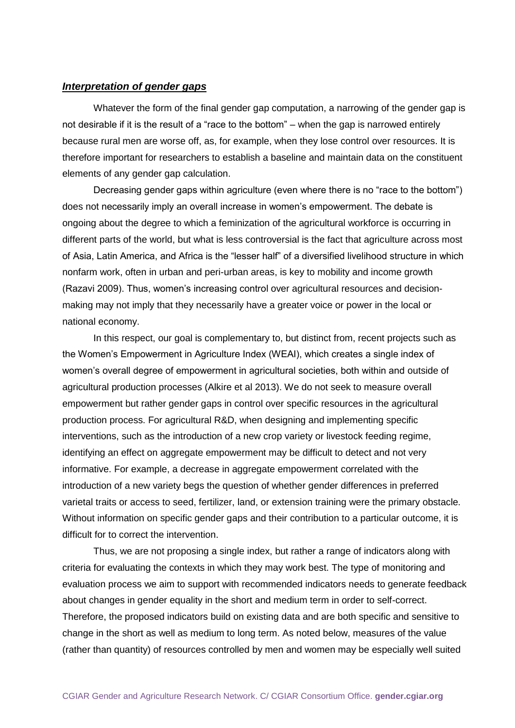***Interpretation of gender gaps***

Whatever the form of the final gender gap computation, a narrowing of the gender gap is not desirable if it is the result of a "race to the bottom" – when the gap is narrowed entirely because rural men are worse off, as, for example, when they lose control over resources. It is therefore important for researchers to establish a baseline and maintain data on the constituent elements of any gender gap calculation.

Decreasing gender gaps within agriculture (even where there is no "race to the bottom") does not necessarily imply an overall increase in women's empowerment. The debate is ongoing about the degree to which a feminization of the agricultural workforce is occurring in different parts of the world, but what is less controversial is the fact that agriculture across most of Asia, Latin America, and Africa is the "lesser half" of a diversified livelihood structure in which nonfarm work, often in urban and peri-urban areas, is key to mobility and income growth (Razavi 2009). Thus, women's increasing control over agricultural resources and decision-making may not imply that they necessarily have a greater voice or power in the local or national economy.

In this respect, our goal is complementary to, but distinct from, recent projects such as the Women's Empowerment in Agriculture Index (WEAI), which creates a single index of women's overall degree of empowerment in agricultural societies, both within and outside of agricultural production processes (Alkire et al 2013). We do not seek to measure overall empowerment but rather gender gaps in control over specific resources in the agricultural production process. For agricultural R&D, when designing and implementing specific interventions, such as the introduction of a new crop variety or livestock feeding regime, identifying an effect on aggregate empowerment may be difficult to detect and not very informative. For example, a decrease in aggregate empowerment correlated with the introduction of a new variety begs the question of whether gender differences in preferred varietal traits or access to seed, fertilizer, land, or extension training were the primary obstacle. Without information on specific gender gaps and their contribution to a particular outcome, it is difficult for to correct the intervention.

Thus, we are not proposing a single index, but rather a range of indicators along with criteria for evaluating the contexts in which they may work best. The type of monitoring and evaluation process we aim to support with recommended indicators needs to generate feedback about changes in gender equality in the short and medium term in order to self-correct. Therefore, the proposed indicators build on existing data and are both specific and sensitive to change in the short as well as medium to long term. As noted below, measures of the value (rather than quantity) of resources controlled by men and women may be especially well suited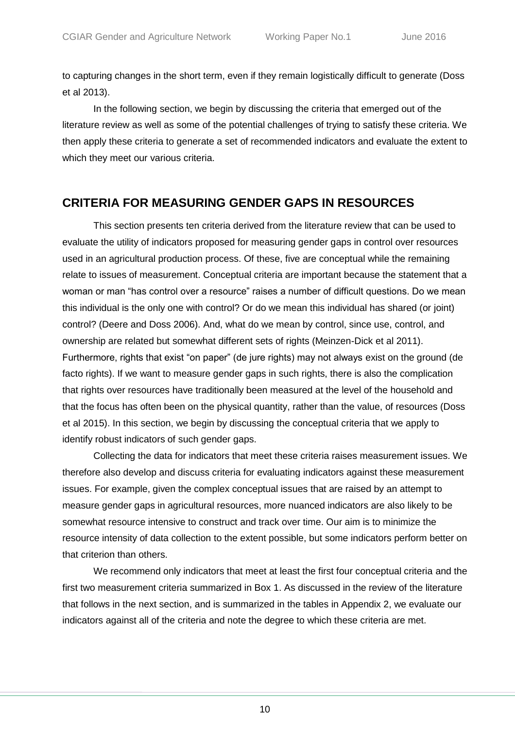to capturing changes in the short term, even if they remain logistically difficult to generate (Doss et al 2013).

In the following section, we begin by discussing the criteria that emerged out of the literature review as well as some of the potential challenges of trying to satisfy these criteria. We then apply these criteria to generate a set of recommended indicators and evaluate the extent to which they meet our various criteria.

## CRITERIA FOR MEASURING GENDER GAPS IN RESOURCES

This section presents ten criteria derived from the literature review that can be used to evaluate the utility of indicators proposed for measuring gender gaps in control over resources used in an agricultural production process. Of these, five are conceptual while the remaining relate to issues of measurement. Conceptual criteria are important because the statement that a woman or man "has control over a resource" raises a number of difficult questions. Do we mean this individual is the only one with control? Or do we mean this individual has shared (or joint) control? (Deere and Doss 2006). And, what do we mean by control, since use, control, and ownership are related but somewhat different sets of rights (Meinzen-Dick et al 2011). Furthermore, rights that exist "on paper" (de jure rights) may not always exist on the ground (de facto rights). If we want to measure gender gaps in such rights, there is also the complication that rights over resources have traditionally been measured at the level of the household and that the focus has often been on the physical quantity, rather than the value, of resources (Doss et al 2015). In this section, we begin by discussing the conceptual criteria that we apply to identify robust indicators of such gender gaps.

Collecting the data for indicators that meet these criteria raises measurement issues. We therefore also develop and discuss criteria for evaluating indicators against these measurement issues. For example, given the complex conceptual issues that are raised by an attempt to measure gender gaps in agricultural resources, more nuanced indicators are also likely to be somewhat resource intensive to construct and track over time. Our aim is to minimize the resource intensity of data collection to the extent possible, but some indicators perform better on that criterion than others.

We recommend only indicators that meet at least the first four conceptual criteria and the first two measurement criteria summarized in Box 1. As discussed in the review of the literature that follows in the next section, and is summarized in the tables in Appendix 2, we evaluate our indicators against all of the criteria and note the degree to which these criteria are met.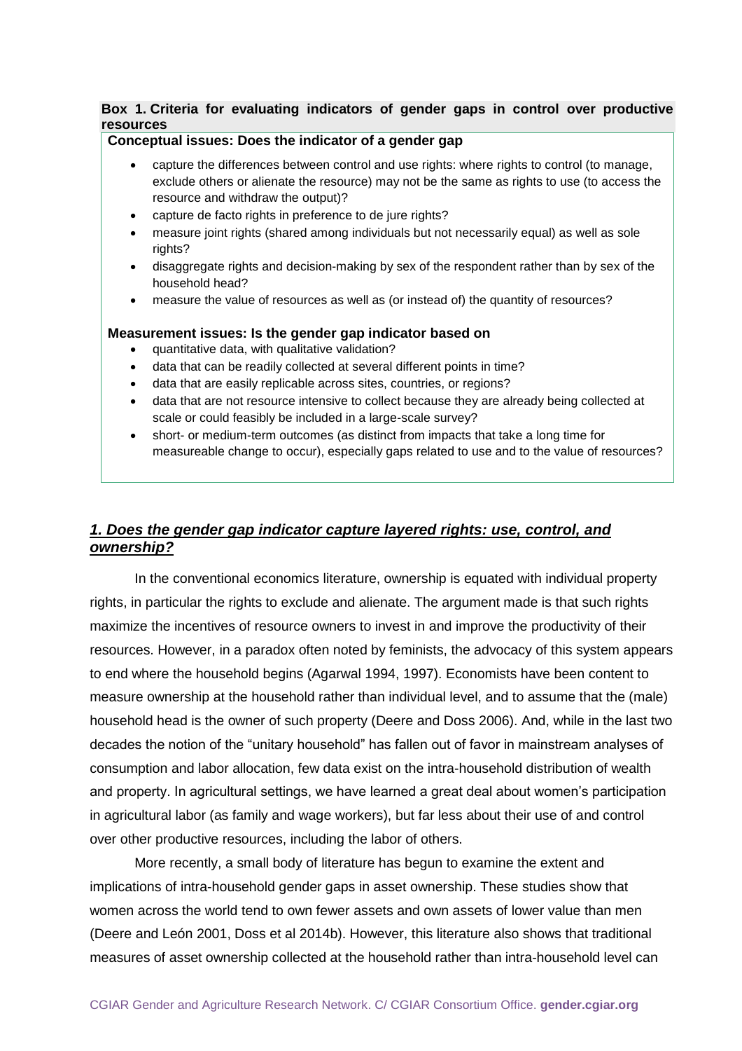**Box 1. Criteria for evaluating indicators of gender gaps in control over productive resources**

**Conceptual issues: Does the indicator of a gender gap**

- capture the differences between control and use rights: where rights to control (to manage, exclude others or alienate the resource) may not be the same as rights to use (to access the resource and withdraw the output)?
- capture de facto rights in preference to de jure rights?
- measure joint rights (shared among individuals but not necessarily equal) as well as sole rights?
- disaggregate rights and decision-making by sex of the respondent rather than by sex of the household head?
- measure the value of resources as well as (or instead of) the quantity of resources?

**Measurement issues: Is the gender gap indicator based on**

- quantitative data, with qualitative validation?
- data that can be readily collected at several different points in time?
- data that are easily replicable across sites, countries, or regions?
- data that are not resource intensive to collect because they are already being collected at scale or could feasibly be included in a large-scale survey?
- short- or medium-term outcomes (as distinct from impacts that take a long time for measureable change to occur), especially gaps related to use and to the value of resources?

## ***1. Does the gender gap indicator capture layered rights: use, control, and ownership?***

In the conventional economics literature, ownership is equated with individual property rights, in particular the rights to exclude and alienate. The argument made is that such rights maximize the incentives of resource owners to invest in and improve the productivity of their resources. However, in a paradox often noted by feminists, the advocacy of this system appears to end where the household begins (Agarwal 1994, 1997). Economists have been content to measure ownership at the household rather than individual level, and to assume that the (male) household head is the owner of such property (Deere and Doss 2006). And, while in the last two decades the notion of the "unitary household" has fallen out of favor in mainstream analyses of consumption and labor allocation, few data exist on the intra-household distribution of wealth and property. In agricultural settings, we have learned a great deal about women's participation in agricultural labor (as family and wage workers), but far less about their use of and control over other productive resources, including the labor of others.

More recently, a small body of literature has begun to examine the extent and implications of intra-household gender gaps in asset ownership. These studies show that women across the world tend to own fewer assets and own assets of lower value than men (Deere and León 2001, Doss et al 2014b). However, this literature also shows that traditional measures of asset ownership collected at the household rather than intra-household level can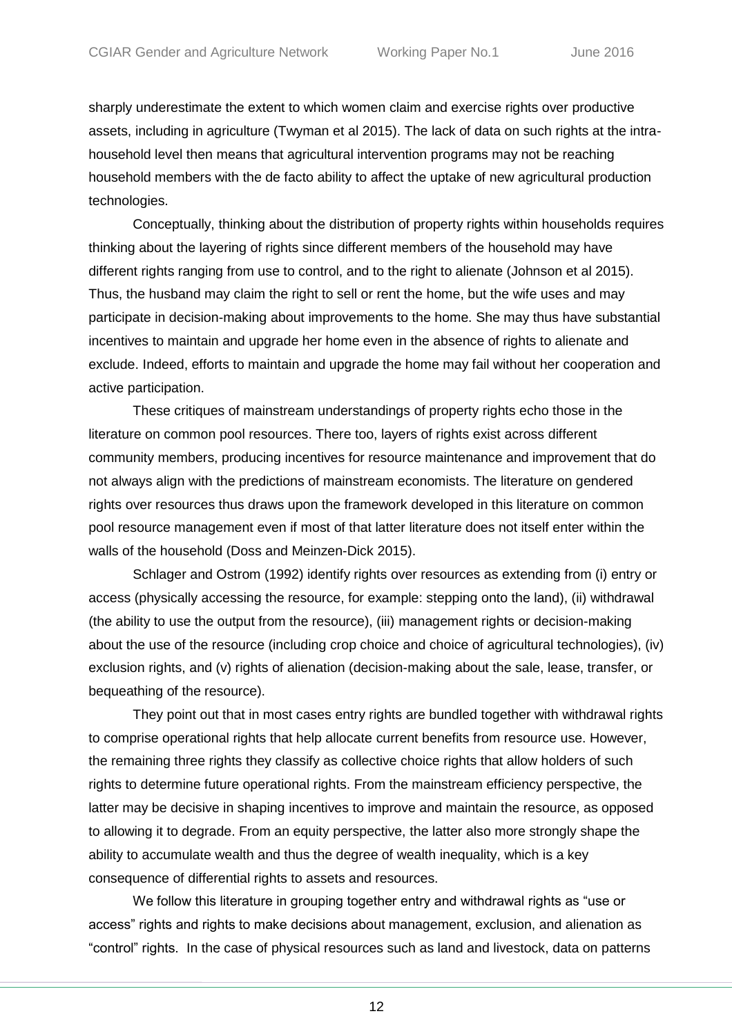sharply underestimate the extent to which women claim and exercise rights over productive assets, including in agriculture (Twyman et al 2015). The lack of data on such rights at the intra-household level then means that agricultural intervention programs may not be reaching household members with the de facto ability to affect the uptake of new agricultural production technologies.

Conceptually, thinking about the distribution of property rights within households requires thinking about the layering of rights since different members of the household may have different rights ranging from use to control, and to the right to alienate (Johnson et al 2015). Thus, the husband may claim the right to sell or rent the home, but the wife uses and may participate in decision-making about improvements to the home. She may thus have substantial incentives to maintain and upgrade her home even in the absence of rights to alienate and exclude. Indeed, efforts to maintain and upgrade the home may fail without her cooperation and active participation.

These critiques of mainstream understandings of property rights echo those in the literature on common pool resources. There too, layers of rights exist across different community members, producing incentives for resource maintenance and improvement that do not always align with the predictions of mainstream economists. The literature on gendered rights over resources thus draws upon the framework developed in this literature on common pool resource management even if most of that latter literature does not itself enter within the walls of the household (Doss and Meinzen-Dick 2015).

Schlager and Ostrom (1992) identify rights over resources as extending from (i) entry or access (physically accessing the resource, for example: stepping onto the land), (ii) withdrawal (the ability to use the output from the resource), (iii) management rights or decision-making about the use of the resource (including crop choice and choice of agricultural technologies), (iv) exclusion rights, and (v) rights of alienation (decision-making about the sale, lease, transfer, or bequeathing of the resource).

They point out that in most cases entry rights are bundled together with withdrawal rights to comprise operational rights that help allocate current benefits from resource use. However, the remaining three rights they classify as collective choice rights that allow holders of such rights to determine future operational rights. From the mainstream efficiency perspective, the latter may be decisive in shaping incentives to improve and maintain the resource, as opposed to allowing it to degrade. From an equity perspective, the latter also more strongly shape the ability to accumulate wealth and thus the degree of wealth inequality, which is a key consequence of differential rights to assets and resources.

We follow this literature in grouping together entry and withdrawal rights as "use or access" rights and rights to make decisions about management, exclusion, and alienation as "control" rights. In the case of physical resources such as land and livestock, data on patterns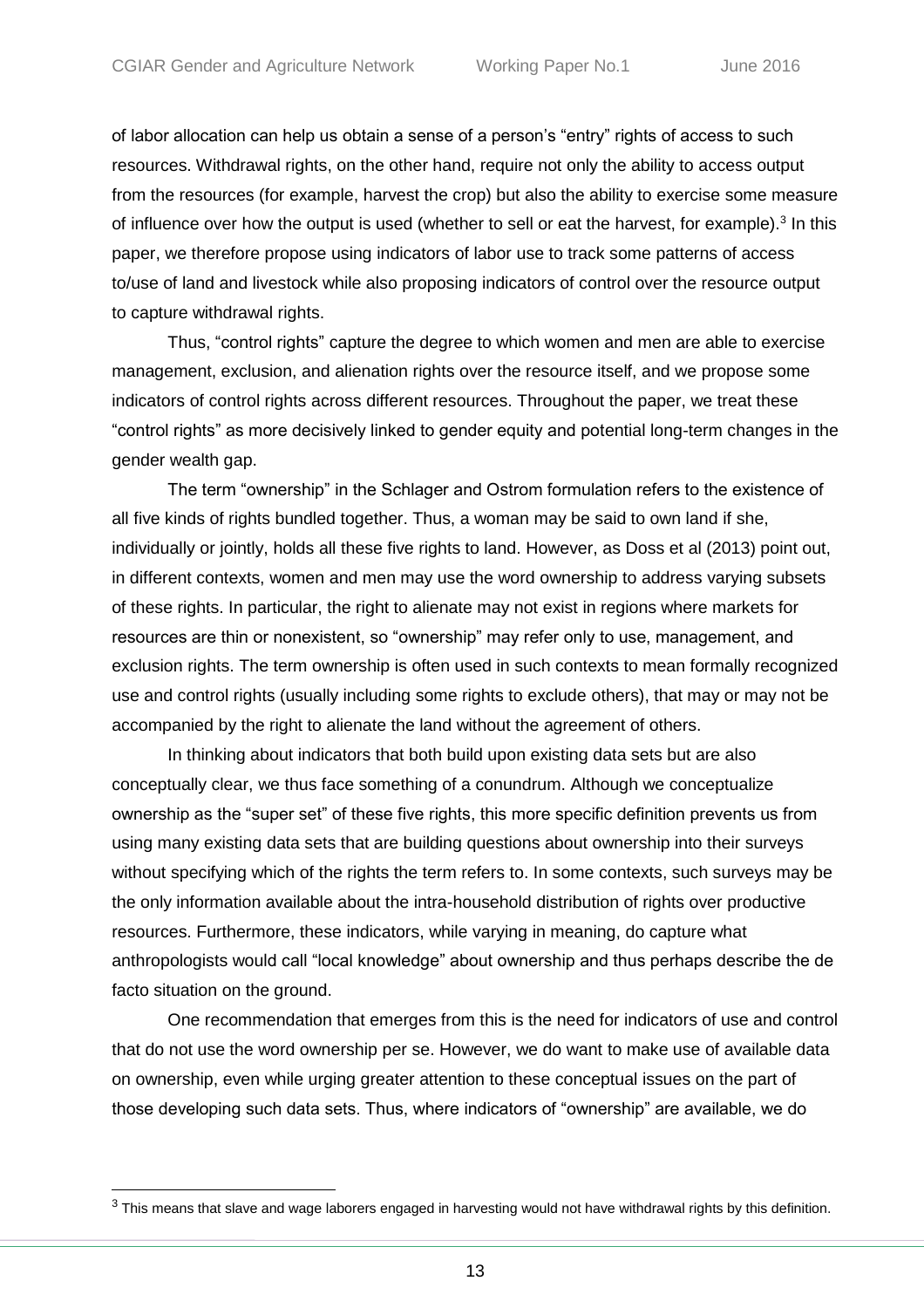of labor allocation can help us obtain a sense of a person's "entry" rights of access to such resources. Withdrawal rights, on the other hand, require not only the ability to access output from the resources (for example, harvest the crop) but also the ability to exercise some measure of influence over how the output is used (whether to sell or eat the harvest, for example).[3] In this paper, we therefore propose using indicators of labor use to track some patterns of access to/use of land and livestock while also proposing indicators of control over the resource output to capture withdrawal rights.

Thus, "control rights" capture the degree to which women and men are able to exercise management, exclusion, and alienation rights over the resource itself, and we propose some indicators of control rights across different resources. Throughout the paper, we treat these "control rights" as more decisively linked to gender equity and potential long-term changes in the gender wealth gap.

The term "ownership" in the Schlager and Ostrom formulation refers to the existence of all five kinds of rights bundled together. Thus, a woman may be said to own land if she, individually or jointly, holds all these five rights to land. However, as Doss et al (2013) point out, in different contexts, women and men may use the word ownership to address varying subsets of these rights. In particular, the right to alienate may not exist in regions where markets for resources are thin or nonexistent, so "ownership" may refer only to use, management, and exclusion rights. The term ownership is often used in such contexts to mean formally recognized use and control rights (usually including some rights to exclude others), that may or may not be accompanied by the right to alienate the land without the agreement of others.

In thinking about indicators that both build upon existing data sets but are also conceptually clear, we thus face something of a conundrum. Although we conceptualize ownership as the "super set" of these five rights, this more specific definition prevents us from using many existing data sets that are building questions about ownership into their surveys without specifying which of the rights the term refers to. In some contexts, such surveys may be the only information available about the intra-household distribution of rights over productive resources. Furthermore, these indicators, while varying in meaning, do capture what anthropologists would call "local knowledge" about ownership and thus perhaps describe the de facto situation on the ground.

One recommendation that emerges from this is the need for indicators of use and control that do not use the word ownership per se. However, we do want to make use of available data on ownership, even while urging greater attention to these conceptual issues on the part of those developing such data sets. Thus, where indicators of "ownership" are available, we do

[3] This means that slave and wage laborers engaged in harvesting would not have withdrawal rights by this definition.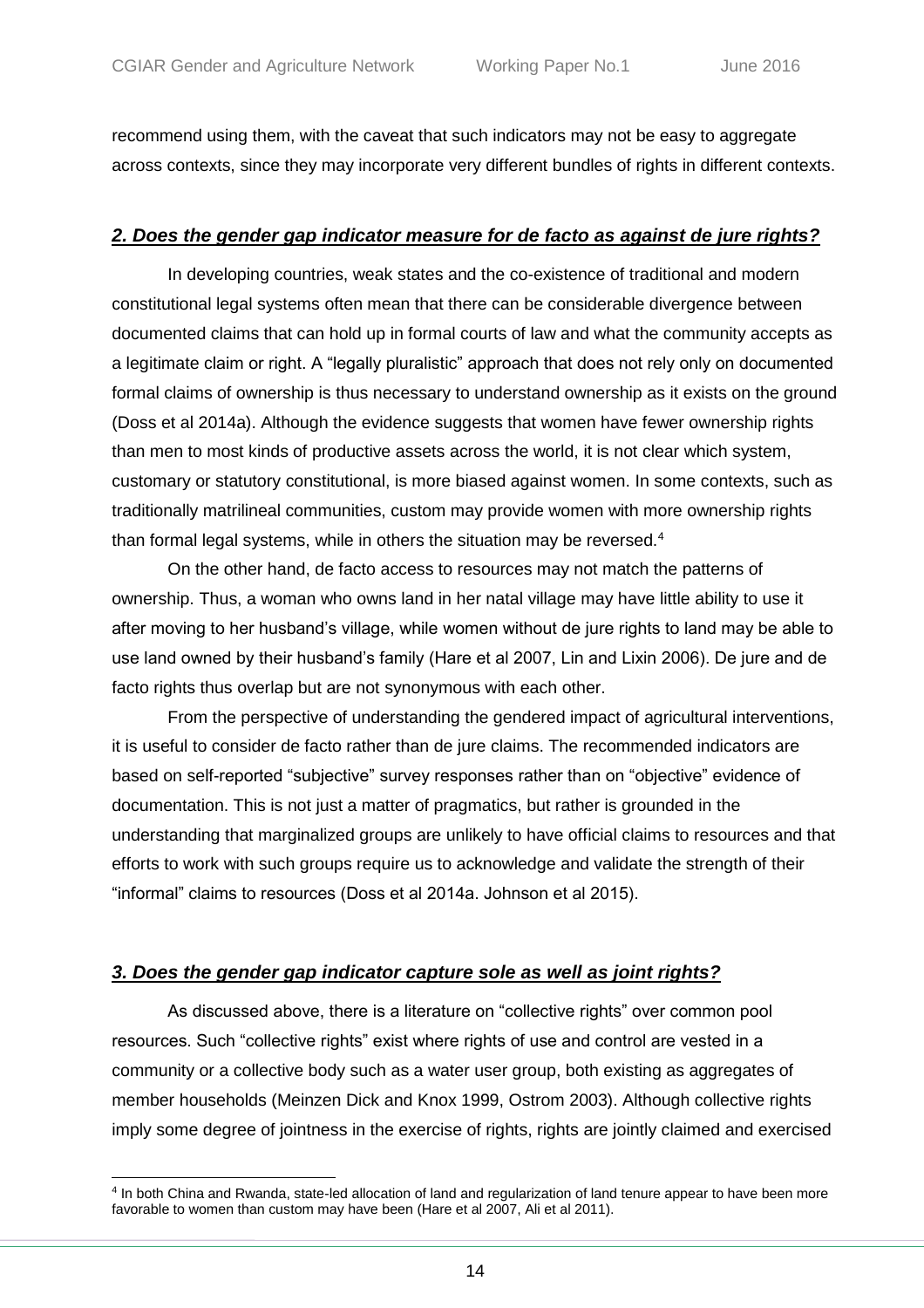recommend using them, with the caveat that such indicators may not be easy to aggregate across contexts, since they may incorporate very different bundles of rights in different contexts.

### *2. Does the gender gap indicator measure for de facto as against de jure rights?*

In developing countries, weak states and the co-existence of traditional and modern constitutional legal systems often mean that there can be considerable divergence between documented claims that can hold up in formal courts of law and what the community accepts as a legitimate claim or right. A "legally pluralistic" approach that does not rely only on documented formal claims of ownership is thus necessary to understand ownership as it exists on the ground (Doss et al 2014a). Although the evidence suggests that women have fewer ownership rights than men to most kinds of productive assets across the world, it is not clear which system, customary or statutory constitutional, is more biased against women. In some contexts, such as traditionally matrilineal communities, custom may provide women with more ownership rights than formal legal systems, while in others the situation may be reversed.[4]

On the other hand, de facto access to resources may not match the patterns of ownership. Thus, a woman who owns land in her natal village may have little ability to use it after moving to her husband's village, while women without de jure rights to land may be able to use land owned by their husband's family (Hare et al 2007, Lin and Lixin 2006). De jure and de facto rights thus overlap but are not synonymous with each other.

From the perspective of understanding the gendered impact of agricultural interventions, it is useful to consider de facto rather than de jure claims. The recommended indicators are based on self-reported "subjective" survey responses rather than on "objective" evidence of documentation. This is not just a matter of pragmatics, but rather is grounded in the understanding that marginalized groups are unlikely to have official claims to resources and that efforts to work with such groups require us to acknowledge and validate the strength of their "informal" claims to resources (Doss et al 2014a. Johnson et al 2015).

### *3. Does the gender gap indicator capture sole as well as joint rights?*

As discussed above, there is a literature on "collective rights" over common pool resources. Such "collective rights" exist where rights of use and control are vested in a community or a collective body such as a water user group, both existing as aggregates of member households (Meinzen Dick and Knox 1999, Ostrom 2003). Although collective rights imply some degree of jointness in the exercise of rights, rights are jointly claimed and exercised

---

[4] In both China and Rwanda, state-led allocation of land and regularization of land tenure appear to have been more favorable to women than custom may have been (Hare et al 2007, Ali et al 2011).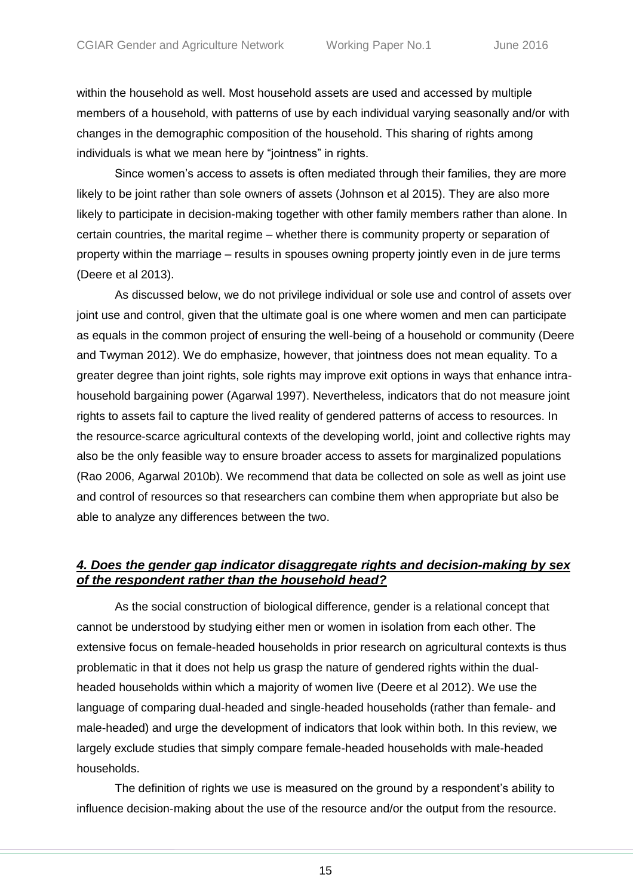within the household as well. Most household assets are used and accessed by multiple members of a household, with patterns of use by each individual varying seasonally and/or with changes in the demographic composition of the household. This sharing of rights among individuals is what we mean here by "jointness" in rights.

Since women's access to assets is often mediated through their families, they are more likely to be joint rather than sole owners of assets (Johnson et al 2015). They are also more likely to participate in decision-making together with other family members rather than alone. In certain countries, the marital regime – whether there is community property or separation of property within the marriage – results in spouses owning property jointly even in de jure terms (Deere et al 2013).

As discussed below, we do not privilege individual or sole use and control of assets over joint use and control, given that the ultimate goal is one where women and men can participate as equals in the common project of ensuring the well-being of a household or community (Deere and Twyman 2012). We do emphasize, however, that jointness does not mean equality. To a greater degree than joint rights, sole rights may improve exit options in ways that enhance intra-household bargaining power (Agarwal 1997). Nevertheless, indicators that do not measure joint rights to assets fail to capture the lived reality of gendered patterns of access to resources. In the resource-scarce agricultural contexts of the developing world, joint and collective rights may also be the only feasible way to ensure broader access to assets for marginalized populations (Rao 2006, Agarwal 2010b). We recommend that data be collected on sole as well as joint use and control of resources so that researchers can combine them when appropriate but also be able to analyze any differences between the two.

### ***4. Does the gender gap indicator disaggregate rights and decision-making by sex of the respondent rather than the household head?***

As the social construction of biological difference, gender is a relational concept that cannot be understood by studying either men or women in isolation from each other. The extensive focus on female-headed households in prior research on agricultural contexts is thus problematic in that it does not help us grasp the nature of gendered rights within the dual-headed households within which a majority of women live (Deere et al 2012). We use the language of comparing dual-headed and single-headed households (rather than female- and male-headed) and urge the development of indicators that look within both. In this review, we largely exclude studies that simply compare female-headed households with male-headed households.

The definition of rights we use is measured on the ground by a respondent's ability to influence decision-making about the use of the resource and/or the output from the resource.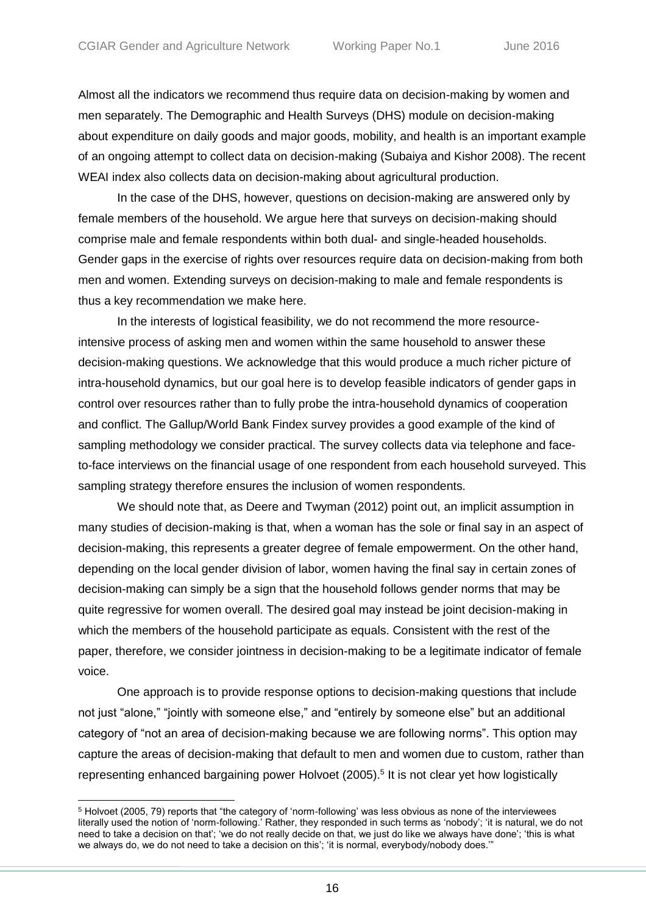Almost all the indicators we recommend thus require data on decision-making by women and men separately. The Demographic and Health Surveys (DHS) module on decision-making about expenditure on daily goods and major goods, mobility, and health is an important example of an ongoing attempt to collect data on decision-making (Subaiya and Kishor 2008). The recent WEAI index also collects data on decision-making about agricultural production.

In the case of the DHS, however, questions on decision-making are answered only by female members of the household. We argue here that surveys on decision-making should comprise male and female respondents within both dual- and single-headed households. Gender gaps in the exercise of rights over resources require data on decision-making from both men and women. Extending surveys on decision-making to male and female respondents is thus a key recommendation we make here.

In the interests of logistical feasibility, we do not recommend the more resource-intensive process of asking men and women within the same household to answer these decision-making questions. We acknowledge that this would produce a much richer picture of intra-household dynamics, but our goal here is to develop feasible indicators of gender gaps in control over resources rather than to fully probe the intra-household dynamics of cooperation and conflict. The Gallup/World Bank Findex survey provides a good example of the kind of sampling methodology we consider practical. The survey collects data via telephone and face-to-face interviews on the financial usage of one respondent from each household surveyed. This sampling strategy therefore ensures the inclusion of women respondents.

We should note that, as Deere and Twyman (2012) point out, an implicit assumption in many studies of decision-making is that, when a woman has the sole or final say in an aspect of decision-making, this represents a greater degree of female empowerment. On the other hand, depending on the local gender division of labor, women having the final say in certain zones of decision-making can simply be a sign that the household follows gender norms that may be quite regressive for women overall. The desired goal may instead be joint decision-making in which the members of the household participate as equals. Consistent with the rest of the paper, therefore, we consider jointness in decision-making to be a legitimate indicator of female voice.

One approach is to provide response options to decision-making questions that include not just "alone," "jointly with someone else," and "entirely by someone else" but an additional category of "not an area of decision-making because we are following norms". This option may capture the areas of decision-making that default to men and women due to custom, rather than representing enhanced bargaining power Holvoet (2005).[5] It is not clear yet how logistically

[5] Holvoet (2005, 79) reports that "the category of 'norm-following' was less obvious as none of the interviewees literally used the notion of 'norm-following.' Rather, they responded in such terms as 'nobody'; 'it is natural, we do not need to take a decision on that'; 'we do not really decide on that, we just do like we always have done'; 'this is what we always do, we do not need to take a decision on this'; 'it is normal, everybody/nobody does.'"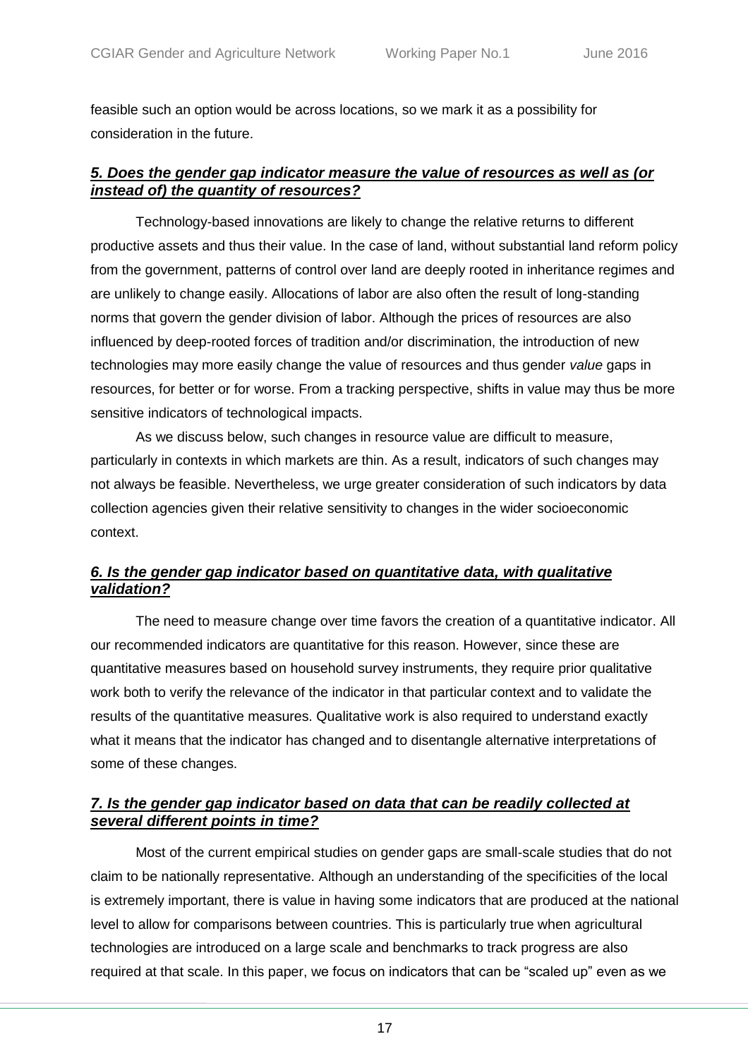feasible such an option would be across locations, so we mark it as a possibility for consideration in the future.

### ***5. Does the gender gap indicator measure the value of resources as well as (or instead of) the quantity of resources?***

Technology-based innovations are likely to change the relative returns to different productive assets and thus their value. In the case of land, without substantial land reform policy from the government, patterns of control over land are deeply rooted in inheritance regimes and are unlikely to change easily. Allocations of labor are also often the result of long-standing norms that govern the gender division of labor. Although the prices of resources are also influenced by deep-rooted forces of tradition and/or discrimination, the introduction of new technologies may more easily change the value of resources and thus gender *value* gaps in resources, for better or for worse. From a tracking perspective, shifts in value may thus be more sensitive indicators of technological impacts.

As we discuss below, such changes in resource value are difficult to measure, particularly in contexts in which markets are thin. As a result, indicators of such changes may not always be feasible. Nevertheless, we urge greater consideration of such indicators by data collection agencies given their relative sensitivity to changes in the wider socioeconomic context.

### ***6. Is the gender gap indicator based on quantitative data, with qualitative validation?***

The need to measure change over time favors the creation of a quantitative indicator. All our recommended indicators are quantitative for this reason. However, since these are quantitative measures based on household survey instruments, they require prior qualitative work both to verify the relevance of the indicator in that particular context and to validate the results of the quantitative measures. Qualitative work is also required to understand exactly what it means that the indicator has changed and to disentangle alternative interpretations of some of these changes.

### ***7. Is the gender gap indicator based on data that can be readily collected at several different points in time?***

Most of the current empirical studies on gender gaps are small-scale studies that do not claim to be nationally representative. Although an understanding of the specificities of the local is extremely important, there is value in having some indicators that are produced at the national level to allow for comparisons between countries. This is particularly true when agricultural technologies are introduced on a large scale and benchmarks to track progress are also required at that scale. In this paper, we focus on indicators that can be "scaled up" even as we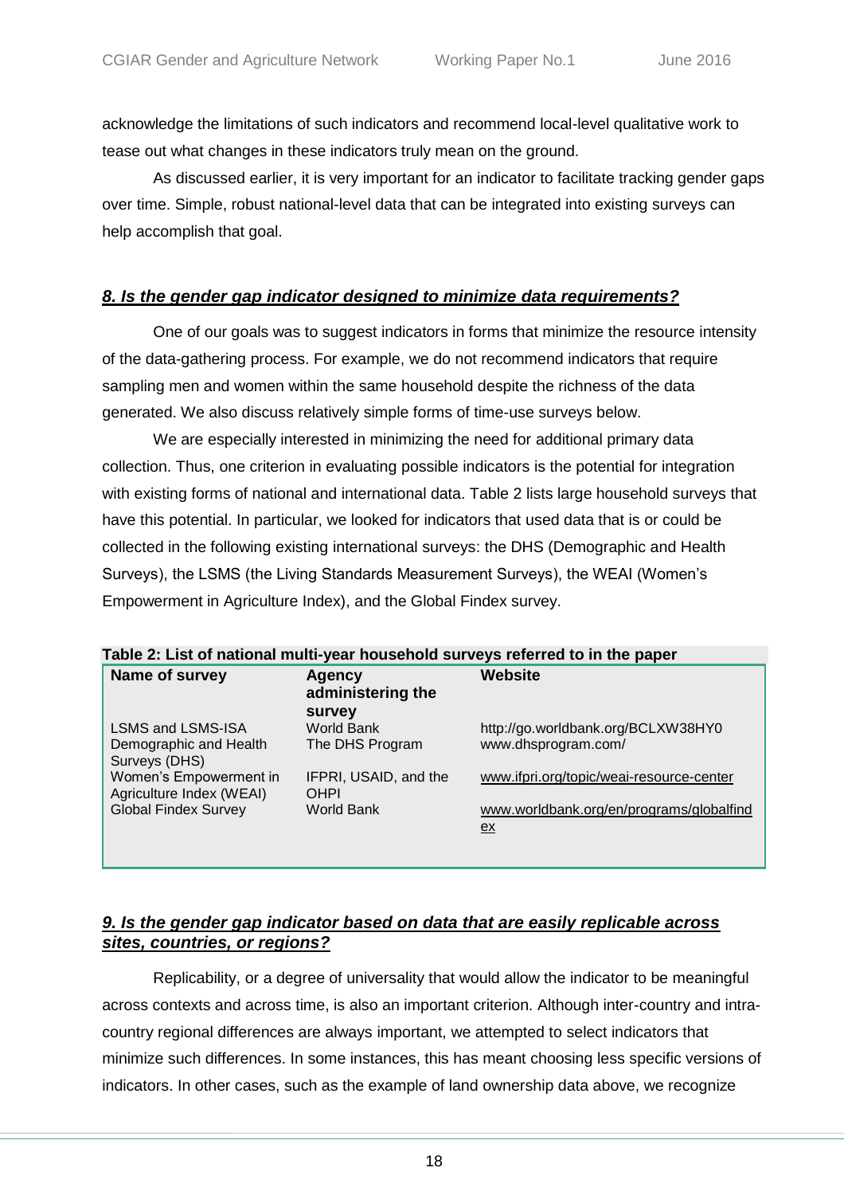acknowledge the limitations of such indicators and recommend local-level qualitative work to tease out what changes in these indicators truly mean on the ground.

As discussed earlier, it is very important for an indicator to facilitate tracking gender gaps over time. Simple, robust national-level data that can be integrated into existing surveys can help accomplish that goal.

### ***8. Is the gender gap indicator designed to minimize data requirements?***

One of our goals was to suggest indicators in forms that minimize the resource intensity of the data-gathering process. For example, we do not recommend indicators that require sampling men and women within the same household despite the richness of the data generated. We also discuss relatively simple forms of time-use surveys below.

We are especially interested in minimizing the need for additional primary data collection. Thus, one criterion in evaluating possible indicators is the potential for integration with existing forms of national and international data. Table 2 lists large household surveys that have this potential. In particular, we looked for indicators that used data that is or could be collected in the following existing international surveys: the DHS (Demographic and Health Surveys), the LSMS (the Living Standards Measurement Surveys), the WEAI (Women's Empowerment in Agriculture Index), and the Global Findex survey.

**Table 2: List of national multi-year household surveys referred to in the paper**

| Name of survey | Agency administering the survey | Website |
|---|---|---|
| LSMS and LSMS-ISA | World Bank | http://go.worldbank.org/BCLXW38HY0 |
| Demographic and Health Surveys (DHS) | The DHS Program | www.dhsprogram.com/ |
| Women's Empowerment in Agriculture Index (WEAI) | IFPRI, USAID, and the OHPI | www.ifpri.org/topic/weai-resource-center |
| Global Findex Survey | World Bank | www.worldbank.org/en/programs/globalfindex |

### ***9. Is the gender gap indicator based on data that are easily replicable across sites, countries, or regions?***

Replicability, or a degree of universality that would allow the indicator to be meaningful across contexts and across time, is also an important criterion. Although inter-country and intra-country regional differences are always important, we attempted to select indicators that minimize such differences. In some instances, this has meant choosing less specific versions of indicators. In other cases, such as the example of land ownership data above, we recognize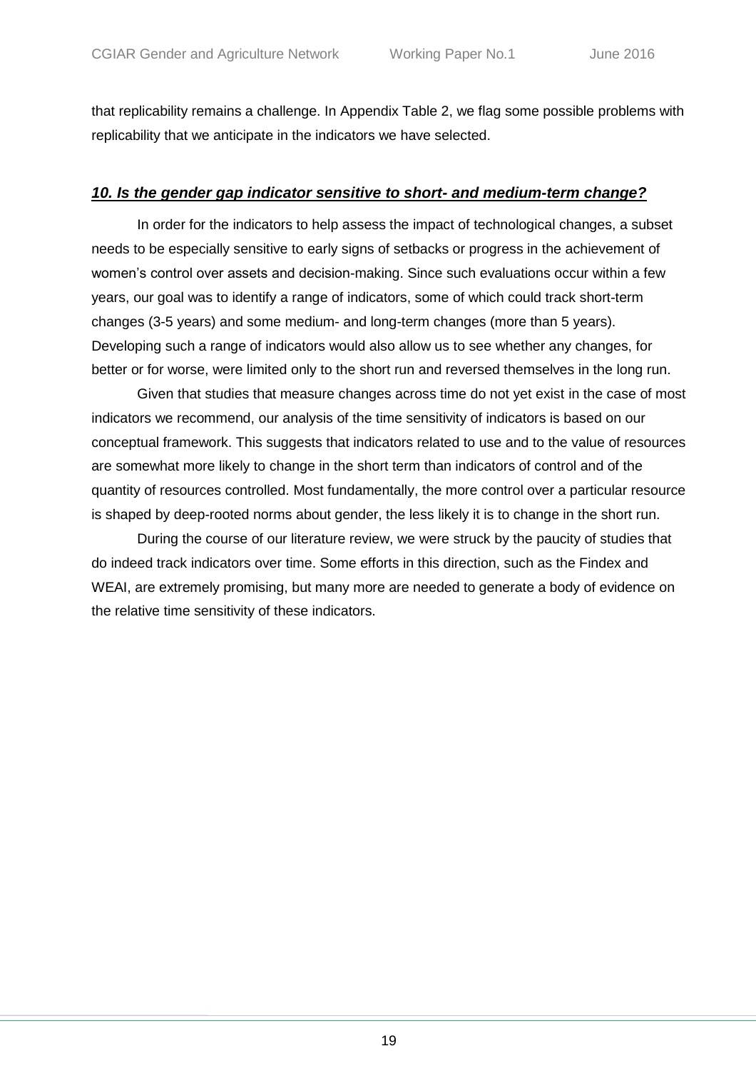that replicability remains a challenge. In Appendix Table 2, we flag some possible problems with replicability that we anticipate in the indicators we have selected.

### ***10. Is the gender gap indicator sensitive to short- and medium-term change?***

In order for the indicators to help assess the impact of technological changes, a subset needs to be especially sensitive to early signs of setbacks or progress in the achievement of women's control over assets and decision-making. Since such evaluations occur within a few years, our goal was to identify a range of indicators, some of which could track short-term changes (3-5 years) and some medium- and long-term changes (more than 5 years). Developing such a range of indicators would also allow us to see whether any changes, for better or for worse, were limited only to the short run and reversed themselves in the long run.

Given that studies that measure changes across time do not yet exist in the case of most indicators we recommend, our analysis of the time sensitivity of indicators is based on our conceptual framework. This suggests that indicators related to use and to the value of resources are somewhat more likely to change in the short term than indicators of control and of the quantity of resources controlled. Most fundamentally, the more control over a particular resource is shaped by deep-rooted norms about gender, the less likely it is to change in the short run.

During the course of our literature review, we were struck by the paucity of studies that do indeed track indicators over time. Some efforts in this direction, such as the Findex and WEAI, are extremely promising, but many more are needed to generate a body of evidence on the relative time sensitivity of these indicators.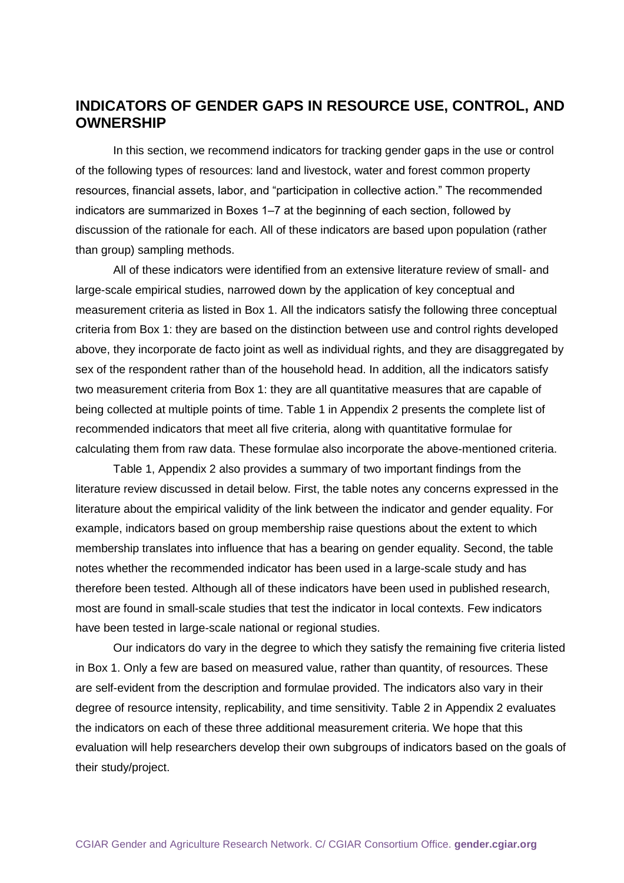## INDICATORS OF GENDER GAPS IN RESOURCE USE, CONTROL, AND OWNERSHIP

In this section, we recommend indicators for tracking gender gaps in the use or control of the following types of resources: land and livestock, water and forest common property resources, financial assets, labor, and "participation in collective action." The recommended indicators are summarized in Boxes 1–7 at the beginning of each section, followed by discussion of the rationale for each. All of these indicators are based upon population (rather than group) sampling methods.

All of these indicators were identified from an extensive literature review of small- and large-scale empirical studies, narrowed down by the application of key conceptual and measurement criteria as listed in Box 1. All the indicators satisfy the following three conceptual criteria from Box 1: they are based on the distinction between use and control rights developed above, they incorporate de facto joint as well as individual rights, and they are disaggregated by sex of the respondent rather than of the household head. In addition, all the indicators satisfy two measurement criteria from Box 1: they are all quantitative measures that are capable of being collected at multiple points of time. Table 1 in Appendix 2 presents the complete list of recommended indicators that meet all five criteria, along with quantitative formulae for calculating them from raw data. These formulae also incorporate the above-mentioned criteria.

Table 1, Appendix 2 also provides a summary of two important findings from the literature review discussed in detail below. First, the table notes any concerns expressed in the literature about the empirical validity of the link between the indicator and gender equality. For example, indicators based on group membership raise questions about the extent to which membership translates into influence that has a bearing on gender equality. Second, the table notes whether the recommended indicator has been used in a large-scale study and has therefore been tested. Although all of these indicators have been used in published research, most are found in small-scale studies that test the indicator in local contexts. Few indicators have been tested in large-scale national or regional studies.

Our indicators do vary in the degree to which they satisfy the remaining five criteria listed in Box 1. Only a few are based on measured value, rather than quantity, of resources. These are self-evident from the description and formulae provided. The indicators also vary in their degree of resource intensity, replicability, and time sensitivity. Table 2 in Appendix 2 evaluates the indicators on each of these three additional measurement criteria. We hope that this evaluation will help researchers develop their own subgroups of indicators based on the goals of their study/project.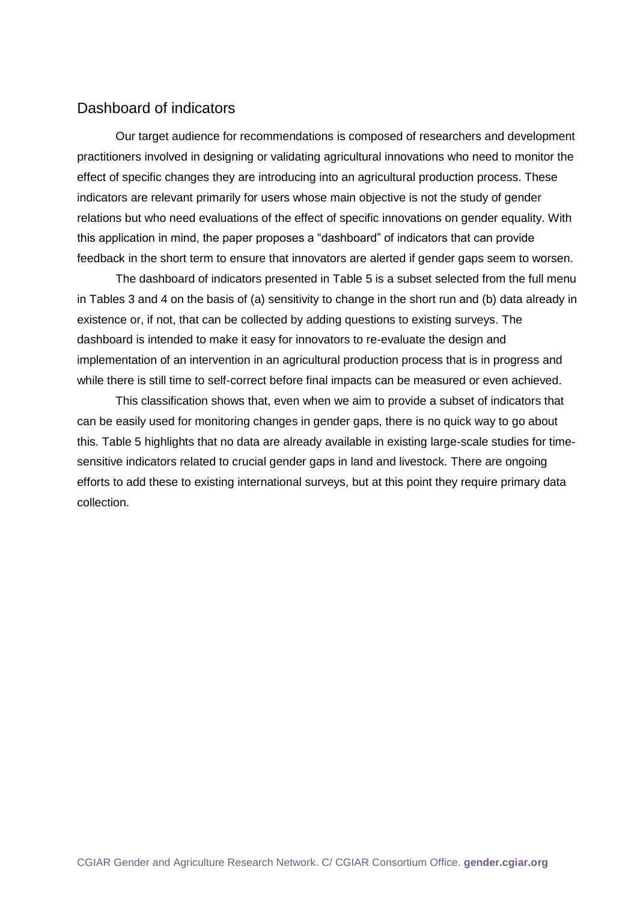## Dashboard of indicators

Our target audience for recommendations is composed of researchers and development practitioners involved in designing or validating agricultural innovations who need to monitor the effect of specific changes they are introducing into an agricultural production process. These indicators are relevant primarily for users whose main objective is not the study of gender relations but who need evaluations of the effect of specific innovations on gender equality. With this application in mind, the paper proposes a "dashboard" of indicators that can provide feedback in the short term to ensure that innovators are alerted if gender gaps seem to worsen.

The dashboard of indicators presented in Table 5 is a subset selected from the full menu in Tables 3 and 4 on the basis of (a) sensitivity to change in the short run and (b) data already in existence or, if not, that can be collected by adding questions to existing surveys. The dashboard is intended to make it easy for innovators to re-evaluate the design and implementation of an intervention in an agricultural production process that is in progress and while there is still time to self-correct before final impacts can be measured or even achieved.

This classification shows that, even when we aim to provide a subset of indicators that can be easily used for monitoring changes in gender gaps, there is no quick way to go about this. Table 5 highlights that no data are already available in existing large-scale studies for time-sensitive indicators related to crucial gender gaps in land and livestock. There are ongoing efforts to add these to existing international surveys, but at this point they require primary data collection.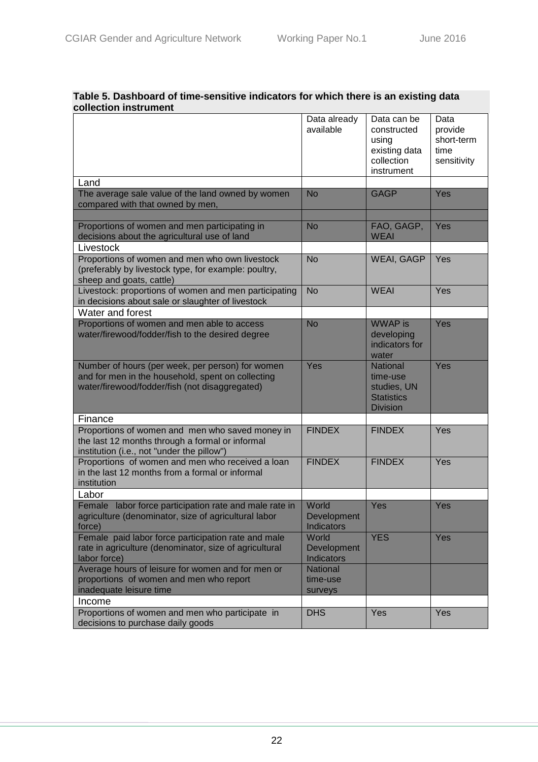**Table 5. Dashboard of time-sensitive indicators for which there is an existing data collection instrument**

| | Data already available | Data can be constructed using existing data collection instrument | Data provide short-term time sensitivity |
|---|---|---|---|
| Land | | | |
| The average sale value of the land owned by women compared with that owned by men, | No | GAGP | Yes |
| | | | |
| Proportions of women and men participating in decisions about the agricultural use of land | No | FAO, GAGP, WEAI | Yes |
| Livestock | | | |
| Proportions of women and men who own livestock (preferably by livestock type, for example: poultry, sheep and goats, cattle) | No | WEAI, GAGP | Yes |
| Livestock: proportions of women and men participating in decisions about sale or slaughter of livestock | No | WEAI | Yes |
| Water and forest | | | |
| Proportions of women and men able to access water/firewood/fodder/fish to the desired degree | No | WWAP is developing indicators for water | Yes |
| Number of hours (per week, per person) for women and for men in the household, spent on collecting water/firewood/fodder/fish (not disaggregated) | Yes | National time-use studies, UN Statistics Division | Yes |
| Finance | | | |
| Proportions of women and men who saved money in the last 12 months through a formal or informal institution (i.e., not "under the pillow") | FINDEX | FINDEX | Yes |
| Proportions of women and men who received a loan in the last 12 months from a formal or informal institution | FINDEX | FINDEX | Yes |
| Labor | | | |
| Female labor force participation rate and male rate in agriculture (denominator, size of agricultural labor force) | World Development Indicators | Yes | Yes |
| Female paid labor force participation rate and male rate in agriculture (denominator, size of agricultural labor force) | World Development Indicators | YES | Yes |
| Average hours of leisure for women and for men or proportions of women and men who report inadequate leisure time | National time-use surveys | | |
| Income | | | |
| Proportions of women and men who participate in decisions to purchase daily goods | DHS | Yes | Yes |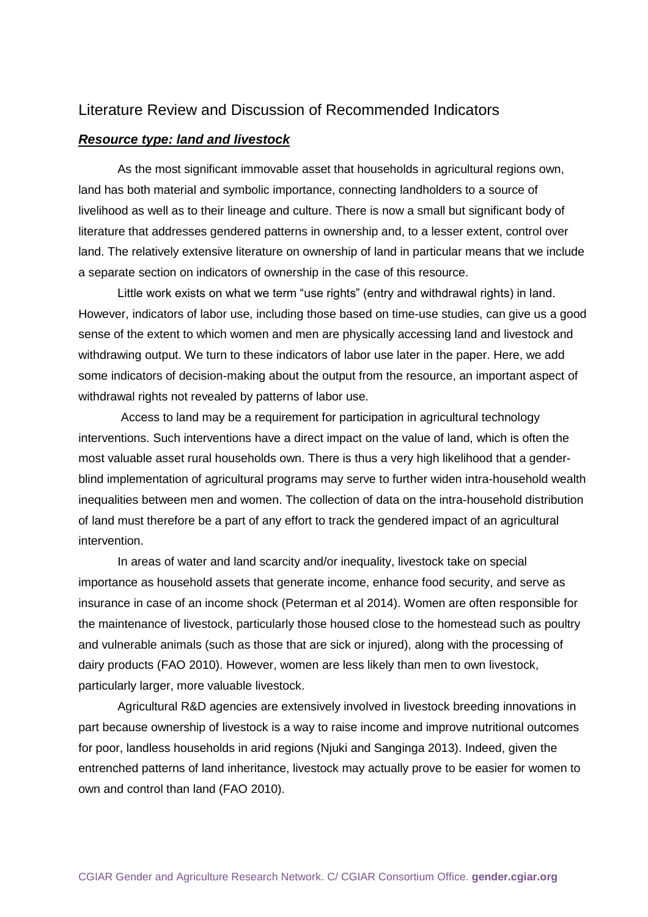## Literature Review and Discussion of Recommended Indicators

### ***Resource type: land and livestock***

As the most significant immovable asset that households in agricultural regions own, land has both material and symbolic importance, connecting landholders to a source of livelihood as well as to their lineage and culture. There is now a small but significant body of literature that addresses gendered patterns in ownership and, to a lesser extent, control over land. The relatively extensive literature on ownership of land in particular means that we include a separate section on indicators of ownership in the case of this resource.

Little work exists on what we term "use rights" (entry and withdrawal rights) in land. However, indicators of labor use, including those based on time-use studies, can give us a good sense of the extent to which women and men are physically accessing land and livestock and withdrawing output. We turn to these indicators of labor use later in the paper. Here, we add some indicators of decision-making about the output from the resource, an important aspect of withdrawal rights not revealed by patterns of labor use.

Access to land may be a requirement for participation in agricultural technology interventions. Such interventions have a direct impact on the value of land, which is often the most valuable asset rural households own. There is thus a very high likelihood that a gender-blind implementation of agricultural programs may serve to further widen intra-household wealth inequalities between men and women. The collection of data on the intra-household distribution of land must therefore be a part of any effort to track the gendered impact of an agricultural intervention.

In areas of water and land scarcity and/or inequality, livestock take on special importance as household assets that generate income, enhance food security, and serve as insurance in case of an income shock (Peterman et al 2014). Women are often responsible for the maintenance of livestock, particularly those housed close to the homestead such as poultry and vulnerable animals (such as those that are sick or injured), along with the processing of dairy products (FAO 2010). However, women are less likely than men to own livestock, particularly larger, more valuable livestock.

Agricultural R&D agencies are extensively involved in livestock breeding innovations in part because ownership of livestock is a way to raise income and improve nutritional outcomes for poor, landless households in arid regions (Njuki and Sanginga 2013). Indeed, given the entrenched patterns of land inheritance, livestock may actually prove to be easier for women to own and control than land (FAO 2010).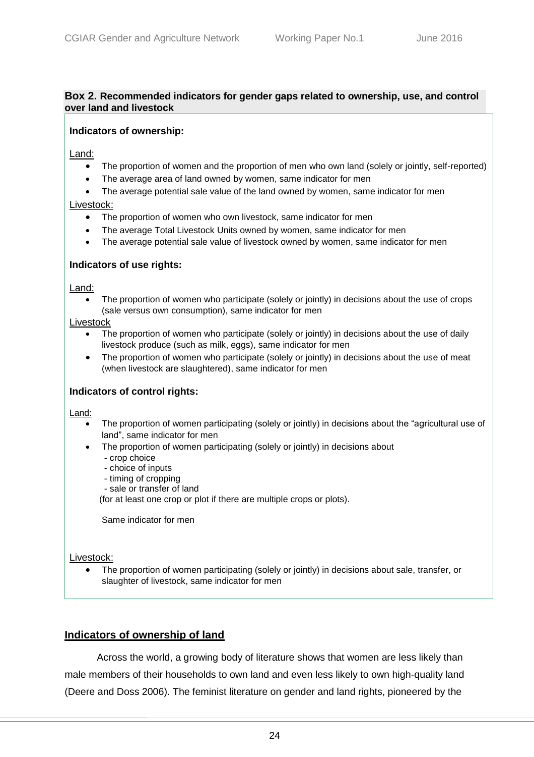**Box 2. Recommended indicators for gender gaps related to ownership, use, and control over land and livestock**

**Indicators of ownership:**

Land:

- The proportion of women and the proportion of men who own land (solely or jointly, self-reported)
- The average area of land owned by women, same indicator for men
- The average potential sale value of the land owned by women, same indicator for men

Livestock:

- The proportion of women who own livestock, same indicator for men
- The average Total Livestock Units owned by women, same indicator for men
- The average potential sale value of livestock owned by women, same indicator for men

**Indicators of use rights:**

Land:

- The proportion of women who participate (solely or jointly) in decisions about the use of crops (sale versus own consumption), same indicator for men

Livestock

- The proportion of women who participate (solely or jointly) in decisions about the use of daily livestock produce (such as milk, eggs), same indicator for men
- The proportion of women who participate (solely or jointly) in decisions about the use of meat (when livestock are slaughtered), same indicator for men

**Indicators of control rights:**

Land:

- The proportion of women participating (solely or jointly) in decisions about the "agricultural use of land", same indicator for men
- The proportion of women participating (solely or jointly) in decisions about
  - crop choice
  - choice of inputs
  - timing of cropping
  - sale or transfer of land

  (for at least one crop or plot if there are multiple crops or plots).

  Same indicator for men

Livestock:

- The proportion of women participating (solely or jointly) in decisions about sale, transfer, or slaughter of livestock, same indicator for men

## Indicators of ownership of land

Across the world, a growing body of literature shows that women are less likely than male members of their households to own land and even less likely to own high-quality land (Deere and Doss 2006). The feminist literature on gender and land rights, pioneered by the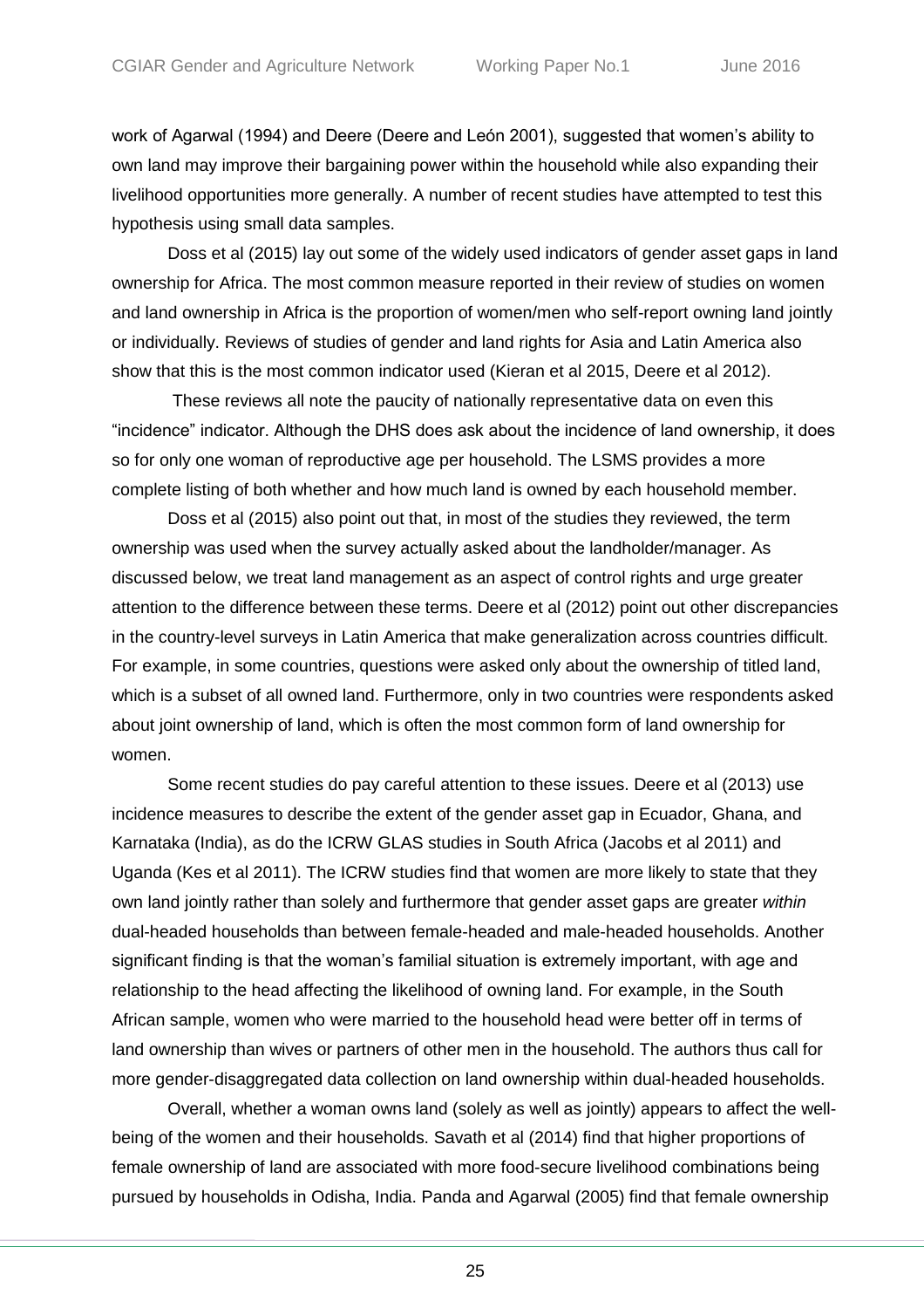work of Agarwal (1994) and Deere (Deere and León 2001), suggested that women's ability to own land may improve their bargaining power within the household while also expanding their livelihood opportunities more generally. A number of recent studies have attempted to test this hypothesis using small data samples.

Doss et al (2015) lay out some of the widely used indicators of gender asset gaps in land ownership for Africa. The most common measure reported in their review of studies on women and land ownership in Africa is the proportion of women/men who self-report owning land jointly or individually. Reviews of studies of gender and land rights for Asia and Latin America also show that this is the most common indicator used (Kieran et al 2015, Deere et al 2012).

These reviews all note the paucity of nationally representative data on even this "incidence" indicator. Although the DHS does ask about the incidence of land ownership, it does so for only one woman of reproductive age per household. The LSMS provides a more complete listing of both whether and how much land is owned by each household member.

Doss et al (2015) also point out that, in most of the studies they reviewed, the term ownership was used when the survey actually asked about the landholder/manager. As discussed below, we treat land management as an aspect of control rights and urge greater attention to the difference between these terms. Deere et al (2012) point out other discrepancies in the country-level surveys in Latin America that make generalization across countries difficult. For example, in some countries, questions were asked only about the ownership of titled land, which is a subset of all owned land. Furthermore, only in two countries were respondents asked about joint ownership of land, which is often the most common form of land ownership for women.

Some recent studies do pay careful attention to these issues. Deere et al (2013) use incidence measures to describe the extent of the gender asset gap in Ecuador, Ghana, and Karnataka (India), as do the ICRW GLAS studies in South Africa (Jacobs et al 2011) and Uganda (Kes et al 2011). The ICRW studies find that women are more likely to state that they own land jointly rather than solely and furthermore that gender asset gaps are greater *within* dual-headed households than between female-headed and male-headed households. Another significant finding is that the woman's familial situation is extremely important, with age and relationship to the head affecting the likelihood of owning land. For example, in the South African sample, women who were married to the household head were better off in terms of land ownership than wives or partners of other men in the household. The authors thus call for more gender-disaggregated data collection on land ownership within dual-headed households.

Overall, whether a woman owns land (solely as well as jointly) appears to affect the well-being of the women and their households. Savath et al (2014) find that higher proportions of female ownership of land are associated with more food-secure livelihood combinations being pursued by households in Odisha, India. Panda and Agarwal (2005) find that female ownership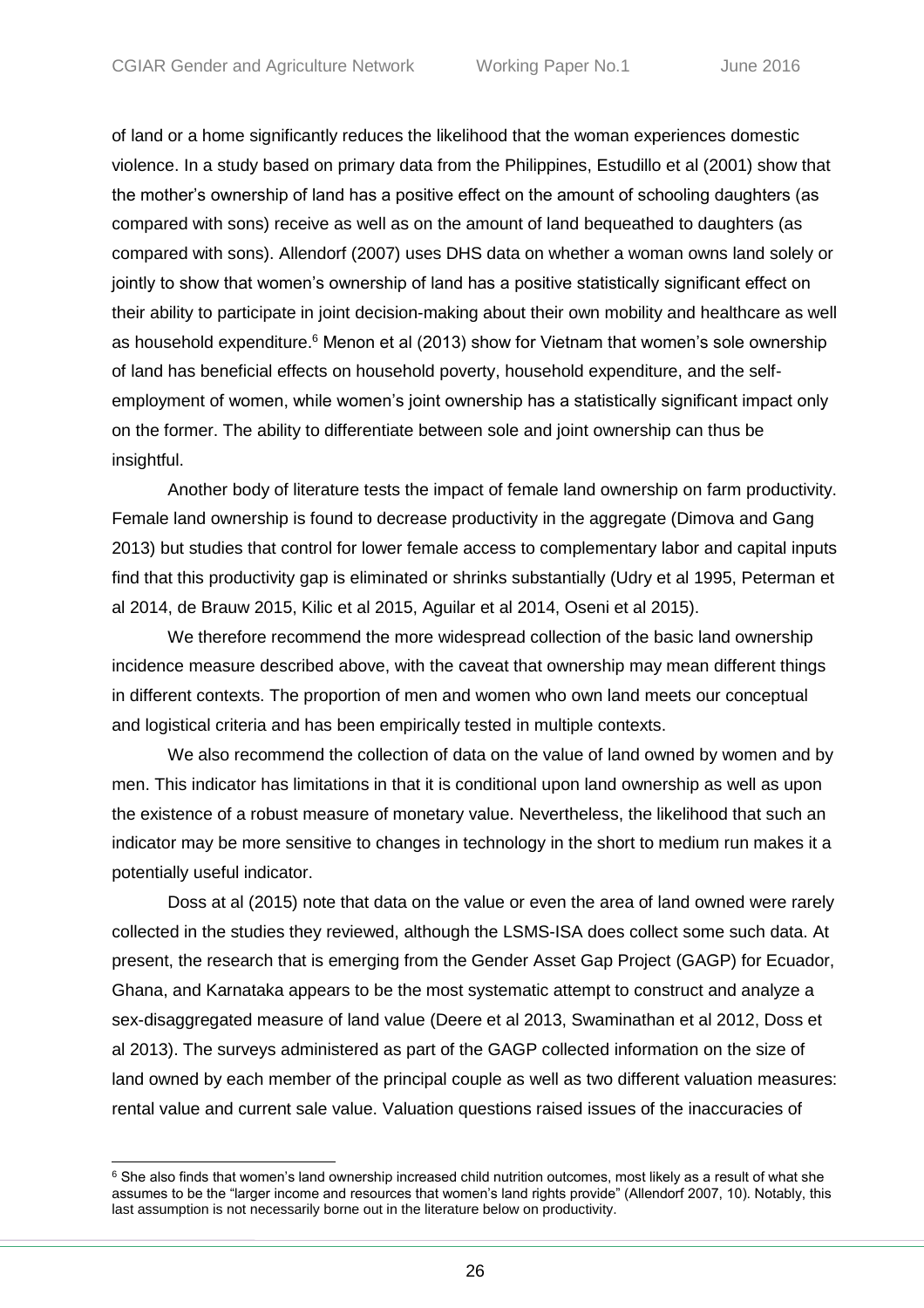of land or a home significantly reduces the likelihood that the woman experiences domestic violence. In a study based on primary data from the Philippines, Estudillo et al (2001) show that the mother's ownership of land has a positive effect on the amount of schooling daughters (as compared with sons) receive as well as on the amount of land bequeathed to daughters (as compared with sons). Allendorf (2007) uses DHS data on whether a woman owns land solely or jointly to show that women's ownership of land has a positive statistically significant effect on their ability to participate in joint decision-making about their own mobility and healthcare as well as household expenditure.[6] Menon et al (2013) show for Vietnam that women's sole ownership of land has beneficial effects on household poverty, household expenditure, and the self-employment of women, while women's joint ownership has a statistically significant impact only on the former. The ability to differentiate between sole and joint ownership can thus be insightful.

Another body of literature tests the impact of female land ownership on farm productivity. Female land ownership is found to decrease productivity in the aggregate (Dimova and Gang 2013) but studies that control for lower female access to complementary labor and capital inputs find that this productivity gap is eliminated or shrinks substantially (Udry et al 1995, Peterman et al 2014, de Brauw 2015, Kilic et al 2015, Aguilar et al 2014, Oseni et al 2015).

We therefore recommend the more widespread collection of the basic land ownership incidence measure described above, with the caveat that ownership may mean different things in different contexts. The proportion of men and women who own land meets our conceptual and logistical criteria and has been empirically tested in multiple contexts.

We also recommend the collection of data on the value of land owned by women and by men. This indicator has limitations in that it is conditional upon land ownership as well as upon the existence of a robust measure of monetary value. Nevertheless, the likelihood that such an indicator may be more sensitive to changes in technology in the short to medium run makes it a potentially useful indicator.

Doss at al (2015) note that data on the value or even the area of land owned were rarely collected in the studies they reviewed, although the LSMS-ISA does collect some such data. At present, the research that is emerging from the Gender Asset Gap Project (GAGP) for Ecuador, Ghana, and Karnataka appears to be the most systematic attempt to construct and analyze a sex-disaggregated measure of land value (Deere et al 2013, Swaminathan et al 2012, Doss et al 2013). The surveys administered as part of the GAGP collected information on the size of land owned by each member of the principal couple as well as two different valuation measures: rental value and current sale value. Valuation questions raised issues of the inaccuracies of

[6] She also finds that women's land ownership increased child nutrition outcomes, most likely as a result of what she assumes to be the "larger income and resources that women's land rights provide" (Allendorf 2007, 10). Notably, this last assumption is not necessarily borne out in the literature below on productivity.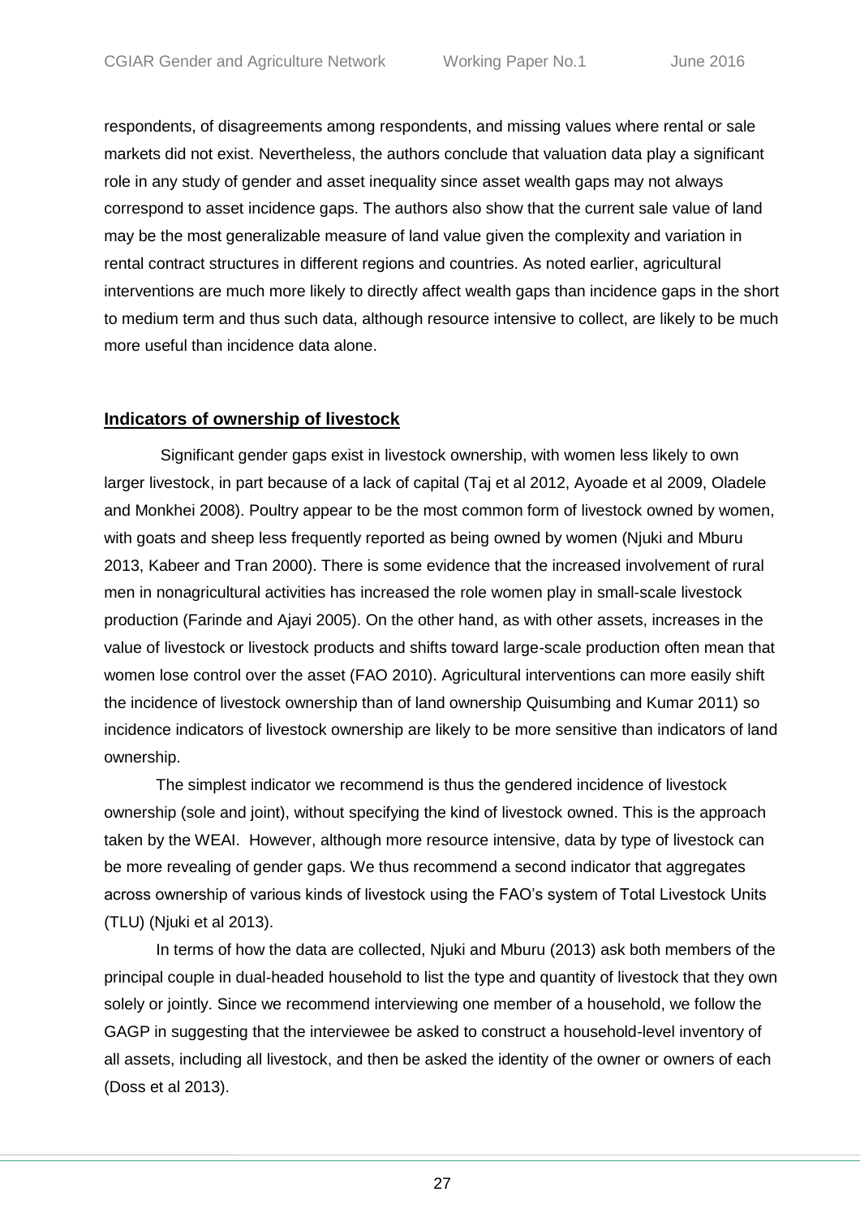respondents, of disagreements among respondents, and missing values where rental or sale markets did not exist. Nevertheless, the authors conclude that valuation data play a significant role in any study of gender and asset inequality since asset wealth gaps may not always correspond to asset incidence gaps. The authors also show that the current sale value of land may be the most generalizable measure of land value given the complexity and variation in rental contract structures in different regions and countries. As noted earlier, agricultural interventions are much more likely to directly affect wealth gaps than incidence gaps in the short to medium term and thus such data, although resource intensive to collect, are likely to be much more useful than incidence data alone.

## **Indicators of ownership of livestock**

Significant gender gaps exist in livestock ownership, with women less likely to own larger livestock, in part because of a lack of capital (Taj et al 2012, Ayoade et al 2009, Oladele and Monkhei 2008). Poultry appear to be the most common form of livestock owned by women, with goats and sheep less frequently reported as being owned by women (Njuki and Mburu 2013, Kabeer and Tran 2000). There is some evidence that the increased involvement of rural men in nonagricultural activities has increased the role women play in small-scale livestock production (Farinde and Ajayi 2005). On the other hand, as with other assets, increases in the value of livestock or livestock products and shifts toward large-scale production often mean that women lose control over the asset (FAO 2010). Agricultural interventions can more easily shift the incidence of livestock ownership than of land ownership Quisumbing and Kumar 2011) so incidence indicators of livestock ownership are likely to be more sensitive than indicators of land ownership.

The simplest indicator we recommend is thus the gendered incidence of livestock ownership (sole and joint), without specifying the kind of livestock owned. This is the approach taken by the WEAI. However, although more resource intensive, data by type of livestock can be more revealing of gender gaps. We thus recommend a second indicator that aggregates across ownership of various kinds of livestock using the FAO's system of Total Livestock Units (TLU) (Njuki et al 2013).

In terms of how the data are collected, Njuki and Mburu (2013) ask both members of the principal couple in dual-headed household to list the type and quantity of livestock that they own solely or jointly. Since we recommend interviewing one member of a household, we follow the GAGP in suggesting that the interviewee be asked to construct a household-level inventory of all assets, including all livestock, and then be asked the identity of the owner or owners of each (Doss et al 2013).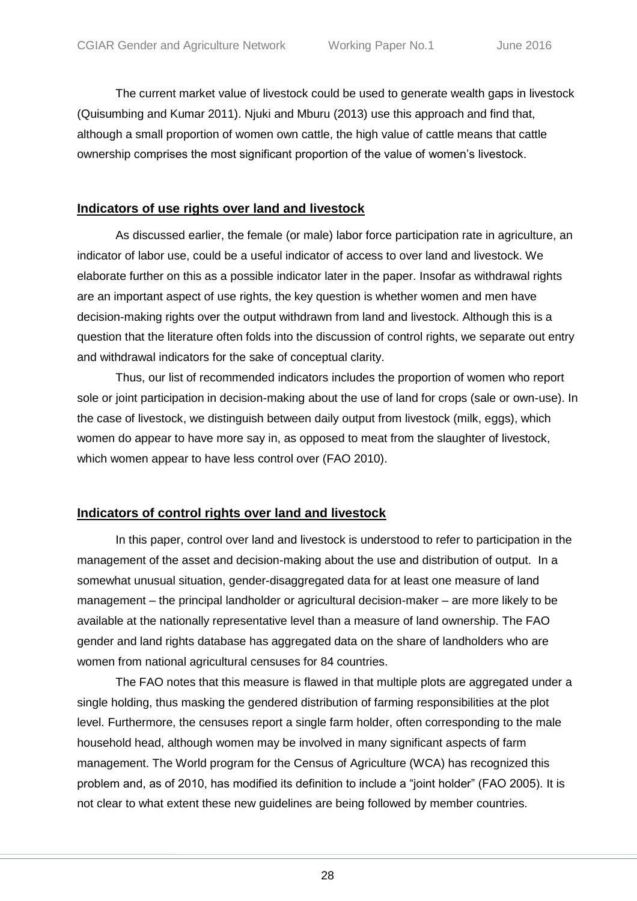The current market value of livestock could be used to generate wealth gaps in livestock (Quisumbing and Kumar 2011). Njuki and Mburu (2013) use this approach and find that, although a small proportion of women own cattle, the high value of cattle means that cattle ownership comprises the most significant proportion of the value of women's livestock.

## Indicators of use rights over land and livestock

As discussed earlier, the female (or male) labor force participation rate in agriculture, an indicator of labor use, could be a useful indicator of access to over land and livestock. We elaborate further on this as a possible indicator later in the paper. Insofar as withdrawal rights are an important aspect of use rights, the key question is whether women and men have decision-making rights over the output withdrawn from land and livestock. Although this is a question that the literature often folds into the discussion of control rights, we separate out entry and withdrawal indicators for the sake of conceptual clarity.

Thus, our list of recommended indicators includes the proportion of women who report sole or joint participation in decision-making about the use of land for crops (sale or own-use). In the case of livestock, we distinguish between daily output from livestock (milk, eggs), which women do appear to have more say in, as opposed to meat from the slaughter of livestock, which women appear to have less control over (FAO 2010).

## Indicators of control rights over land and livestock

In this paper, control over land and livestock is understood to refer to participation in the management of the asset and decision-making about the use and distribution of output. In a somewhat unusual situation, gender-disaggregated data for at least one measure of land management – the principal landholder or agricultural decision-maker – are more likely to be available at the nationally representative level than a measure of land ownership. The FAO gender and land rights database has aggregated data on the share of landholders who are women from national agricultural censuses for 84 countries.

The FAO notes that this measure is flawed in that multiple plots are aggregated under a single holding, thus masking the gendered distribution of farming responsibilities at the plot level. Furthermore, the censuses report a single farm holder, often corresponding to the male household head, although women may be involved in many significant aspects of farm management. The World program for the Census of Agriculture (WCA) has recognized this problem and, as of 2010, has modified its definition to include a "joint holder" (FAO 2005). It is not clear to what extent these new guidelines are being followed by member countries.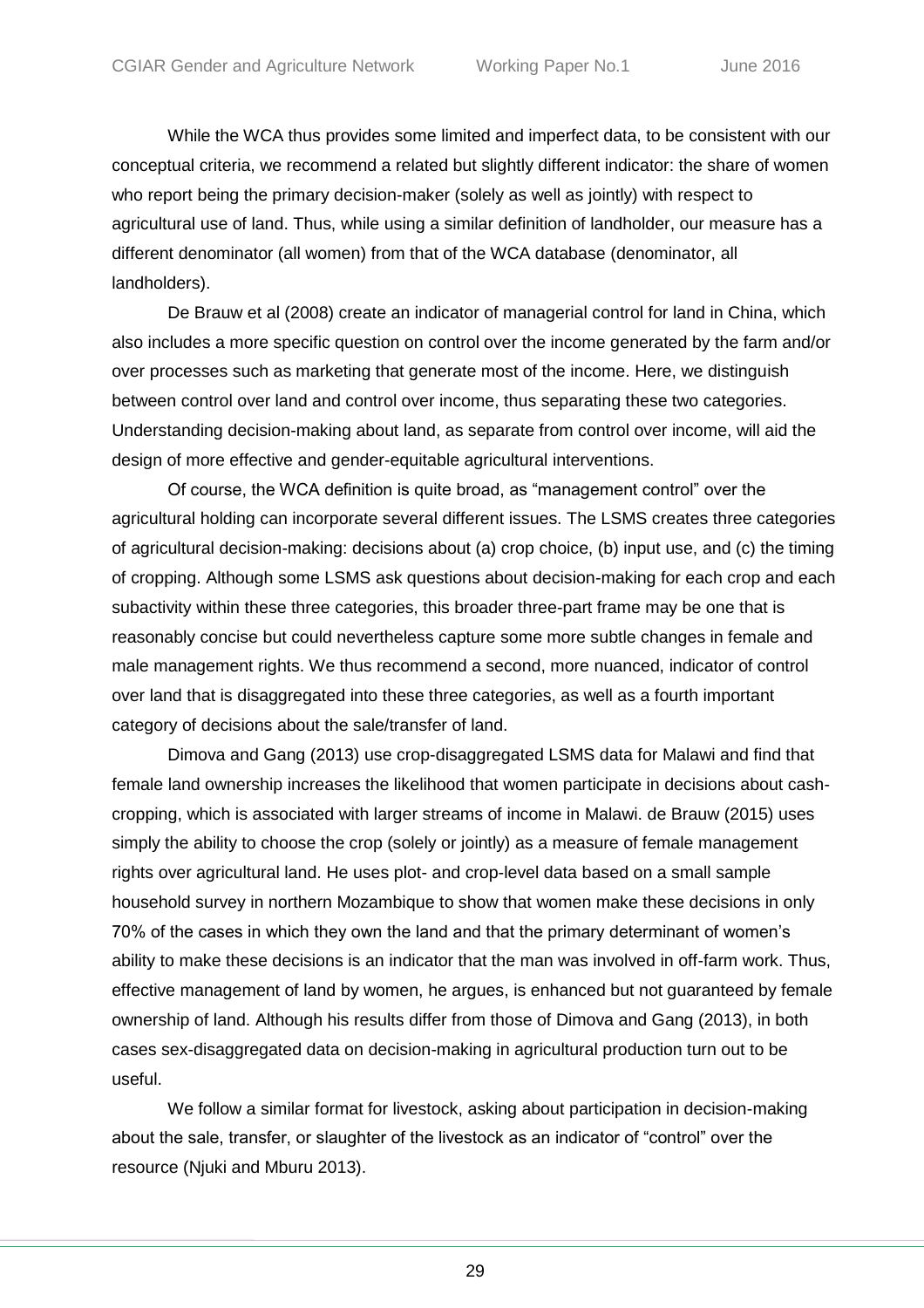While the WCA thus provides some limited and imperfect data, to be consistent with our conceptual criteria, we recommend a related but slightly different indicator: the share of women who report being the primary decision-maker (solely as well as jointly) with respect to agricultural use of land. Thus, while using a similar definition of landholder, our measure has a different denominator (all women) from that of the WCA database (denominator, all landholders).

De Brauw et al (2008) create an indicator of managerial control for land in China, which also includes a more specific question on control over the income generated by the farm and/or over processes such as marketing that generate most of the income. Here, we distinguish between control over land and control over income, thus separating these two categories. Understanding decision-making about land, as separate from control over income, will aid the design of more effective and gender-equitable agricultural interventions.

Of course, the WCA definition is quite broad, as "management control" over the agricultural holding can incorporate several different issues. The LSMS creates three categories of agricultural decision-making: decisions about (a) crop choice, (b) input use, and (c) the timing of cropping. Although some LSMS ask questions about decision-making for each crop and each subactivity within these three categories, this broader three-part frame may be one that is reasonably concise but could nevertheless capture some more subtle changes in female and male management rights. We thus recommend a second, more nuanced, indicator of control over land that is disaggregated into these three categories, as well as a fourth important category of decisions about the sale/transfer of land.

Dimova and Gang (2013) use crop-disaggregated LSMS data for Malawi and find that female land ownership increases the likelihood that women participate in decisions about cash-cropping, which is associated with larger streams of income in Malawi. de Brauw (2015) uses simply the ability to choose the crop (solely or jointly) as a measure of female management rights over agricultural land. He uses plot- and crop-level data based on a small sample household survey in northern Mozambique to show that women make these decisions in only 70% of the cases in which they own the land and that the primary determinant of women's ability to make these decisions is an indicator that the man was involved in off-farm work. Thus, effective management of land by women, he argues, is enhanced but not guaranteed by female ownership of land. Although his results differ from those of Dimova and Gang (2013), in both cases sex-disaggregated data on decision-making in agricultural production turn out to be useful.

We follow a similar format for livestock, asking about participation in decision-making about the sale, transfer, or slaughter of the livestock as an indicator of "control" over the resource (Njuki and Mburu 2013).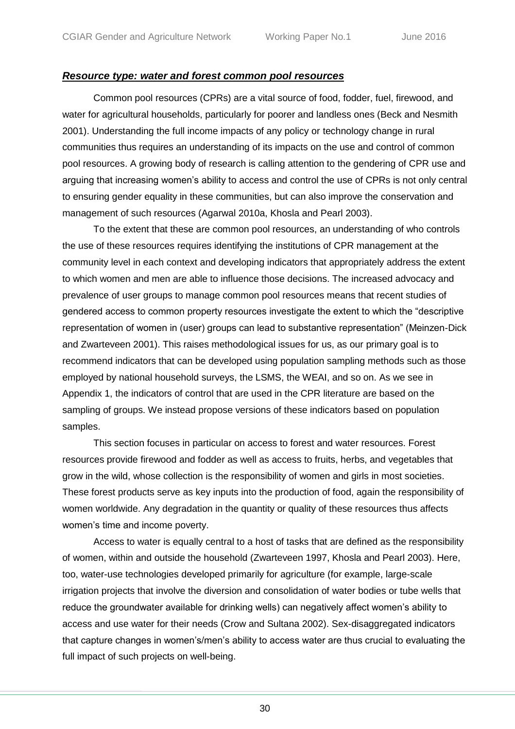***Resource type: water and forest common pool resources***

Common pool resources (CPRs) are a vital source of food, fodder, fuel, firewood, and water for agricultural households, particularly for poorer and landless ones (Beck and Nesmith 2001). Understanding the full income impacts of any policy or technology change in rural communities thus requires an understanding of its impacts on the use and control of common pool resources. A growing body of research is calling attention to the gendering of CPR use and arguing that increasing women's ability to access and control the use of CPRs is not only central to ensuring gender equality in these communities, but can also improve the conservation and management of such resources (Agarwal 2010a, Khosla and Pearl 2003).

To the extent that these are common pool resources, an understanding of who controls the use of these resources requires identifying the institutions of CPR management at the community level in each context and developing indicators that appropriately address the extent to which women and men are able to influence those decisions. The increased advocacy and prevalence of user groups to manage common pool resources means that recent studies of gendered access to common property resources investigate the extent to which the "descriptive representation of women in (user) groups can lead to substantive representation" (Meinzen-Dick and Zwarteveen 2001). This raises methodological issues for us, as our primary goal is to recommend indicators that can be developed using population sampling methods such as those employed by national household surveys, the LSMS, the WEAI, and so on. As we see in Appendix 1, the indicators of control that are used in the CPR literature are based on the sampling of groups. We instead propose versions of these indicators based on population samples.

This section focuses in particular on access to forest and water resources. Forest resources provide firewood and fodder as well as access to fruits, herbs, and vegetables that grow in the wild, whose collection is the responsibility of women and girls in most societies. These forest products serve as key inputs into the production of food, again the responsibility of women worldwide. Any degradation in the quantity or quality of these resources thus affects women's time and income poverty.

Access to water is equally central to a host of tasks that are defined as the responsibility of women, within and outside the household (Zwarteveen 1997, Khosla and Pearl 2003). Here, too, water-use technologies developed primarily for agriculture (for example, large-scale irrigation projects that involve the diversion and consolidation of water bodies or tube wells that reduce the groundwater available for drinking wells) can negatively affect women's ability to access and use water for their needs (Crow and Sultana 2002). Sex-disaggregated indicators that capture changes in women's/men's ability to access water are thus crucial to evaluating the full impact of such projects on well-being.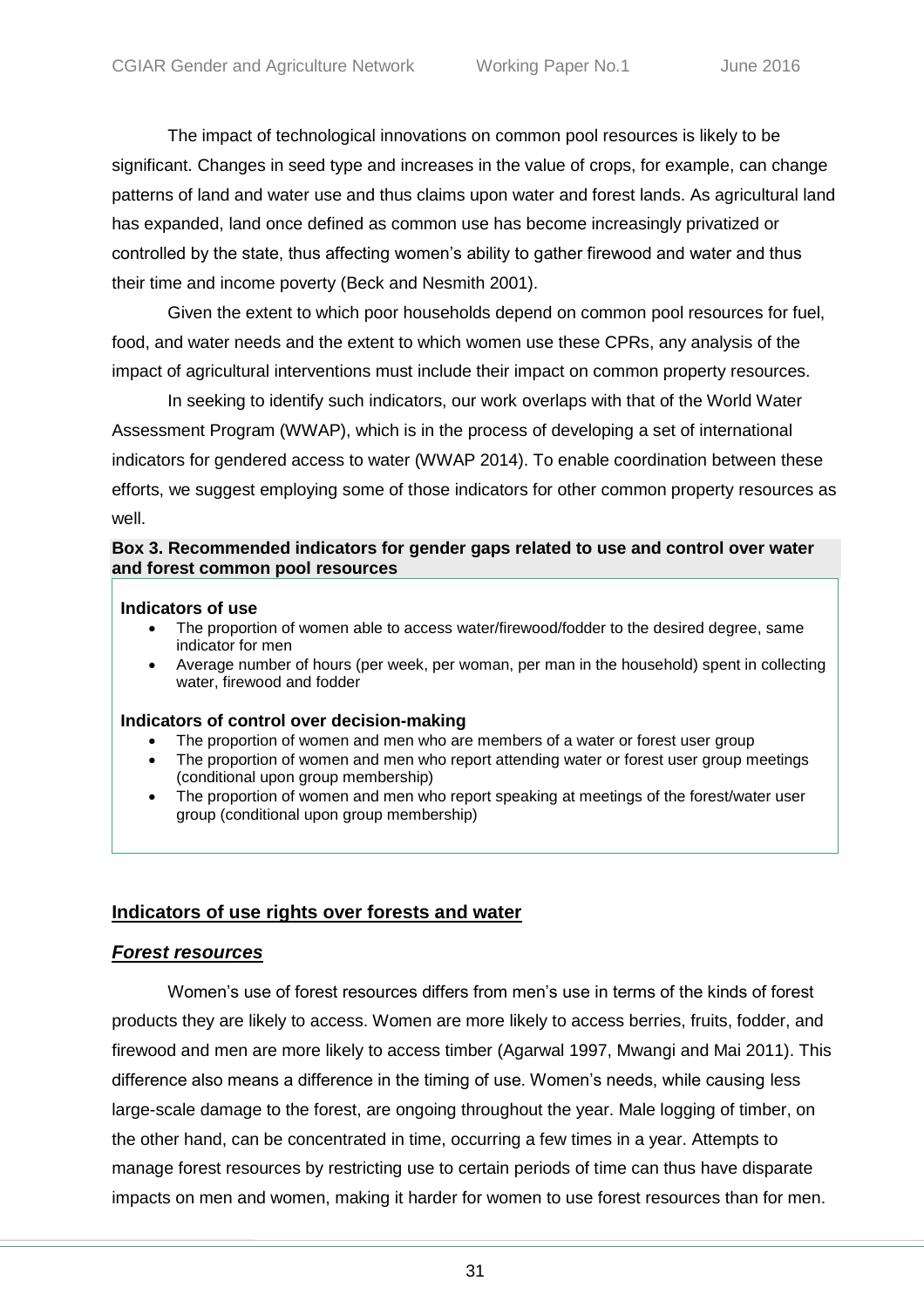The impact of technological innovations on common pool resources is likely to be significant. Changes in seed type and increases in the value of crops, for example, can change patterns of land and water use and thus claims upon water and forest lands. As agricultural land has expanded, land once defined as common use has become increasingly privatized or controlled by the state, thus affecting women's ability to gather firewood and water and thus their time and income poverty (Beck and Nesmith 2001).

Given the extent to which poor households depend on common pool resources for fuel, food, and water needs and the extent to which women use these CPRs, any analysis of the impact of agricultural interventions must include their impact on common property resources.

In seeking to identify such indicators, our work overlaps with that of the World Water Assessment Program (WWAP), which is in the process of developing a set of international indicators for gendered access to water (WWAP 2014). To enable coordination between these efforts, we suggest employing some of those indicators for other common property resources as well.

**Box 3. Recommended indicators for gender gaps related to use and control over water and forest common pool resources**

**Indicators of use**

- The proportion of women able to access water/firewood/fodder to the desired degree, same indicator for men
- Average number of hours (per week, per woman, per man in the household) spent in collecting water, firewood and fodder

**Indicators of control over decision-making**

- The proportion of women and men who are members of a water or forest user group
- The proportion of women and men who report attending water or forest user group meetings (conditional upon group membership)
- The proportion of women and men who report speaking at meetings of the forest/water user group (conditional upon group membership)

## Indicators of use rights over forests and water

### *Forest resources*

Women's use of forest resources differs from men's use in terms of the kinds of forest products they are likely to access. Women are more likely to access berries, fruits, fodder, and firewood and men are more likely to access timber (Agarwal 1997, Mwangi and Mai 2011). This difference also means a difference in the timing of use. Women's needs, while causing less large-scale damage to the forest, are ongoing throughout the year. Male logging of timber, on the other hand, can be concentrated in time, occurring a few times in a year. Attempts to manage forest resources by restricting use to certain periods of time can thus have disparate impacts on men and women, making it harder for women to use forest resources than for men.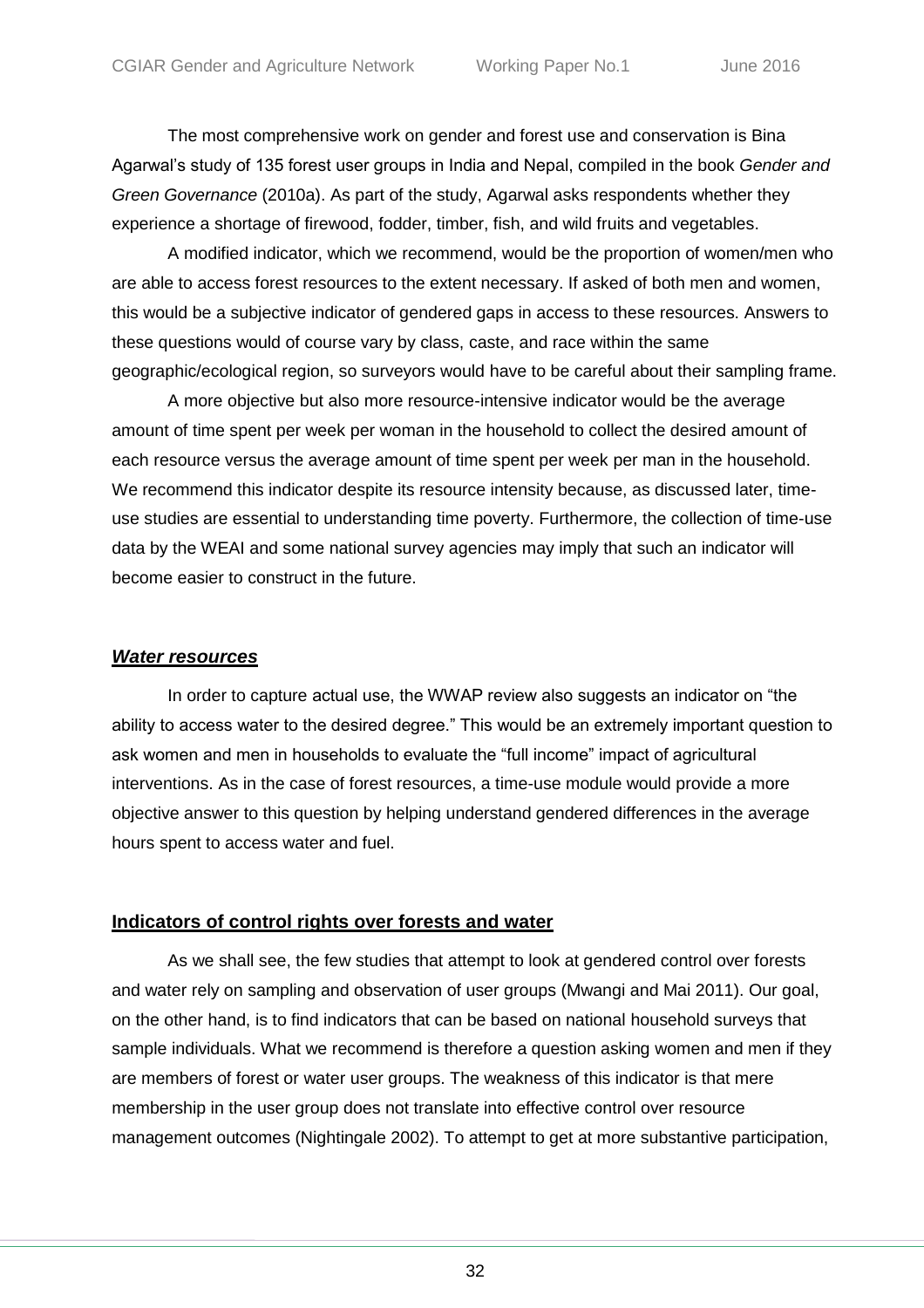The most comprehensive work on gender and forest use and conservation is Bina Agarwal's study of 135 forest user groups in India and Nepal, compiled in the book *Gender and Green Governance* (2010a). As part of the study, Agarwal asks respondents whether they experience a shortage of firewood, fodder, timber, fish, and wild fruits and vegetables.

A modified indicator, which we recommend, would be the proportion of women/men who are able to access forest resources to the extent necessary. If asked of both men and women, this would be a subjective indicator of gendered gaps in access to these resources. Answers to these questions would of course vary by class, caste, and race within the same geographic/ecological region, so surveyors would have to be careful about their sampling frame.

A more objective but also more resource-intensive indicator would be the average amount of time spent per week per woman in the household to collect the desired amount of each resource versus the average amount of time spent per week per man in the household. We recommend this indicator despite its resource intensity because, as discussed later, time-use studies are essential to understanding time poverty. Furthermore, the collection of time-use data by the WEAI and some national survey agencies may imply that such an indicator will become easier to construct in the future.

### ***Water resources***

In order to capture actual use, the WWAP review also suggests an indicator on "the ability to access water to the desired degree." This would be an extremely important question to ask women and men in households to evaluate the "full income" impact of agricultural interventions. As in the case of forest resources, a time-use module would provide a more objective answer to this question by helping understand gendered differences in the average hours spent to access water and fuel.

### **Indicators of control rights over forests and water**

As we shall see, the few studies that attempt to look at gendered control over forests and water rely on sampling and observation of user groups (Mwangi and Mai 2011). Our goal, on the other hand, is to find indicators that can be based on national household surveys that sample individuals. What we recommend is therefore a question asking women and men if they are members of forest or water user groups. The weakness of this indicator is that mere membership in the user group does not translate into effective control over resource management outcomes (Nightingale 2002). To attempt to get at more substantive participation,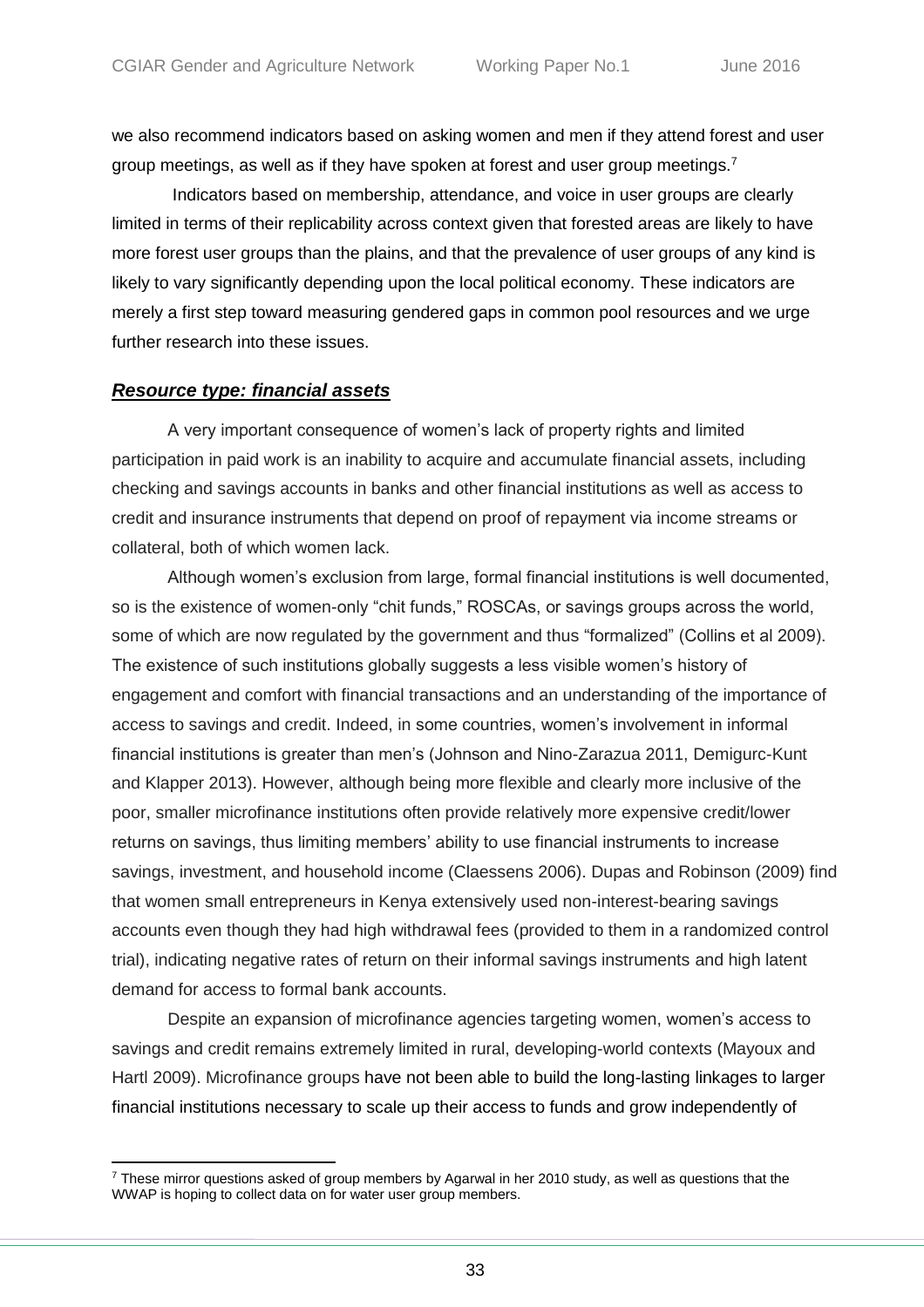we also recommend indicators based on asking women and men if they attend forest and user group meetings, as well as if they have spoken at forest and user group meetings.[7]

Indicators based on membership, attendance, and voice in user groups are clearly limited in terms of their replicability across context given that forested areas are likely to have more forest user groups than the plains, and that the prevalence of user groups of any kind is likely to vary significantly depending upon the local political economy. These indicators are merely a first step toward measuring gendered gaps in common pool resources and we urge further research into these issues.

### ***Resource type: financial assets***

A very important consequence of women's lack of property rights and limited participation in paid work is an inability to acquire and accumulate financial assets, including checking and savings accounts in banks and other financial institutions as well as access to credit and insurance instruments that depend on proof of repayment via income streams or collateral, both of which women lack.

Although women's exclusion from large, formal financial institutions is well documented, so is the existence of women-only "chit funds," ROSCAs, or savings groups across the world, some of which are now regulated by the government and thus "formalized" (Collins et al 2009). The existence of such institutions globally suggests a less visible women's history of engagement and comfort with financial transactions and an understanding of the importance of access to savings and credit. Indeed, in some countries, women's involvement in informal financial institutions is greater than men's (Johnson and Nino-Zarazua 2011, Demigurc-Kunt and Klapper 2013). However, although being more flexible and clearly more inclusive of the poor, smaller microfinance institutions often provide relatively more expensive credit/lower returns on savings, thus limiting members' ability to use financial instruments to increase savings, investment, and household income (Claessens 2006). Dupas and Robinson (2009) find that women small entrepreneurs in Kenya extensively used non-interest-bearing savings accounts even though they had high withdrawal fees (provided to them in a randomized control trial), indicating negative rates of return on their informal savings instruments and high latent demand for access to formal bank accounts.

Despite an expansion of microfinance agencies targeting women, women's access to savings and credit remains extremely limited in rural, developing-world contexts (Mayoux and Hartl 2009). Microfinance groups have not been able to build the long-lasting linkages to larger financial institutions necessary to scale up their access to funds and grow independently of

[7] These mirror questions asked of group members by Agarwal in her 2010 study, as well as questions that the WWAP is hoping to collect data on for water user group members.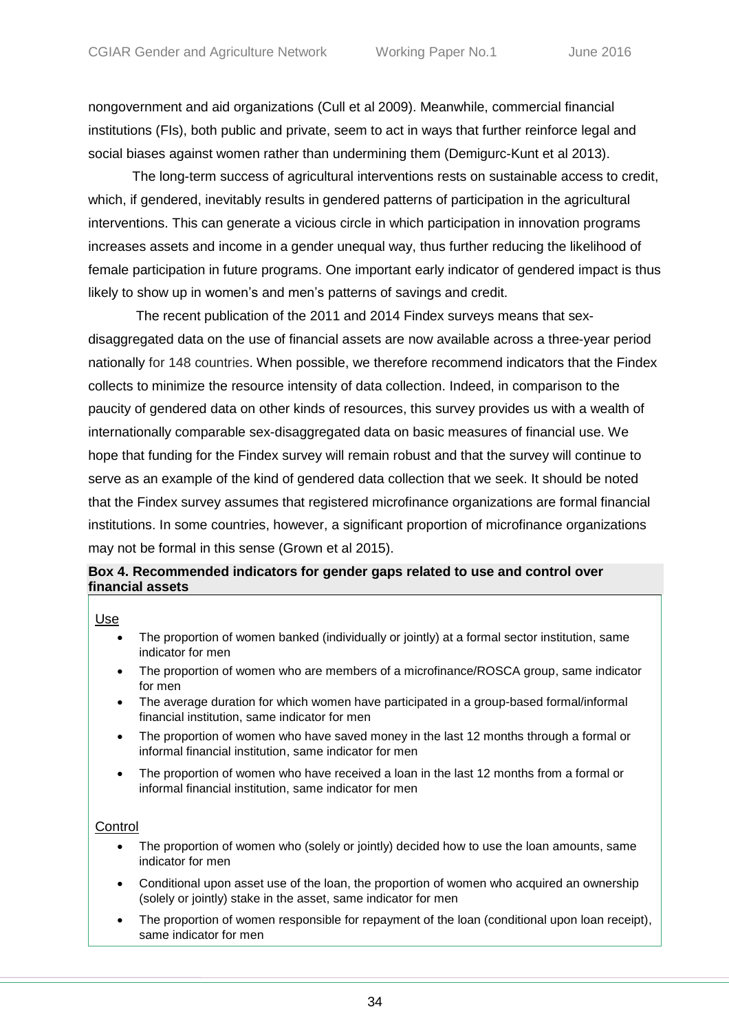nongovernment and aid organizations (Cull et al 2009). Meanwhile, commercial financial institutions (FIs), both public and private, seem to act in ways that further reinforce legal and social biases against women rather than undermining them (Demigurc-Kunt et al 2013).

The long-term success of agricultural interventions rests on sustainable access to credit, which, if gendered, inevitably results in gendered patterns of participation in the agricultural interventions. This can generate a vicious circle in which participation in innovation programs increases assets and income in a gender unequal way, thus further reducing the likelihood of female participation in future programs. One important early indicator of gendered impact is thus likely to show up in women's and men's patterns of savings and credit.

The recent publication of the 2011 and 2014 Findex surveys means that sex-disaggregated data on the use of financial assets are now available across a three-year period nationally for 148 countries. When possible, we therefore recommend indicators that the Findex collects to minimize the resource intensity of data collection. Indeed, in comparison to the paucity of gendered data on other kinds of resources, this survey provides us with a wealth of internationally comparable sex-disaggregated data on basic measures of financial use. We hope that funding for the Findex survey will remain robust and that the survey will continue to serve as an example of the kind of gendered data collection that we seek. It should be noted that the Findex survey assumes that registered microfinance organizations are formal financial institutions. In some countries, however, a significant proportion of microfinance organizations may not be formal in this sense (Grown et al 2015).

**Box 4. Recommended indicators for gender gaps related to use and control over financial assets**

Use

- The proportion of women banked (individually or jointly) at a formal sector institution, same indicator for men
- The proportion of women who are members of a microfinance/ROSCA group, same indicator for men
- The average duration for which women have participated in a group-based formal/informal financial institution, same indicator for men
- The proportion of women who have saved money in the last 12 months through a formal or informal financial institution, same indicator for men
- The proportion of women who have received a loan in the last 12 months from a formal or informal financial institution, same indicator for men

Control

- The proportion of women who (solely or jointly) decided how to use the loan amounts, same indicator for men
- Conditional upon asset use of the loan, the proportion of women who acquired an ownership (solely or jointly) stake in the asset, same indicator for men
- The proportion of women responsible for repayment of the loan (conditional upon loan receipt), same indicator for men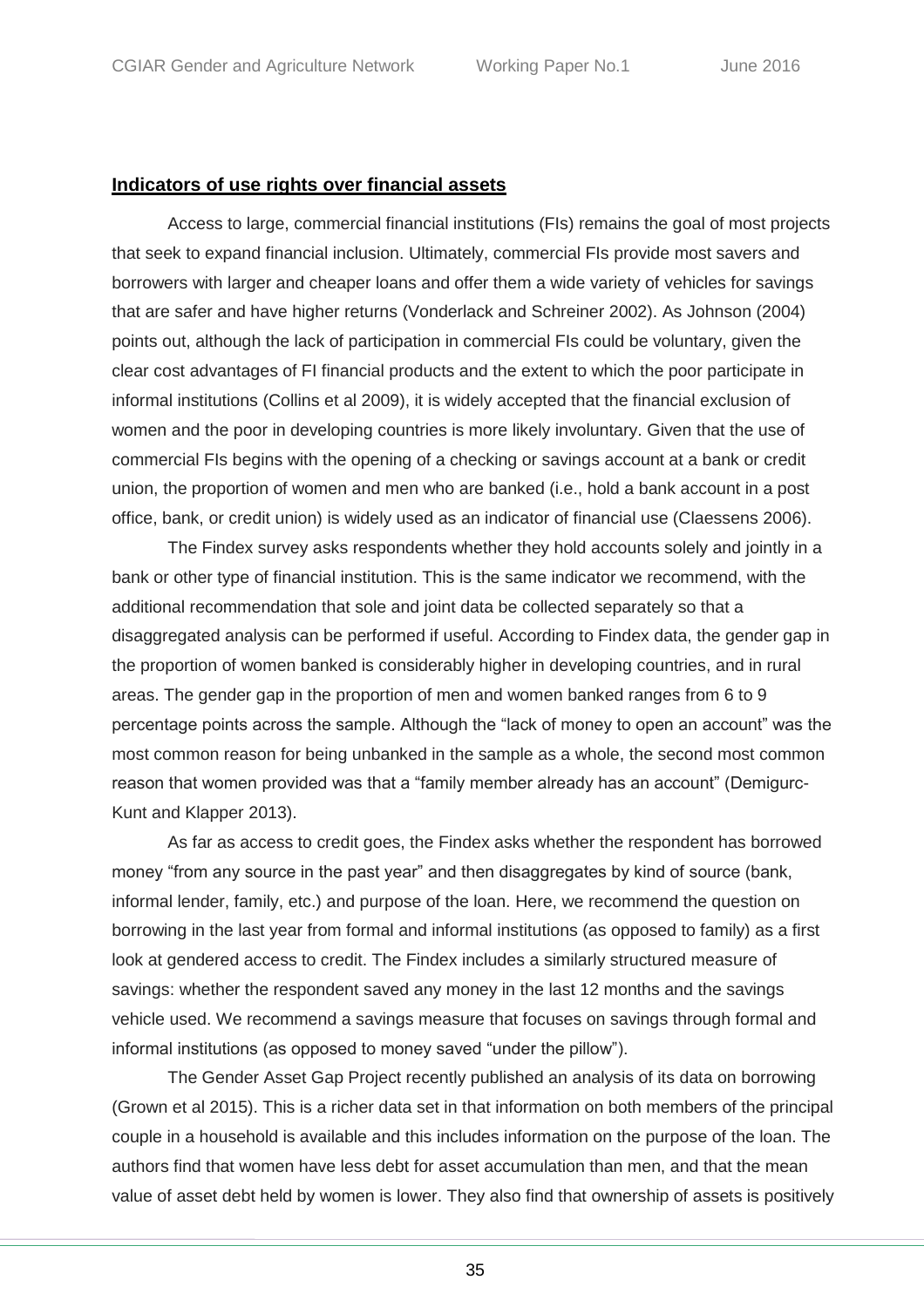**Indicators of use rights over financial assets**

Access to large, commercial financial institutions (FIs) remains the goal of most projects that seek to expand financial inclusion. Ultimately, commercial FIs provide most savers and borrowers with larger and cheaper loans and offer them a wide variety of vehicles for savings that are safer and have higher returns (Vonderlack and Schreiner 2002). As Johnson (2004) points out, although the lack of participation in commercial FIs could be voluntary, given the clear cost advantages of FI financial products and the extent to which the poor participate in informal institutions (Collins et al 2009), it is widely accepted that the financial exclusion of women and the poor in developing countries is more likely involuntary. Given that the use of commercial FIs begins with the opening of a checking or savings account at a bank or credit union, the proportion of women and men who are banked (i.e., hold a bank account in a post office, bank, or credit union) is widely used as an indicator of financial use (Claessens 2006).

The Findex survey asks respondents whether they hold accounts solely and jointly in a bank or other type of financial institution. This is the same indicator we recommend, with the additional recommendation that sole and joint data be collected separately so that a disaggregated analysis can be performed if useful. According to Findex data, the gender gap in the proportion of women banked is considerably higher in developing countries, and in rural areas. The gender gap in the proportion of men and women banked ranges from 6 to 9 percentage points across the sample. Although the "lack of money to open an account" was the most common reason for being unbanked in the sample as a whole, the second most common reason that women provided was that a "family member already has an account" (Demigurc-Kunt and Klapper 2013).

As far as access to credit goes, the Findex asks whether the respondent has borrowed money "from any source in the past year" and then disaggregates by kind of source (bank, informal lender, family, etc.) and purpose of the loan. Here, we recommend the question on borrowing in the last year from formal and informal institutions (as opposed to family) as a first look at gendered access to credit. The Findex includes a similarly structured measure of savings: whether the respondent saved any money in the last 12 months and the savings vehicle used. We recommend a savings measure that focuses on savings through formal and informal institutions (as opposed to money saved "under the pillow").

The Gender Asset Gap Project recently published an analysis of its data on borrowing (Grown et al 2015). This is a richer data set in that information on both members of the principal couple in a household is available and this includes information on the purpose of the loan. The authors find that women have less debt for asset accumulation than men, and that the mean value of asset debt held by women is lower. They also find that ownership of assets is positively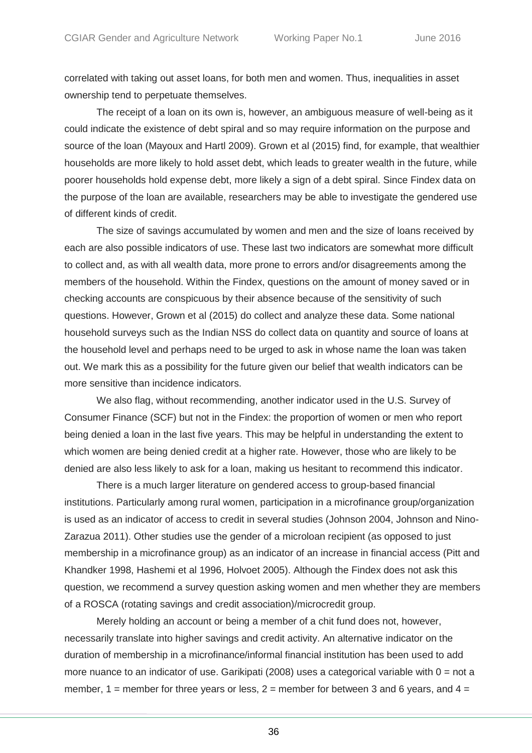correlated with taking out asset loans, for both men and women. Thus, inequalities in asset ownership tend to perpetuate themselves.

The receipt of a loan on its own is, however, an ambiguous measure of well-being as it could indicate the existence of debt spiral and so may require information on the purpose and source of the loan (Mayoux and Hartl 2009). Grown et al (2015) find, for example, that wealthier households are more likely to hold asset debt, which leads to greater wealth in the future, while poorer households hold expense debt, more likely a sign of a debt spiral. Since Findex data on the purpose of the loan are available, researchers may be able to investigate the gendered use of different kinds of credit.

The size of savings accumulated by women and men and the size of loans received by each are also possible indicators of use. These last two indicators are somewhat more difficult to collect and, as with all wealth data, more prone to errors and/or disagreements among the members of the household. Within the Findex, questions on the amount of money saved or in checking accounts are conspicuous by their absence because of the sensitivity of such questions. However, Grown et al (2015) do collect and analyze these data. Some national household surveys such as the Indian NSS do collect data on quantity and source of loans at the household level and perhaps need to be urged to ask in whose name the loan was taken out. We mark this as a possibility for the future given our belief that wealth indicators can be more sensitive than incidence indicators.

We also flag, without recommending, another indicator used in the U.S. Survey of Consumer Finance (SCF) but not in the Findex: the proportion of women or men who report being denied a loan in the last five years. This may be helpful in understanding the extent to which women are being denied credit at a higher rate. However, those who are likely to be denied are also less likely to ask for a loan, making us hesitant to recommend this indicator.

There is a much larger literature on gendered access to group-based financial institutions. Particularly among rural women, participation in a microfinance group/organization is used as an indicator of access to credit in several studies (Johnson 2004, Johnson and Nino-Zarazua 2011). Other studies use the gender of a microloan recipient (as opposed to just membership in a microfinance group) as an indicator of an increase in financial access (Pitt and Khandker 1998, Hashemi et al 1996, Holvoet 2005). Although the Findex does not ask this question, we recommend a survey question asking women and men whether they are members of a ROSCA (rotating savings and credit association)/microcredit group.

Merely holding an account or being a member of a chit fund does not, however, necessarily translate into higher savings and credit activity. An alternative indicator on the duration of membership in a microfinance/informal financial institution has been used to add more nuance to an indicator of use. Garikipati (2008) uses a categorical variable with 0 = not a member, 1 = member for three years or less, 2 = member for between 3 and 6 years, and 4 =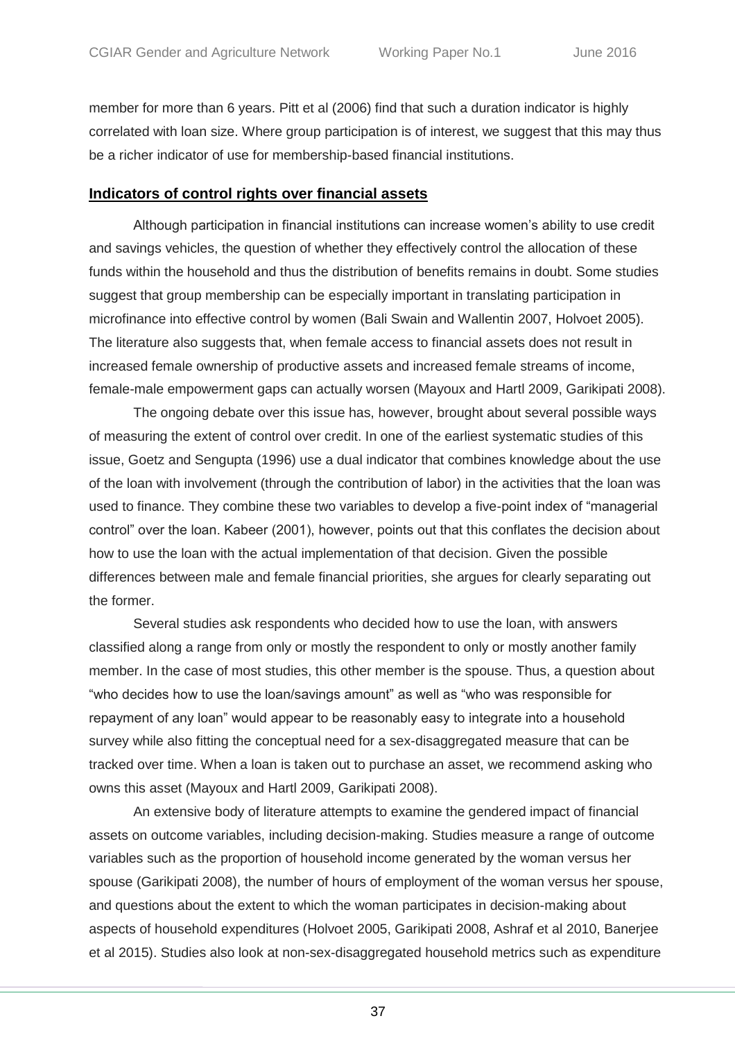member for more than 6 years. Pitt et al (2006) find that such a duration indicator is highly correlated with loan size. Where group participation is of interest, we suggest that this may thus be a richer indicator of use for membership-based financial institutions.

## **Indicators of control rights over financial assets**

Although participation in financial institutions can increase women's ability to use credit and savings vehicles, the question of whether they effectively control the allocation of these funds within the household and thus the distribution of benefits remains in doubt. Some studies suggest that group membership can be especially important in translating participation in microfinance into effective control by women (Bali Swain and Wallentin 2007, Holvoet 2005). The literature also suggests that, when female access to financial assets does not result in increased female ownership of productive assets and increased female streams of income, female-male empowerment gaps can actually worsen (Mayoux and Hartl 2009, Garikipati 2008).

The ongoing debate over this issue has, however, brought about several possible ways of measuring the extent of control over credit. In one of the earliest systematic studies of this issue, Goetz and Sengupta (1996) use a dual indicator that combines knowledge about the use of the loan with involvement (through the contribution of labor) in the activities that the loan was used to finance. They combine these two variables to develop a five-point index of "managerial control" over the loan. Kabeer (2001), however, points out that this conflates the decision about how to use the loan with the actual implementation of that decision. Given the possible differences between male and female financial priorities, she argues for clearly separating out the former.

Several studies ask respondents who decided how to use the loan, with answers classified along a range from only or mostly the respondent to only or mostly another family member. In the case of most studies, this other member is the spouse. Thus, a question about "who decides how to use the loan/savings amount" as well as "who was responsible for repayment of any loan" would appear to be reasonably easy to integrate into a household survey while also fitting the conceptual need for a sex-disaggregated measure that can be tracked over time. When a loan is taken out to purchase an asset, we recommend asking who owns this asset (Mayoux and Hartl 2009, Garikipati 2008).

An extensive body of literature attempts to examine the gendered impact of financial assets on outcome variables, including decision-making. Studies measure a range of outcome variables such as the proportion of household income generated by the woman versus her spouse (Garikipati 2008), the number of hours of employment of the woman versus her spouse, and questions about the extent to which the woman participates in decision-making about aspects of household expenditures (Holvoet 2005, Garikipati 2008, Ashraf et al 2010, Banerjee et al 2015). Studies also look at non-sex-disaggregated household metrics such as expenditure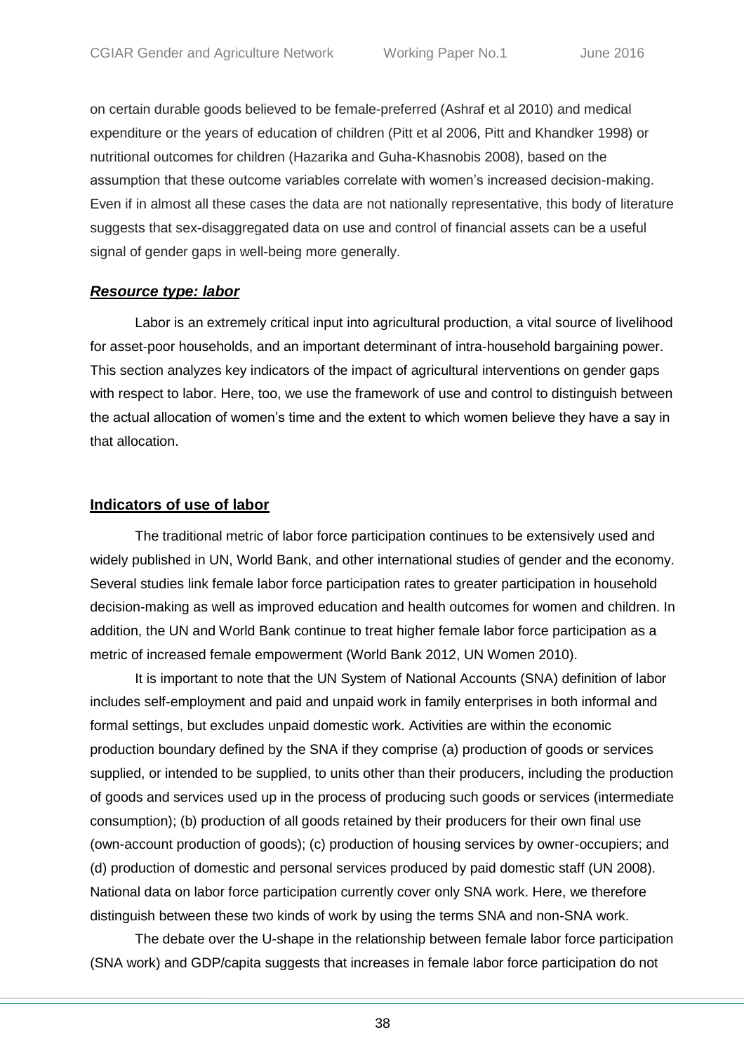on certain durable goods believed to be female-preferred (Ashraf et al 2010) and medical expenditure or the years of education of children (Pitt et al 2006, Pitt and Khandker 1998) or nutritional outcomes for children (Hazarika and Guha-Khasnobis 2008), based on the assumption that these outcome variables correlate with women's increased decision-making. Even if in almost all these cases the data are not nationally representative, this body of literature suggests that sex-disaggregated data on use and control of financial assets can be a useful signal of gender gaps in well-being more generally.

### ***Resource type: labor***

Labor is an extremely critical input into agricultural production, a vital source of livelihood for asset-poor households, and an important determinant of intra-household bargaining power. This section analyzes key indicators of the impact of agricultural interventions on gender gaps with respect to labor. Here, too, we use the framework of use and control to distinguish between the actual allocation of women's time and the extent to which women believe they have a say in that allocation.

#### **Indicators of use of labor**

The traditional metric of labor force participation continues to be extensively used and widely published in UN, World Bank, and other international studies of gender and the economy. Several studies link female labor force participation rates to greater participation in household decision-making as well as improved education and health outcomes for women and children. In addition, the UN and World Bank continue to treat higher female labor force participation as a metric of increased female empowerment (World Bank 2012, UN Women 2010).

It is important to note that the UN System of National Accounts (SNA) definition of labor includes self-employment and paid and unpaid work in family enterprises in both informal and formal settings, but excludes unpaid domestic work. Activities are within the economic production boundary defined by the SNA if they comprise (a) production of goods or services supplied, or intended to be supplied, to units other than their producers, including the production of goods and services used up in the process of producing such goods or services (intermediate consumption); (b) production of all goods retained by their producers for their own final use (own-account production of goods); (c) production of housing services by owner-occupiers; and (d) production of domestic and personal services produced by paid domestic staff (UN 2008). National data on labor force participation currently cover only SNA work. Here, we therefore distinguish between these two kinds of work by using the terms SNA and non-SNA work.

The debate over the U-shape in the relationship between female labor force participation (SNA work) and GDP/capita suggests that increases in female labor force participation do not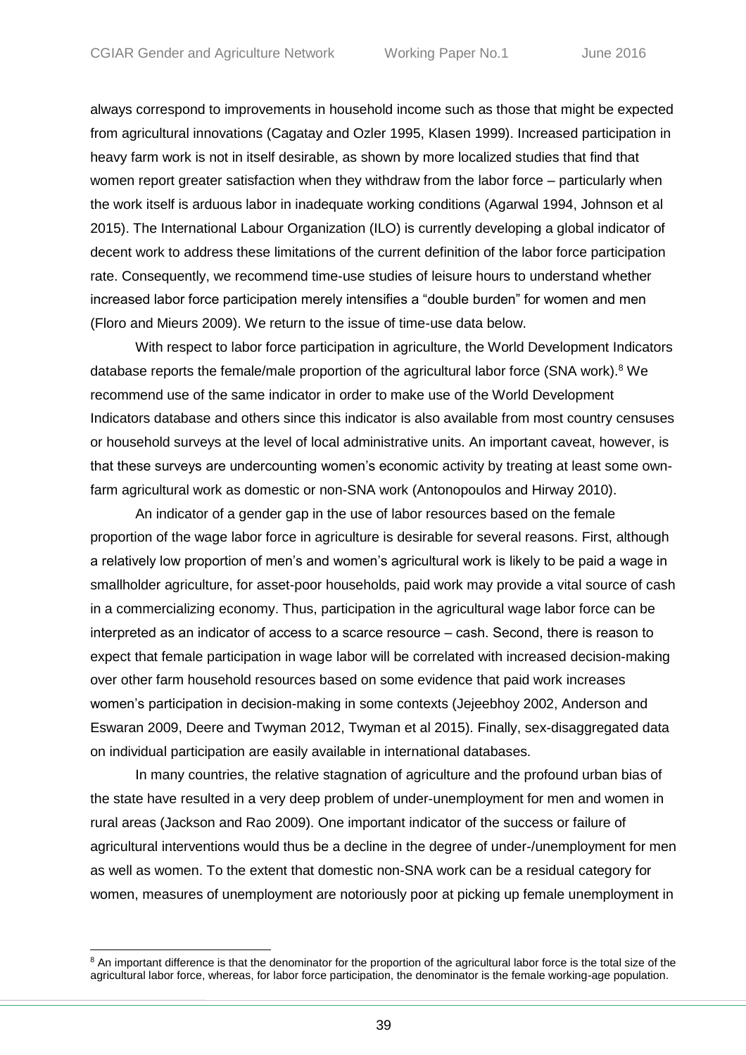always correspond to improvements in household income such as those that might be expected from agricultural innovations (Cagatay and Ozler 1995, Klasen 1999). Increased participation in heavy farm work is not in itself desirable, as shown by more localized studies that find that women report greater satisfaction when they withdraw from the labor force – particularly when the work itself is arduous labor in inadequate working conditions (Agarwal 1994, Johnson et al 2015). The International Labour Organization (ILO) is currently developing a global indicator of decent work to address these limitations of the current definition of the labor force participation rate. Consequently, we recommend time-use studies of leisure hours to understand whether increased labor force participation merely intensifies a "double burden" for women and men (Floro and Mieurs 2009). We return to the issue of time-use data below.

With respect to labor force participation in agriculture, the World Development Indicators database reports the female/male proportion of the agricultural labor force (SNA work).[8] We recommend use of the same indicator in order to make use of the World Development Indicators database and others since this indicator is also available from most country censuses or household surveys at the level of local administrative units. An important caveat, however, is that these surveys are undercounting women's economic activity by treating at least some own-farm agricultural work as domestic or non-SNA work (Antonopoulos and Hirway 2010).

An indicator of a gender gap in the use of labor resources based on the female proportion of the wage labor force in agriculture is desirable for several reasons. First, although a relatively low proportion of men's and women's agricultural work is likely to be paid a wage in smallholder agriculture, for asset-poor households, paid work may provide a vital source of cash in a commercializing economy. Thus, participation in the agricultural wage labor force can be interpreted as an indicator of access to a scarce resource – cash. Second, there is reason to expect that female participation in wage labor will be correlated with increased decision-making over other farm household resources based on some evidence that paid work increases women's participation in decision-making in some contexts (Jejeebhoy 2002, Anderson and Eswaran 2009, Deere and Twyman 2012, Twyman et al 2015). Finally, sex-disaggregated data on individual participation are easily available in international databases.

In many countries, the relative stagnation of agriculture and the profound urban bias of the state have resulted in a very deep problem of under-unemployment for men and women in rural areas (Jackson and Rao 2009). One important indicator of the success or failure of agricultural interventions would thus be a decline in the degree of under-/unemployment for men as well as women. To the extent that domestic non-SNA work can be a residual category for women, measures of unemployment are notoriously poor at picking up female unemployment in

[8] An important difference is that the denominator for the proportion of the agricultural labor force is the total size of the agricultural labor force, whereas, for labor force participation, the denominator is the female working-age population.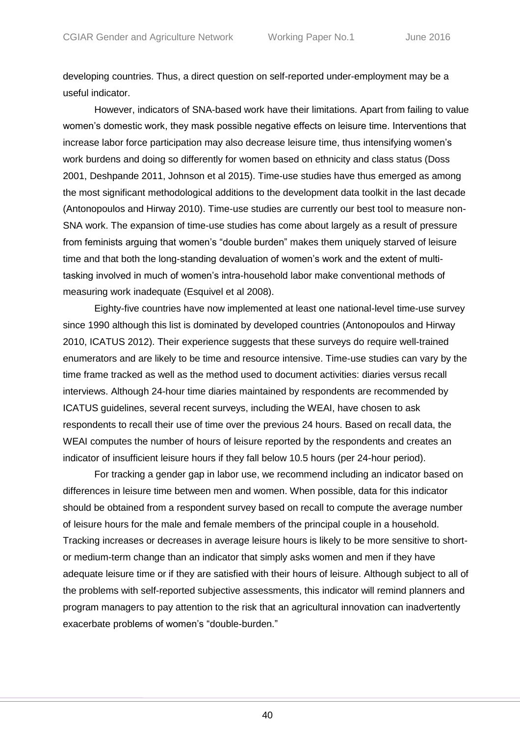developing countries. Thus, a direct question on self-reported under-employment may be a useful indicator.

However, indicators of SNA-based work have their limitations. Apart from failing to value women's domestic work, they mask possible negative effects on leisure time. Interventions that increase labor force participation may also decrease leisure time, thus intensifying women's work burdens and doing so differently for women based on ethnicity and class status (Doss 2001, Deshpande 2011, Johnson et al 2015). Time-use studies have thus emerged as among the most significant methodological additions to the development data toolkit in the last decade (Antonopoulos and Hirway 2010). Time-use studies are currently our best tool to measure non-SNA work. The expansion of time-use studies has come about largely as a result of pressure from feminists arguing that women's "double burden" makes them uniquely starved of leisure time and that both the long-standing devaluation of women's work and the extent of multi-tasking involved in much of women's intra-household labor make conventional methods of measuring work inadequate (Esquivel et al 2008).

Eighty-five countries have now implemented at least one national-level time-use survey since 1990 although this list is dominated by developed countries (Antonopoulos and Hirway 2010, ICATUS 2012). Their experience suggests that these surveys do require well-trained enumerators and are likely to be time and resource intensive. Time-use studies can vary by the time frame tracked as well as the method used to document activities: diaries versus recall interviews. Although 24-hour time diaries maintained by respondents are recommended by ICATUS guidelines, several recent surveys, including the WEAI, have chosen to ask respondents to recall their use of time over the previous 24 hours. Based on recall data, the WEAI computes the number of hours of leisure reported by the respondents and creates an indicator of insufficient leisure hours if they fall below 10.5 hours (per 24-hour period).

For tracking a gender gap in labor use, we recommend including an indicator based on differences in leisure time between men and women. When possible, data for this indicator should be obtained from a respondent survey based on recall to compute the average number of leisure hours for the male and female members of the principal couple in a household. Tracking increases or decreases in average leisure hours is likely to be more sensitive to short- or medium-term change than an indicator that simply asks women and men if they have adequate leisure time or if they are satisfied with their hours of leisure. Although subject to all of the problems with self-reported subjective assessments, this indicator will remind planners and program managers to pay attention to the risk that an agricultural innovation can inadvertently exacerbate problems of women's "double-burden."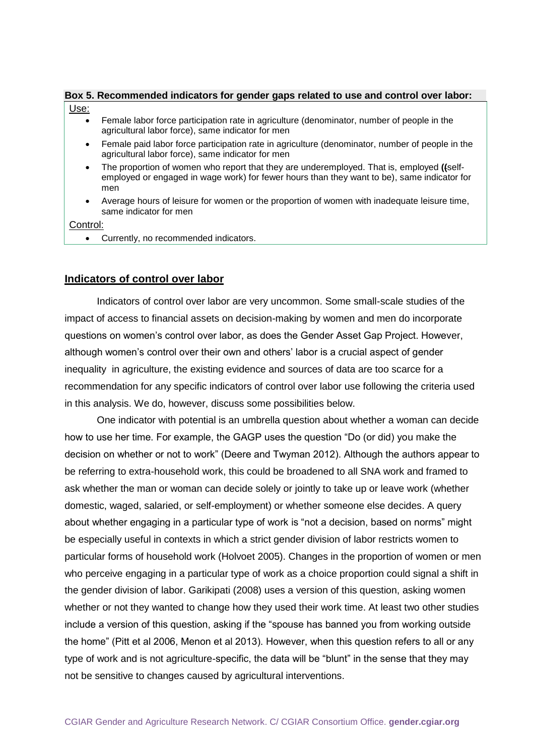**Box 5. Recommended indicators for gender gaps related to use and control over labor:**

Use:

- Female labor force participation rate in agriculture (denominator, number of people in the agricultural labor force), same indicator for men
- Female paid labor force participation rate in agriculture (denominator, number of people in the agricultural labor force), same indicator for men
- The proportion of women who report that they are underemployed. That is, employed **((**self-employed or engaged in wage work) for fewer hours than they want to be), same indicator for men
- Average hours of leisure for women or the proportion of women with inadequate leisure time, same indicator for men

Control:

- Currently, no recommended indicators.

## Indicators of control over labor

Indicators of control over labor are very uncommon. Some small-scale studies of the impact of access to financial assets on decision-making by women and men do incorporate questions on women's control over labor, as does the Gender Asset Gap Project. However, although women's control over their own and others' labor is a crucial aspect of gender inequality in agriculture, the existing evidence and sources of data are too scarce for a recommendation for any specific indicators of control over labor use following the criteria used in this analysis. We do, however, discuss some possibilities below.

One indicator with potential is an umbrella question about whether a woman can decide how to use her time. For example, the GAGP uses the question "Do (or did) you make the decision on whether or not to work" (Deere and Twyman 2012). Although the authors appear to be referring to extra-household work, this could be broadened to all SNA work and framed to ask whether the man or woman can decide solely or jointly to take up or leave work (whether domestic, waged, salaried, or self-employment) or whether someone else decides. A query about whether engaging in a particular type of work is "not a decision, based on norms" might be especially useful in contexts in which a strict gender division of labor restricts women to particular forms of household work (Holvoet 2005). Changes in the proportion of women or men who perceive engaging in a particular type of work as a choice proportion could signal a shift in the gender division of labor. Garikipati (2008) uses a version of this question, asking women whether or not they wanted to change how they used their work time. At least two other studies include a version of this question, asking if the "spouse has banned you from working outside the home" (Pitt et al 2006, Menon et al 2013). However, when this question refers to all or any type of work and is not agriculture-specific, the data will be "blunt" in the sense that they may not be sensitive to changes caused by agricultural interventions.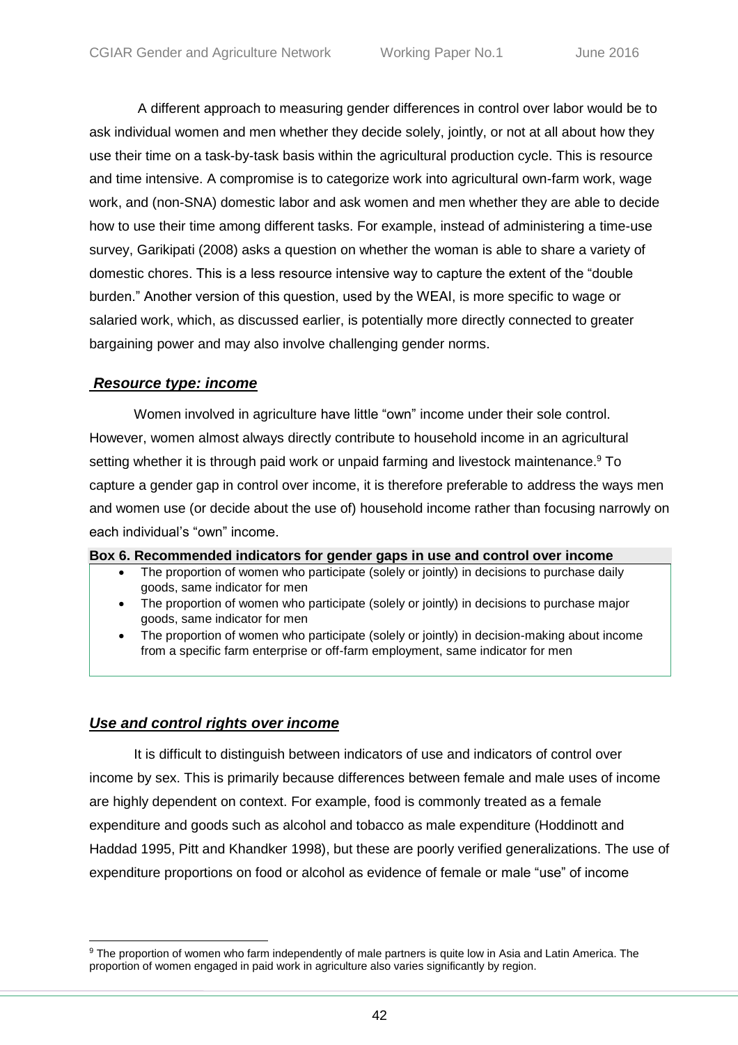A different approach to measuring gender differences in control over labor would be to ask individual women and men whether they decide solely, jointly, or not at all about how they use their time on a task-by-task basis within the agricultural production cycle. This is resource and time intensive. A compromise is to categorize work into agricultural own-farm work, wage work, and (non-SNA) domestic labor and ask women and men whether they are able to decide how to use their time among different tasks. For example, instead of administering a time-use survey, Garikipati (2008) asks a question on whether the woman is able to share a variety of domestic chores. This is a less resource intensive way to capture the extent of the "double burden." Another version of this question, used by the WEAI, is more specific to wage or salaried work, which, as discussed earlier, is potentially more directly connected to greater bargaining power and may also involve challenging gender norms.

### ***Resource type: income***

Women involved in agriculture have little "own" income under their sole control. However, women almost always directly contribute to household income in an agricultural setting whether it is through paid work or unpaid farming and livestock maintenance.[9] To capture a gender gap in control over income, it is therefore preferable to address the ways men and women use (or decide about the use of) household income rather than focusing narrowly on each individual's "own" income.

**Box 6. Recommended indicators for gender gaps in use and control over income**

- The proportion of women who participate (solely or jointly) in decisions to purchase daily goods, same indicator for men
- The proportion of women who participate (solely or jointly) in decisions to purchase major goods, same indicator for men
- The proportion of women who participate (solely or jointly) in decision-making about income from a specific farm enterprise or off-farm employment, same indicator for men

### ***Use and control rights over income***

It is difficult to distinguish between indicators of use and indicators of control over income by sex. This is primarily because differences between female and male uses of income are highly dependent on context. For example, food is commonly treated as a female expenditure and goods such as alcohol and tobacco as male expenditure (Hoddinott and Haddad 1995, Pitt and Khandker 1998), but these are poorly verified generalizations. The use of expenditure proportions on food or alcohol as evidence of female or male "use" of income

[9] The proportion of women who farm independently of male partners is quite low in Asia and Latin America. The proportion of women engaged in paid work in agriculture also varies significantly by region.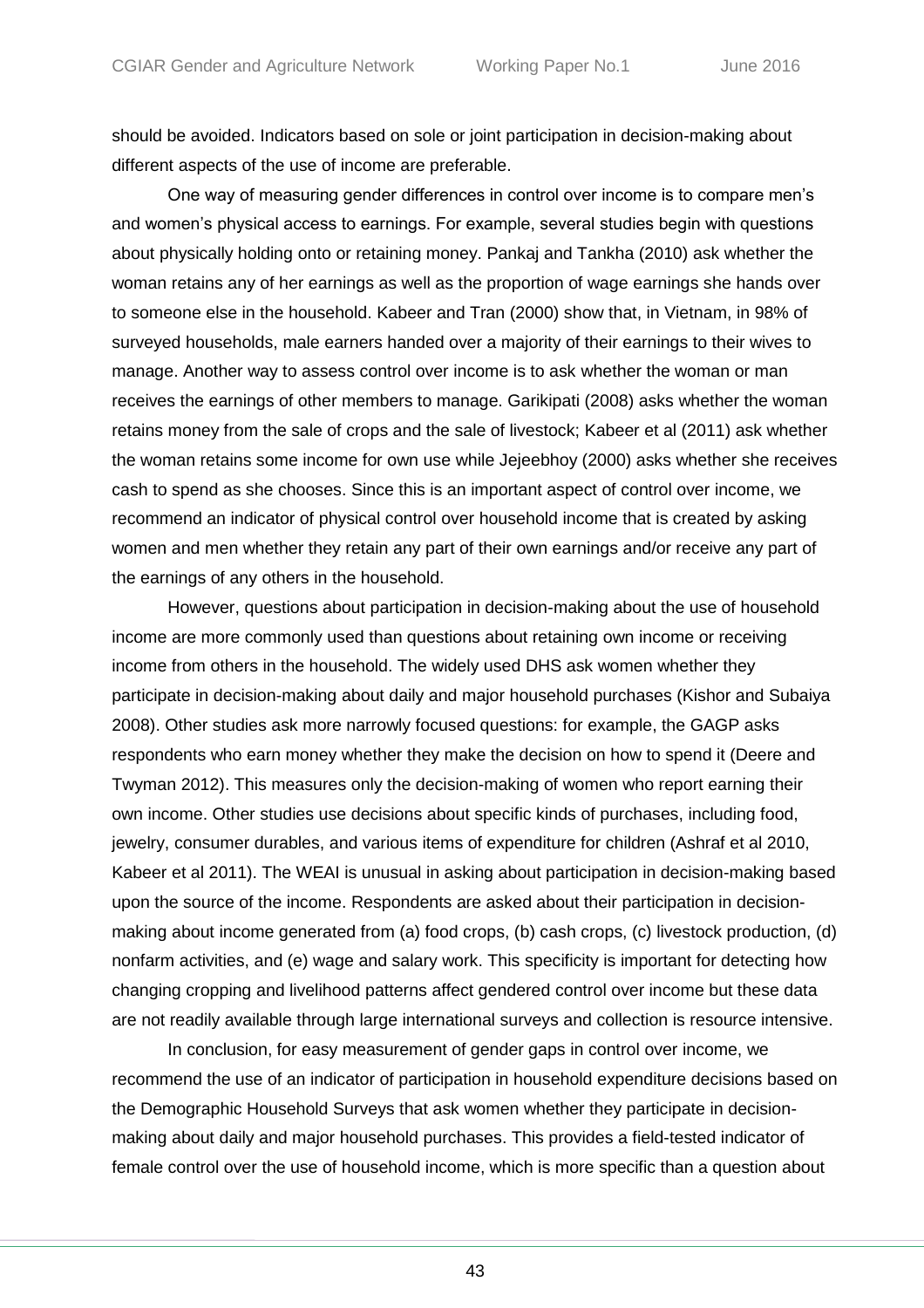should be avoided. Indicators based on sole or joint participation in decision-making about different aspects of the use of income are preferable.

One way of measuring gender differences in control over income is to compare men's and women's physical access to earnings. For example, several studies begin with questions about physically holding onto or retaining money. Pankaj and Tankha (2010) ask whether the woman retains any of her earnings as well as the proportion of wage earnings she hands over to someone else in the household. Kabeer and Tran (2000) show that, in Vietnam, in 98% of surveyed households, male earners handed over a majority of their earnings to their wives to manage. Another way to assess control over income is to ask whether the woman or man receives the earnings of other members to manage. Garikipati (2008) asks whether the woman retains money from the sale of crops and the sale of livestock; Kabeer et al (2011) ask whether the woman retains some income for own use while Jejeebhoy (2000) asks whether she receives cash to spend as she chooses. Since this is an important aspect of control over income, we recommend an indicator of physical control over household income that is created by asking women and men whether they retain any part of their own earnings and/or receive any part of the earnings of any others in the household.

However, questions about participation in decision-making about the use of household income are more commonly used than questions about retaining own income or receiving income from others in the household. The widely used DHS ask women whether they participate in decision-making about daily and major household purchases (Kishor and Subaiya 2008). Other studies ask more narrowly focused questions: for example, the GAGP asks respondents who earn money whether they make the decision on how to spend it (Deere and Twyman 2012). This measures only the decision-making of women who report earning their own income. Other studies use decisions about specific kinds of purchases, including food, jewelry, consumer durables, and various items of expenditure for children (Ashraf et al 2010, Kabeer et al 2011). The WEAI is unusual in asking about participation in decision-making based upon the source of the income. Respondents are asked about their participation in decision-making about income generated from (a) food crops, (b) cash crops, (c) livestock production, (d) nonfarm activities, and (e) wage and salary work. This specificity is important for detecting how changing cropping and livelihood patterns affect gendered control over income but these data are not readily available through large international surveys and collection is resource intensive.

In conclusion, for easy measurement of gender gaps in control over income, we recommend the use of an indicator of participation in household expenditure decisions based on the Demographic Household Surveys that ask women whether they participate in decision-making about daily and major household purchases. This provides a field-tested indicator of female control over the use of household income, which is more specific than a question about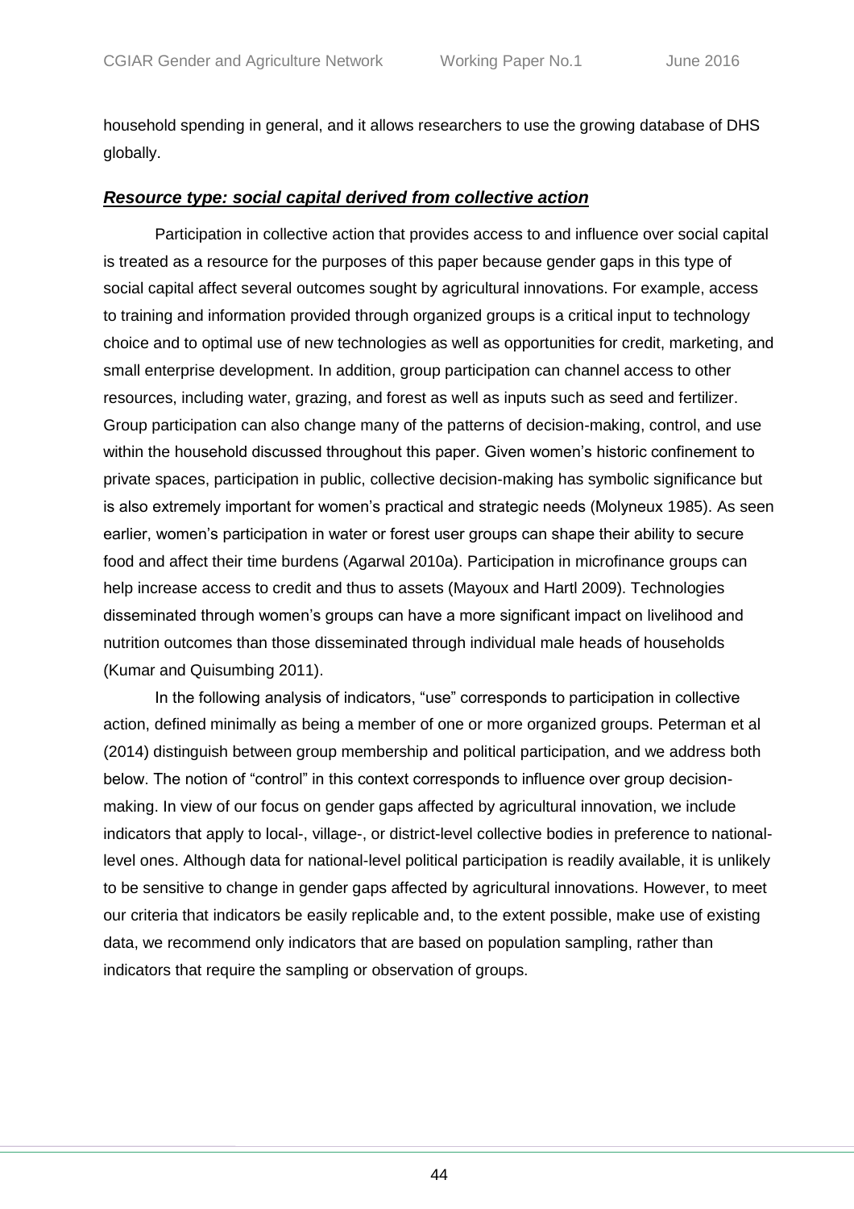household spending in general, and it allows researchers to use the growing database of DHS globally.

***Resource type: social capital derived from collective action***

Participation in collective action that provides access to and influence over social capital is treated as a resource for the purposes of this paper because gender gaps in this type of social capital affect several outcomes sought by agricultural innovations. For example, access to training and information provided through organized groups is a critical input to technology choice and to optimal use of new technologies as well as opportunities for credit, marketing, and small enterprise development. In addition, group participation can channel access to other resources, including water, grazing, and forest as well as inputs such as seed and fertilizer. Group participation can also change many of the patterns of decision-making, control, and use within the household discussed throughout this paper. Given women's historic confinement to private spaces, participation in public, collective decision-making has symbolic significance but is also extremely important for women's practical and strategic needs (Molyneux 1985). As seen earlier, women's participation in water or forest user groups can shape their ability to secure food and affect their time burdens (Agarwal 2010a). Participation in microfinance groups can help increase access to credit and thus to assets (Mayoux and Hartl 2009). Technologies disseminated through women's groups can have a more significant impact on livelihood and nutrition outcomes than those disseminated through individual male heads of households (Kumar and Quisumbing 2011).

In the following analysis of indicators, "use" corresponds to participation in collective action, defined minimally as being a member of one or more organized groups. Peterman et al (2014) distinguish between group membership and political participation, and we address both below. The notion of "control" in this context corresponds to influence over group decision-making. In view of our focus on gender gaps affected by agricultural innovation, we include indicators that apply to local-, village-, or district-level collective bodies in preference to national-level ones. Although data for national-level political participation is readily available, it is unlikely to be sensitive to change in gender gaps affected by agricultural innovations. However, to meet our criteria that indicators be easily replicable and, to the extent possible, make use of existing data, we recommend only indicators that are based on population sampling, rather than indicators that require the sampling or observation of groups.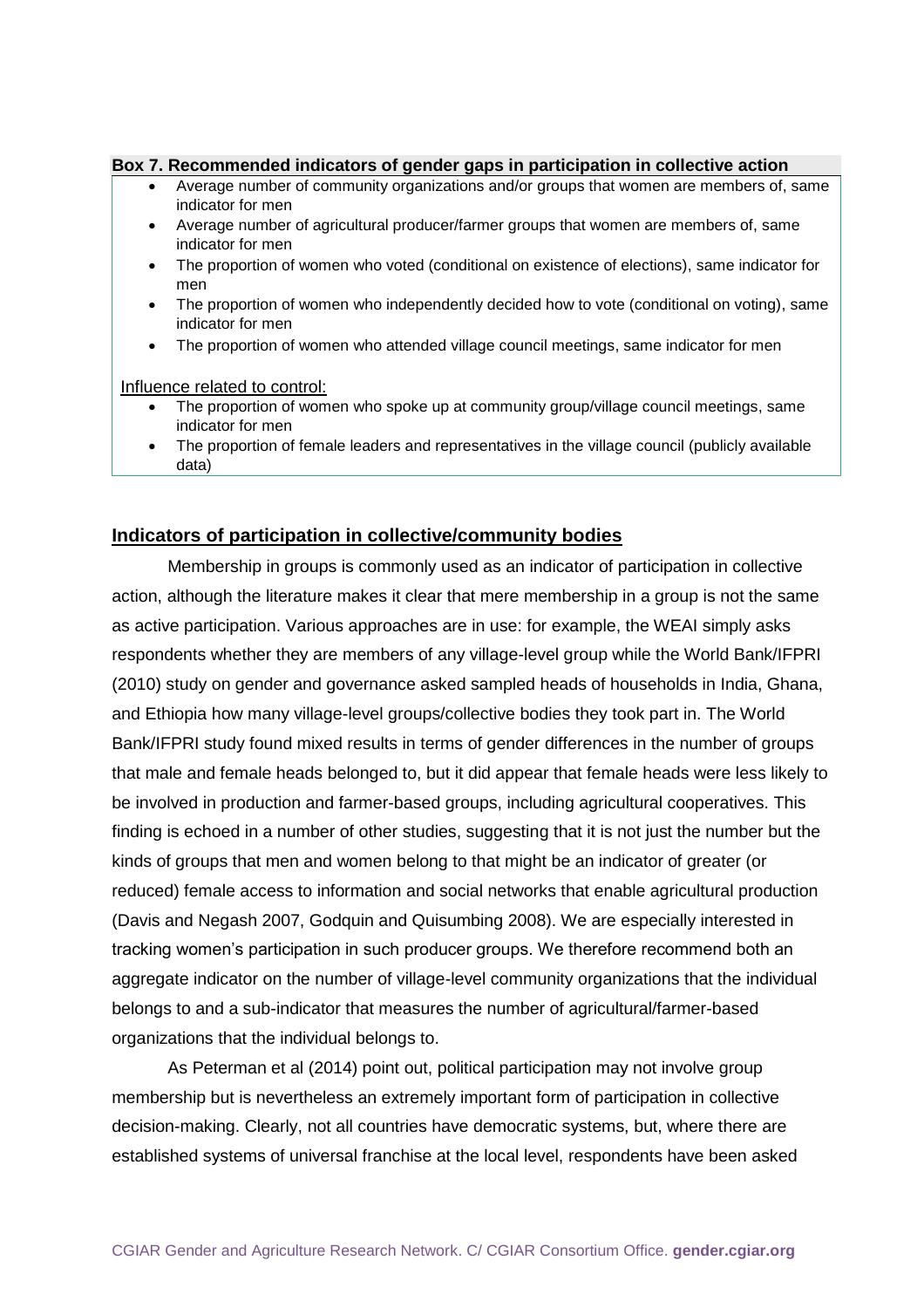**Box 7. Recommended indicators of gender gaps in participation in collective action**

- Average number of community organizations and/or groups that women are members of, same indicator for men
- Average number of agricultural producer/farmer groups that women are members of, same indicator for men
- The proportion of women who voted (conditional on existence of elections), same indicator for men
- The proportion of women who independently decided how to vote (conditional on voting), same indicator for men
- The proportion of women who attended village council meetings, same indicator for men

Influence related to control:

- The proportion of women who spoke up at community group/village council meetings, same indicator for men
- The proportion of female leaders and representatives in the village council (publicly available data)

## Indicators of participation in collective/community bodies

Membership in groups is commonly used as an indicator of participation in collective action, although the literature makes it clear that mere membership in a group is not the same as active participation. Various approaches are in use: for example, the WEAI simply asks respondents whether they are members of any village-level group while the World Bank/IFPRI (2010) study on gender and governance asked sampled heads of households in India, Ghana, and Ethiopia how many village-level groups/collective bodies they took part in. The World Bank/IFPRI study found mixed results in terms of gender differences in the number of groups that male and female heads belonged to, but it did appear that female heads were less likely to be involved in production and farmer-based groups, including agricultural cooperatives. This finding is echoed in a number of other studies, suggesting that it is not just the number but the kinds of groups that men and women belong to that might be an indicator of greater (or reduced) female access to information and social networks that enable agricultural production (Davis and Negash 2007, Godquin and Quisumbing 2008). We are especially interested in tracking women's participation in such producer groups. We therefore recommend both an aggregate indicator on the number of village-level community organizations that the individual belongs to and a sub-indicator that measures the number of agricultural/farmer-based organizations that the individual belongs to.

As Peterman et al (2014) point out, political participation may not involve group membership but is nevertheless an extremely important form of participation in collective decision-making. Clearly, not all countries have democratic systems, but, where there are established systems of universal franchise at the local level, respondents have been asked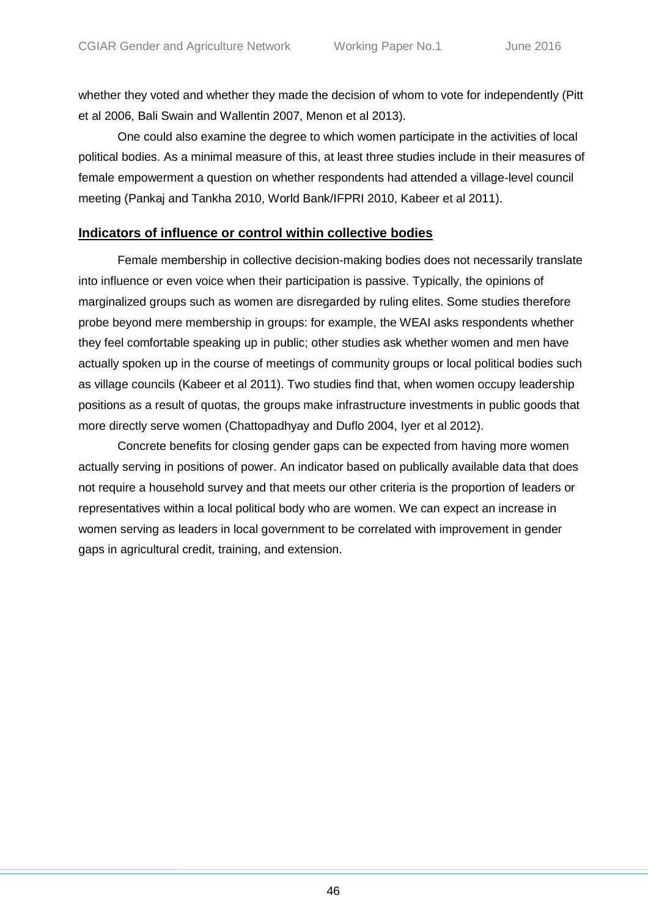whether they voted and whether they made the decision of whom to vote for independently (Pitt et al 2006, Bali Swain and Wallentin 2007, Menon et al 2013).

One could also examine the degree to which women participate in the activities of local political bodies. As a minimal measure of this, at least three studies include in their measures of female empowerment a question on whether respondents had attended a village-level council meeting (Pankaj and Tankha 2010, World Bank/IFPRI 2010, Kabeer et al 2011).

**Indicators of influence or control within collective bodies**

Female membership in collective decision-making bodies does not necessarily translate into influence or even voice when their participation is passive. Typically, the opinions of marginalized groups such as women are disregarded by ruling elites. Some studies therefore probe beyond mere membership in groups: for example, the WEAI asks respondents whether they feel comfortable speaking up in public; other studies ask whether women and men have actually spoken up in the course of meetings of community groups or local political bodies such as village councils (Kabeer et al 2011). Two studies find that, when women occupy leadership positions as a result of quotas, the groups make infrastructure investments in public goods that more directly serve women (Chattopadhyay and Duflo 2004, Iyer et al 2012).

Concrete benefits for closing gender gaps can be expected from having more women actually serving in positions of power. An indicator based on publically available data that does not require a household survey and that meets our other criteria is the proportion of leaders or representatives within a local political body who are women. We can expect an increase in women serving as leaders in local government to be correlated with improvement in gender gaps in agricultural credit, training, and extension.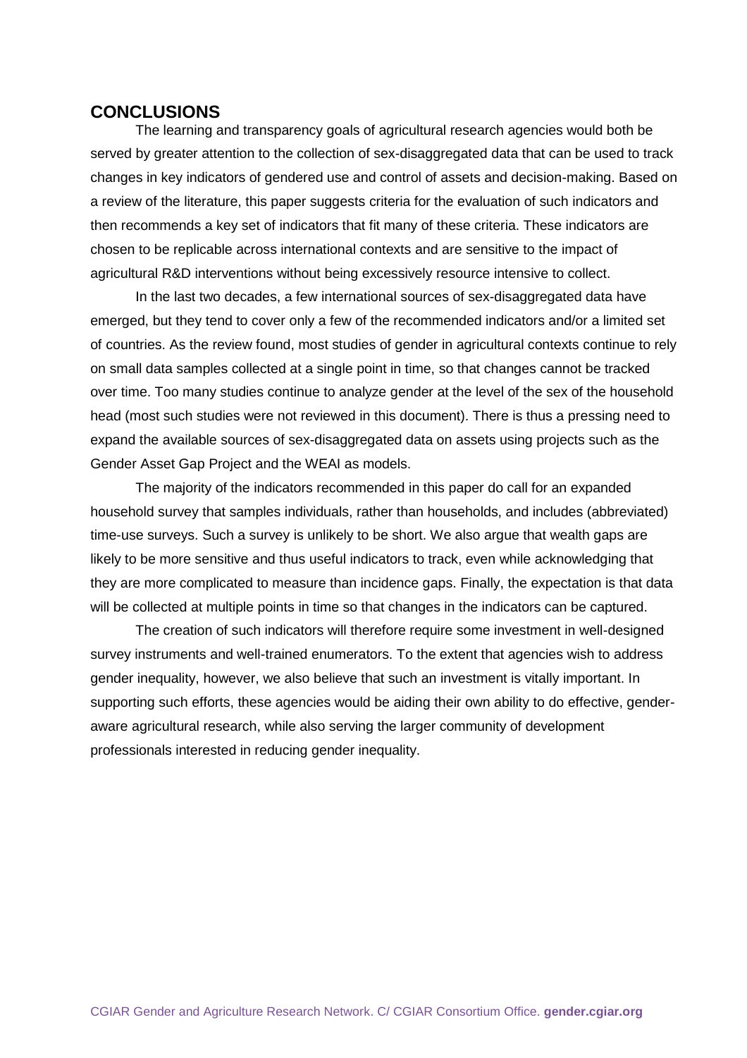## CONCLUSIONS

The learning and transparency goals of agricultural research agencies would both be served by greater attention to the collection of sex-disaggregated data that can be used to track changes in key indicators of gendered use and control of assets and decision-making. Based on a review of the literature, this paper suggests criteria for the evaluation of such indicators and then recommends a key set of indicators that fit many of these criteria. These indicators are chosen to be replicable across international contexts and are sensitive to the impact of agricultural R&D interventions without being excessively resource intensive to collect.

In the last two decades, a few international sources of sex-disaggregated data have emerged, but they tend to cover only a few of the recommended indicators and/or a limited set of countries. As the review found, most studies of gender in agricultural contexts continue to rely on small data samples collected at a single point in time, so that changes cannot be tracked over time. Too many studies continue to analyze gender at the level of the sex of the household head (most such studies were not reviewed in this document). There is thus a pressing need to expand the available sources of sex-disaggregated data on assets using projects such as the Gender Asset Gap Project and the WEAI as models.

The majority of the indicators recommended in this paper do call for an expanded household survey that samples individuals, rather than households, and includes (abbreviated) time-use surveys. Such a survey is unlikely to be short. We also argue that wealth gaps are likely to be more sensitive and thus useful indicators to track, even while acknowledging that they are more complicated to measure than incidence gaps. Finally, the expectation is that data will be collected at multiple points in time so that changes in the indicators can be captured.

The creation of such indicators will therefore require some investment in well-designed survey instruments and well-trained enumerators. To the extent that agencies wish to address gender inequality, however, we also believe that such an investment is vitally important. In supporting such efforts, these agencies would be aiding their own ability to do effective, gender-aware agricultural research, while also serving the larger community of development professionals interested in reducing gender inequality.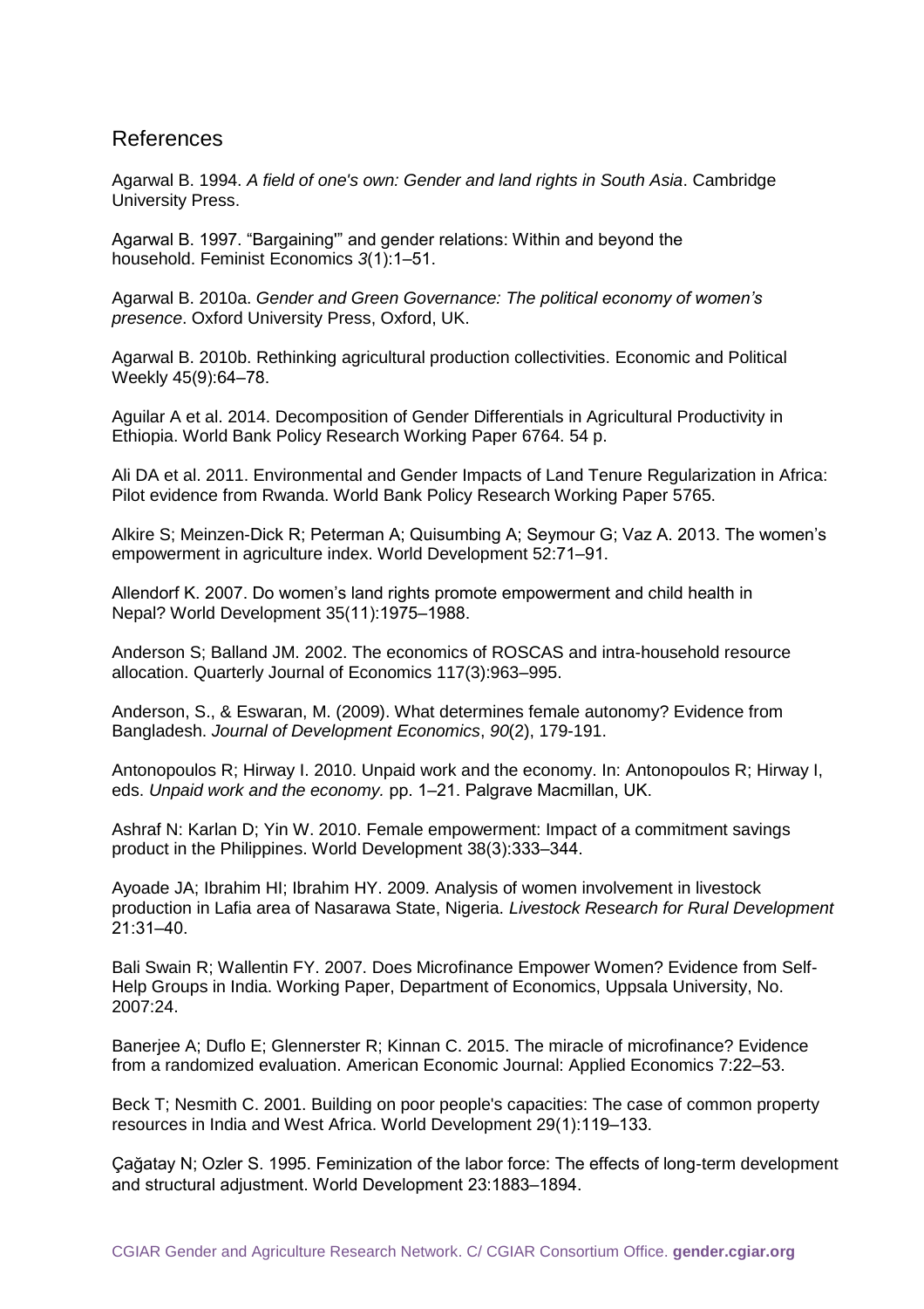## References

Agarwal B. 1994. *A field of one's own: Gender and land rights in South Asia*. Cambridge University Press.

Agarwal B. 1997. "Bargaining"' and gender relations: Within and beyond the household. Feminist Economics *3*(1):1–51.

Agarwal B. 2010a. *Gender and Green Governance: The political economy of women's presence*. Oxford University Press, Oxford, UK.

Agarwal B. 2010b. Rethinking agricultural production collectivities. Economic and Political Weekly 45(9):64–78.

Aguilar A et al. 2014. Decomposition of Gender Differentials in Agricultural Productivity in Ethiopia. World Bank Policy Research Working Paper 6764. 54 p.

Ali DA et al. 2011. Environmental and Gender Impacts of Land Tenure Regularization in Africa: Pilot evidence from Rwanda. World Bank Policy Research Working Paper 5765.

Alkire S; Meinzen-Dick R; Peterman A; Quisumbing A; Seymour G; Vaz A. 2013. The women's empowerment in agriculture index. World Development 52:71–91.

Allendorf K. 2007. Do women's land rights promote empowerment and child health in Nepal? World Development 35(11):1975–1988.

Anderson S; Balland JM. 2002. The economics of ROSCAS and intra-household resource allocation. Quarterly Journal of Economics 117(3):963–995.

Anderson, S., & Eswaran, M. (2009). What determines female autonomy? Evidence from Bangladesh. *Journal of Development Economics*, *90*(2), 179-191.

Antonopoulos R; Hirway I. 2010. Unpaid work and the economy. In: Antonopoulos R; Hirway I, eds. *Unpaid work and the economy.* pp. 1–21. Palgrave Macmillan, UK.

Ashraf N: Karlan D; Yin W. 2010. Female empowerment: Impact of a commitment savings product in the Philippines. World Development 38(3):333–344.

Ayoade JA; Ibrahim HI; Ibrahim HY. 2009. Analysis of women involvement in livestock production in Lafia area of Nasarawa State, Nigeria. *Livestock Research for Rural Development* 21:31–40.

Bali Swain R; Wallentin FY. 2007. Does Microfinance Empower Women? Evidence from Self-Help Groups in India. Working Paper, Department of Economics, Uppsala University, No. 2007:24.

Banerjee A; Duflo E; Glennerster R; Kinnan C. 2015. The miracle of microfinance? Evidence from a randomized evaluation. American Economic Journal: Applied Economics 7:22–53.

Beck T; Nesmith C. 2001. Building on poor people's capacities: The case of common property resources in India and West Africa. World Development 29(1):119–133.

Çağatay N; Ozler S. 1995. Feminization of the labor force: The effects of long-term development and structural adjustment. World Development 23:1883–1894.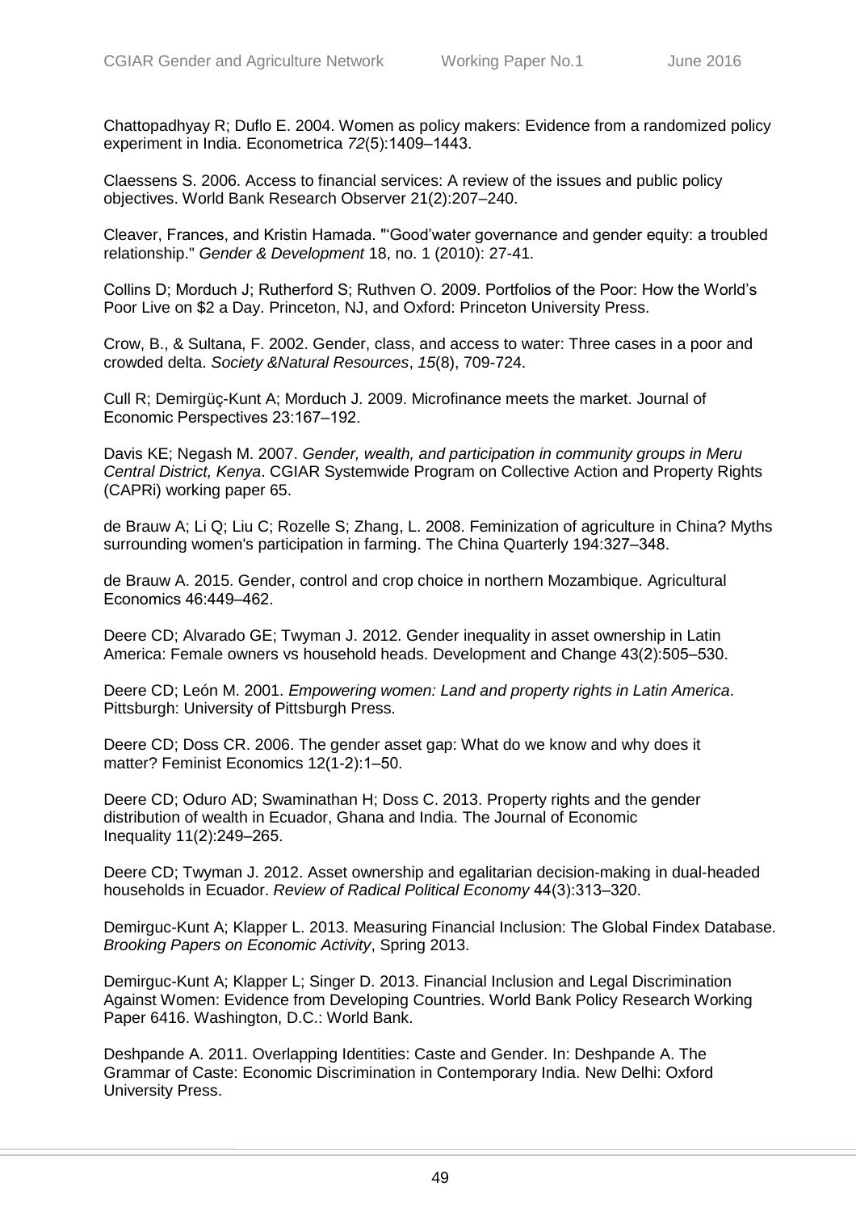Chattopadhyay R; Duflo E. 2004. Women as policy makers: Evidence from a randomized policy experiment in India. Econometrica *72*(5):1409–1443.

Claessens S. 2006. Access to financial services: A review of the issues and public policy objectives. World Bank Research Observer 21(2):207–240.

Cleaver, Frances, and Kristin Hamada. "'Good'water governance and gender equity: a troubled relationship." *Gender & Development* 18, no. 1 (2010): 27-41.

Collins D; Morduch J; Rutherford S; Ruthven O. 2009. Portfolios of the Poor: How the World's Poor Live on $2 a Day. Princeton, NJ, and Oxford: Princeton University Press.

Crow, B., & Sultana, F. 2002. Gender, class, and access to water: Three cases in a poor and crowded delta. *Society &Natural Resources*, *15*(8), 709-724.

Cull R; Demirgüç-Kunt A; Morduch J. 2009. Microfinance meets the market. Journal of Economic Perspectives 23:167–192.

Davis KE; Negash M. 2007. *Gender, wealth, and participation in community groups in Meru Central District, Kenya*. CGIAR Systemwide Program on Collective Action and Property Rights (CAPRi) working paper 65.

de Brauw A; Li Q; Liu C; Rozelle S; Zhang, L. 2008. Feminization of agriculture in China? Myths surrounding women's participation in farming. The China Quarterly 194:327–348.

de Brauw A. 2015. Gender, control and crop choice in northern Mozambique. Agricultural Economics 46:449–462.

Deere CD; Alvarado GE; Twyman J. 2012. Gender inequality in asset ownership in Latin America: Female owners vs household heads. Development and Change 43(2):505–530.

Deere CD; León M. 2001. *Empowering women: Land and property rights in Latin America*. Pittsburgh: University of Pittsburgh Press.

Deere CD; Doss CR. 2006. The gender asset gap: What do we know and why does it matter? Feminist Economics 12(1-2):1–50.

Deere CD; Oduro AD; Swaminathan H; Doss C. 2013. Property rights and the gender distribution of wealth in Ecuador, Ghana and India. The Journal of Economic Inequality 11(2):249–265.

Deere CD; Twyman J. 2012. Asset ownership and egalitarian decision-making in dual-headed households in Ecuador. *Review of Radical Political Economy* 44(3):313–320.

Demirguc-Kunt A; Klapper L. 2013. Measuring Financial Inclusion: The Global Findex Database. *Brooking Papers on Economic Activity*, Spring 2013.

Demirguc-Kunt A; Klapper L; Singer D. 2013. Financial Inclusion and Legal Discrimination Against Women: Evidence from Developing Countries. World Bank Policy Research Working Paper 6416. Washington, D.C.: World Bank.

Deshpande A. 2011. Overlapping Identities: Caste and Gender. In: Deshpande A. The Grammar of Caste: Economic Discrimination in Contemporary India. New Delhi: Oxford University Press.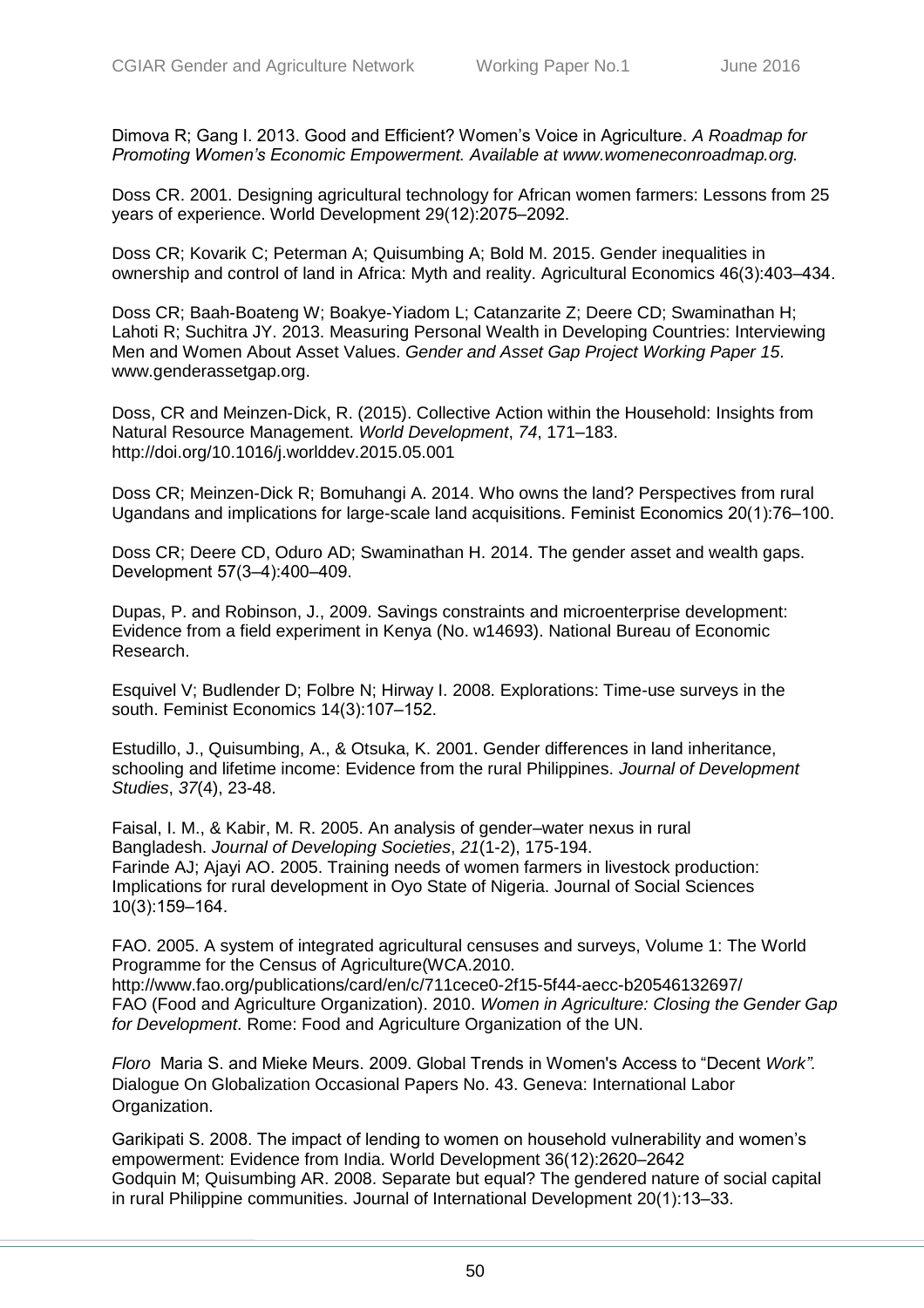Dimova R; Gang I. 2013. Good and Efficient? Women's Voice in Agriculture. *A Roadmap for Promoting Women's Economic Empowerment. Available at www.womeneconroadmap.org.*

Doss CR. 2001. Designing agricultural technology for African women farmers: Lessons from 25 years of experience. World Development 29(12):2075–2092.

Doss CR; Kovarik C; Peterman A; Quisumbing A; Bold M. 2015. Gender inequalities in ownership and control of land in Africa: Myth and reality. Agricultural Economics 46(3):403–434.

Doss CR; Baah-Boateng W; Boakye-Yiadom L; Catanzarite Z; Deere CD; Swaminathan H; Lahoti R; Suchitra JY. 2013. Measuring Personal Wealth in Developing Countries: Interviewing Men and Women About Asset Values. *Gender and Asset Gap Project Working Paper 15*. www.genderassetgap.org.

Doss, CR and Meinzen-Dick, R. (2015). Collective Action within the Household: Insights from Natural Resource Management. *World Development*, *74*, 171–183. http://doi.org/10.1016/j.worlddev.2015.05.001

Doss CR; Meinzen-Dick R; Bomuhangi A. 2014. Who owns the land? Perspectives from rural Ugandans and implications for large-scale land acquisitions. Feminist Economics 20(1):76–100.

Doss CR; Deere CD, Oduro AD; Swaminathan H. 2014. The gender asset and wealth gaps. Development 57(3–4):400–409.

Dupas, P. and Robinson, J., 2009. Savings constraints and microenterprise development: Evidence from a field experiment in Kenya (No. w14693). National Bureau of Economic Research.

Esquivel V; Budlender D; Folbre N; Hirway I. 2008. Explorations: Time-use surveys in the south. Feminist Economics 14(3):107–152.

Estudillo, J., Quisumbing, A., & Otsuka, K. 2001. Gender differences in land inheritance, schooling and lifetime income: Evidence from the rural Philippines. *Journal of Development Studies*, *37*(4), 23-48.

Faisal, I. M., & Kabir, M. R. 2005. An analysis of gender–water nexus in rural Bangladesh. *Journal of Developing Societies*, *21*(1-2), 175-194.

Farinde AJ; Ajayi AO. 2005. Training needs of women farmers in livestock production: Implications for rural development in Oyo State of Nigeria. Journal of Social Sciences 10(3):159–164.

FAO. 2005. A system of integrated agricultural censuses and surveys, Volume 1: The World Programme for the Census of Agriculture(WCA.2010. http://www.fao.org/publications/card/en/c/711cece0-2f15-5f44-aecc-b20546132697/

FAO (Food and Agriculture Organization). 2010. *Women in Agriculture: Closing the Gender Gap for Development*. Rome: Food and Agriculture Organization of the UN.

*Floro* Maria S. and Mieke Meurs. 2009. Global Trends in Women's Access to "Decent *Work".* Dialogue On Globalization Occasional Papers No. 43. Geneva: International Labor Organization.

Garikipati S. 2008. The impact of lending to women on household vulnerability and women's empowerment: Evidence from India. World Development 36(12):2620–2642

Godquin M; Quisumbing AR. 2008. Separate but equal? The gendered nature of social capital in rural Philippine communities. Journal of International Development 20(1):13–33.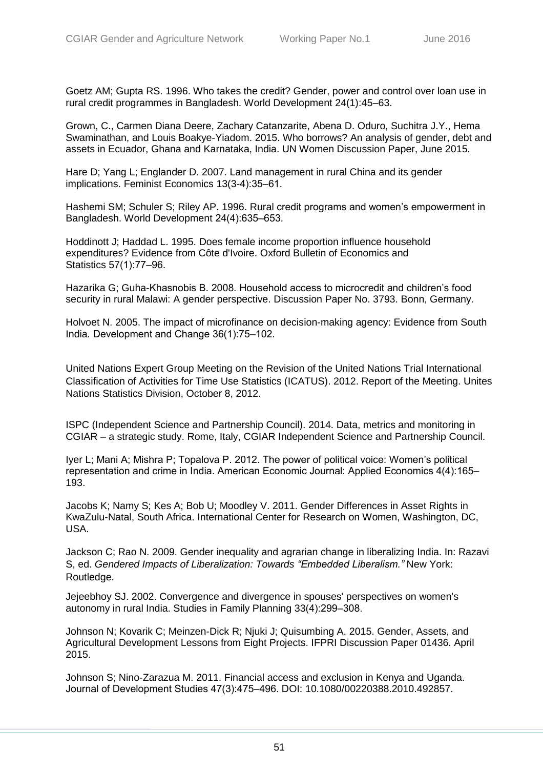Goetz AM; Gupta RS. 1996. Who takes the credit? Gender, power and control over loan use in rural credit programmes in Bangladesh. World Development 24(1):45–63.

Grown, C., Carmen Diana Deere, Zachary Catanzarite, Abena D. Oduro, Suchitra J.Y., Hema Swaminathan, and Louis Boakye-Yiadom. 2015. Who borrows? An analysis of gender, debt and assets in Ecuador, Ghana and Karnataka, India. UN Women Discussion Paper, June 2015.

Hare D; Yang L; Englander D. 2007. Land management in rural China and its gender implications. Feminist Economics 13(3-4):35–61.

Hashemi SM; Schuler S; Riley AP. 1996. Rural credit programs and women's empowerment in Bangladesh. World Development 24(4):635–653.

Hoddinott J; Haddad L. 1995. Does female income proportion influence household expenditures? Evidence from Côte d'Ivoire. Oxford Bulletin of Economics and Statistics 57(1):77–96.

Hazarika G; Guha-Khasnobis B. 2008. Household access to microcredit and children's food security in rural Malawi: A gender perspective. Discussion Paper No. 3793. Bonn, Germany.

Holvoet N. 2005. The impact of microfinance on decision-making agency: Evidence from South India. Development and Change 36(1):75–102.

United Nations Expert Group Meeting on the Revision of the United Nations Trial International Classification of Activities for Time Use Statistics (ICATUS). 2012. Report of the Meeting. Unites Nations Statistics Division, October 8, 2012.

ISPC (Independent Science and Partnership Council). 2014. Data, metrics and monitoring in CGIAR – a strategic study. Rome, Italy, CGIAR Independent Science and Partnership Council.

Iyer L; Mani A; Mishra P; Topalova P. 2012. The power of political voice: Women's political representation and crime in India. American Economic Journal: Applied Economics 4(4):165–193.

Jacobs K; Namy S; Kes A; Bob U; Moodley V. 2011. Gender Differences in Asset Rights in KwaZulu-Natal, South Africa. International Center for Research on Women, Washington, DC, USA.

Jackson C; Rao N. 2009. Gender inequality and agrarian change in liberalizing India. In: Razavi S, ed. *Gendered Impacts of Liberalization: Towards "Embedded Liberalism."* New York: Routledge.

Jejeebhoy SJ. 2002. Convergence and divergence in spouses' perspectives on women's autonomy in rural India. Studies in Family Planning 33(4):299–308.

Johnson N; Kovarik C; Meinzen-Dick R; Njuki J; Quisumbing A. 2015. Gender, Assets, and Agricultural Development Lessons from Eight Projects. IFPRI Discussion Paper 01436. April 2015.

Johnson S; Nino-Zarazua M. 2011. Financial access and exclusion in Kenya and Uganda. Journal of Development Studies 47(3):475–496. DOI: 10.1080/00220388.2010.492857.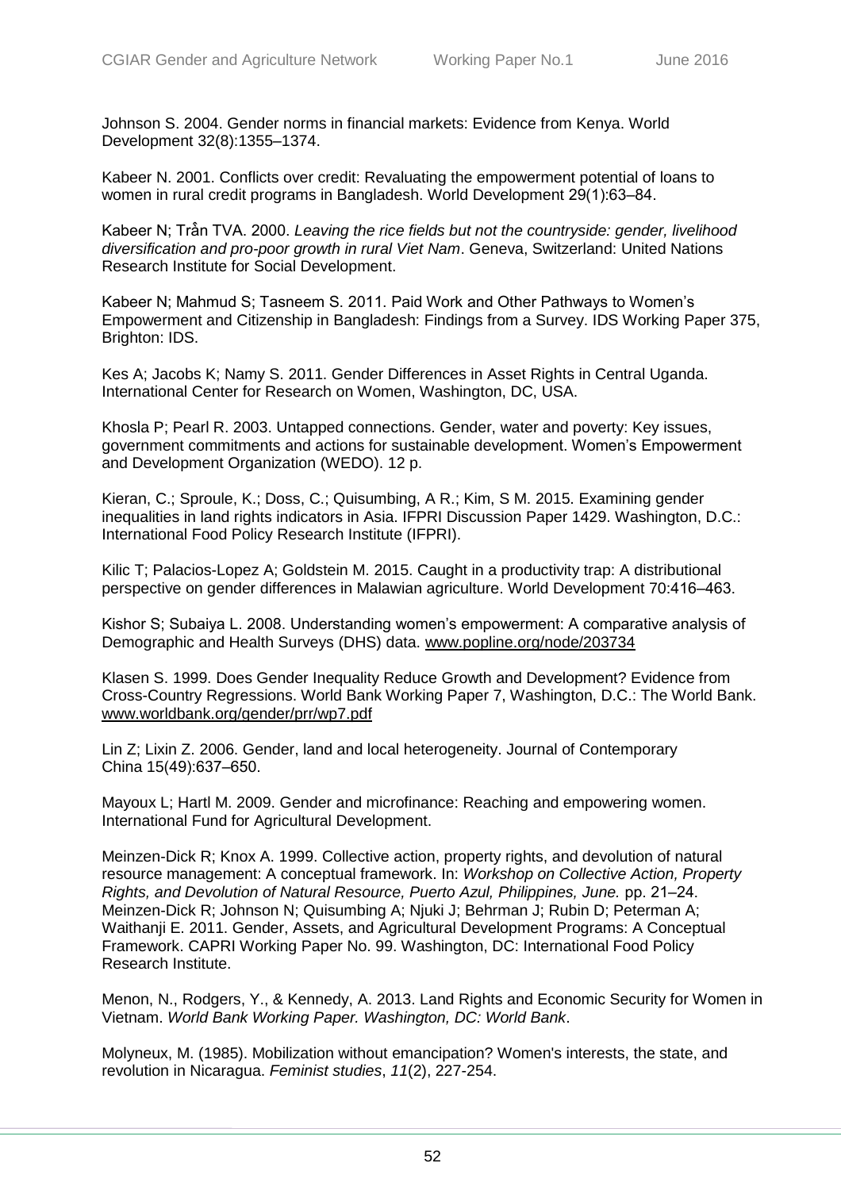Johnson S. 2004. Gender norms in financial markets: Evidence from Kenya. World Development 32(8):1355–1374.

Kabeer N. 2001. Conflicts over credit: Revaluating the empowerment potential of loans to women in rural credit programs in Bangladesh. World Development 29(1):63–84.

Kabeer N; Trần TVA. 2000. *Leaving the rice fields but not the countryside: gender, livelihood diversification and pro-poor growth in rural Viet Nam*. Geneva, Switzerland: United Nations Research Institute for Social Development.

Kabeer N; Mahmud S; Tasneem S. 2011. Paid Work and Other Pathways to Women's Empowerment and Citizenship in Bangladesh: Findings from a Survey. IDS Working Paper 375, Brighton: IDS.

Kes A; Jacobs K; Namy S. 2011. Gender Differences in Asset Rights in Central Uganda. International Center for Research on Women, Washington, DC, USA.

Khosla P; Pearl R. 2003. Untapped connections. Gender, water and poverty: Key issues, government commitments and actions for sustainable development. Women's Empowerment and Development Organization (WEDO). 12 p.

Kieran, C.; Sproule, K.; Doss, C.; Quisumbing, A R.; Kim, S M. 2015. Examining gender inequalities in land rights indicators in Asia. IFPRI Discussion Paper 1429. Washington, D.C.: International Food Policy Research Institute (IFPRI).

Kilic T; Palacios-Lopez A; Goldstein M. 2015. Caught in a productivity trap: A distributional perspective on gender differences in Malawian agriculture. World Development 70:416–463.

Kishor S; Subaiya L. 2008. Understanding women's empowerment: A comparative analysis of Demographic and Health Surveys (DHS) data. www.popline.org/node/203734

Klasen S. 1999. Does Gender Inequality Reduce Growth and Development? Evidence from Cross-Country Regressions. World Bank Working Paper 7, Washington, D.C.: The World Bank. www.worldbank.org/gender/prr/wp7.pdf

Lin Z; Lixin Z. 2006. Gender, land and local heterogeneity. Journal of Contemporary China 15(49):637–650.

Mayoux L; Hartl M. 2009. Gender and microfinance: Reaching and empowering women. International Fund for Agricultural Development.

Meinzen-Dick R; Knox A. 1999. Collective action, property rights, and devolution of natural resource management: A conceptual framework. In: *Workshop on Collective Action, Property Rights, and Devolution of Natural Resource, Puerto Azul, Philippines, June.* pp. 21–24.

Meinzen-Dick R; Johnson N; Quisumbing A; Njuki J; Behrman J; Rubin D; Peterman A; Waithanji E. 2011. Gender, Assets, and Agricultural Development Programs: A Conceptual Framework. CAPRI Working Paper No. 99. Washington, DC: International Food Policy Research Institute.

Menon, N., Rodgers, Y., & Kennedy, A. 2013. Land Rights and Economic Security for Women in Vietnam. *World Bank Working Paper. Washington, DC: World Bank*.

Molyneux, M. (1985). Mobilization without emancipation? Women's interests, the state, and revolution in Nicaragua. *Feminist studies*, *11*(2), 227-254.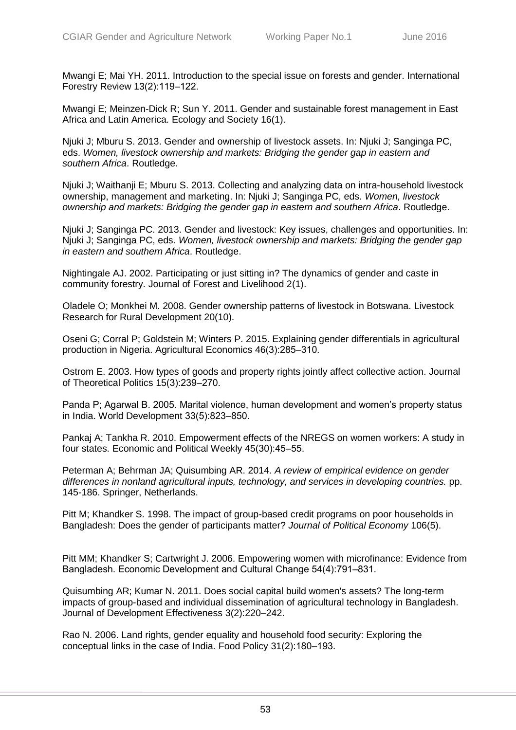Mwangi E; Mai YH. 2011. Introduction to the special issue on forests and gender. International Forestry Review 13(2):119–122.

Mwangi E; Meinzen-Dick R; Sun Y. 2011. Gender and sustainable forest management in East Africa and Latin America. Ecology and Society 16(1).

Njuki J; Mburu S. 2013. Gender and ownership of livestock assets. In: Njuki J; Sanginga PC, eds. *Women, livestock ownership and markets: Bridging the gender gap in eastern and southern Africa*. Routledge.

Njuki J; Waithanji E; Mburu S. 2013. Collecting and analyzing data on intra-household livestock ownership, management and marketing. In: Njuki J; Sanginga PC, eds. *Women, livestock ownership and markets: Bridging the gender gap in eastern and southern Africa*. Routledge.

Njuki J; Sanginga PC. 2013. Gender and livestock: Key issues, challenges and opportunities. In: Njuki J; Sanginga PC, eds. *Women, livestock ownership and markets: Bridging the gender gap in eastern and southern Africa*. Routledge.

Nightingale AJ. 2002. Participating or just sitting in? The dynamics of gender and caste in community forestry. Journal of Forest and Livelihood 2(1).

Oladele O; Monkhei M. 2008. Gender ownership patterns of livestock in Botswana. Livestock Research for Rural Development 20(10).

Oseni G; Corral P; Goldstein M; Winters P. 2015. Explaining gender differentials in agricultural production in Nigeria. Agricultural Economics 46(3):285–310.

Ostrom E. 2003. How types of goods and property rights jointly affect collective action. Journal of Theoretical Politics 15(3):239–270.

Panda P; Agarwal B. 2005. Marital violence, human development and women's property status in India. World Development 33(5):823–850.

Pankaj A; Tankha R. 2010. Empowerment effects of the NREGS on women workers: A study in four states. Economic and Political Weekly 45(30):45–55.

Peterman A; Behrman JA; Quisumbing AR. 2014. *A review of empirical evidence on gender differences in nonland agricultural inputs, technology, and services in developing countries.* pp. 145-186. Springer, Netherlands.

Pitt M; Khandker S. 1998. The impact of group-based credit programs on poor households in Bangladesh: Does the gender of participants matter? *Journal of Political Economy* 106(5).

Pitt MM; Khandker S; Cartwright J. 2006. Empowering women with microfinance: Evidence from Bangladesh. Economic Development and Cultural Change 54(4):791–831.

Quisumbing AR; Kumar N. 2011. Does social capital build women's assets? The long-term impacts of group-based and individual dissemination of agricultural technology in Bangladesh. Journal of Development Effectiveness 3(2):220–242.

Rao N. 2006. Land rights, gender equality and household food security: Exploring the conceptual links in the case of India. Food Policy 31(2):180–193.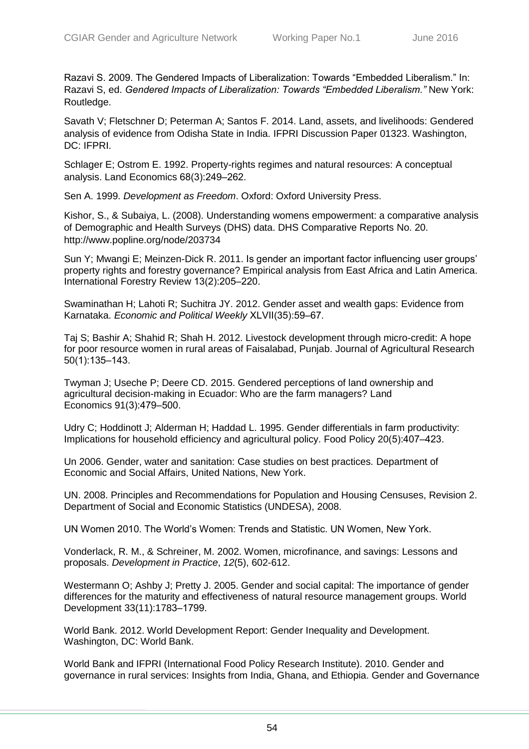Razavi S. 2009. The Gendered Impacts of Liberalization: Towards “Embedded Liberalism.” In: Razavi S, ed. *Gendered Impacts of Liberalization: Towards “Embedded Liberalism.”* New York: Routledge.

Savath V; Fletschner D; Peterman A; Santos F. 2014. Land, assets, and livelihoods: Gendered analysis of evidence from Odisha State in India. IFPRI Discussion Paper 01323. Washington, DC: IFPRI.

Schlager E; Ostrom E. 1992. Property-rights regimes and natural resources: A conceptual analysis. Land Economics 68(3):249–262.

Sen A. 1999. *Development as Freedom*. Oxford: Oxford University Press.

Kishor, S., & Subaiya, L. (2008). Understanding womens empowerment: a comparative analysis of Demographic and Health Surveys (DHS) data. DHS Comparative Reports No. 20. http://www.popline.org/node/203734

Sun Y; Mwangi E; Meinzen-Dick R. 2011. Is gender an important factor influencing user groups' property rights and forestry governance? Empirical analysis from East Africa and Latin America. International Forestry Review 13(2):205–220.

Swaminathan H; Lahoti R; Suchitra JY. 2012. Gender asset and wealth gaps: Evidence from Karnataka. *Economic and Political Weekly* XLVII(35):59–67.

Taj S; Bashir A; Shahid R; Shah H. 2012. Livestock development through micro-credit: A hope for poor resource women in rural areas of Faisalabad, Punjab. Journal of Agricultural Research 50(1):135–143.

Twyman J; Useche P; Deere CD. 2015. Gendered perceptions of land ownership and agricultural decision-making in Ecuador: Who are the farm managers? Land Economics 91(3):479–500.

Udry C; Hoddinott J; Alderman H; Haddad L. 1995. Gender differentials in farm productivity: Implications for household efficiency and agricultural policy. Food Policy 20(5):407–423.

Un 2006. Gender, water and sanitation: Case studies on best practices. Department of Economic and Social Affairs, United Nations, New York.

UN. 2008. Principles and Recommendations for Population and Housing Censuses, Revision 2. Department of Social and Economic Statistics (UNDESA), 2008.

UN Women 2010. The World's Women: Trends and Statistic. UN Women, New York.

Vonderlack, R. M., & Schreiner, M. 2002. Women, microfinance, and savings: Lessons and proposals. *Development in Practice*, *12*(5), 602-612.

Westermann O; Ashby J; Pretty J. 2005. Gender and social capital: The importance of gender differences for the maturity and effectiveness of natural resource management groups. World Development 33(11):1783–1799.

World Bank. 2012. World Development Report: Gender Inequality and Development. Washington, DC: World Bank.

World Bank and IFPRI (International Food Policy Research Institute). 2010. Gender and governance in rural services: Insights from India, Ghana, and Ethiopia. Gender and Governance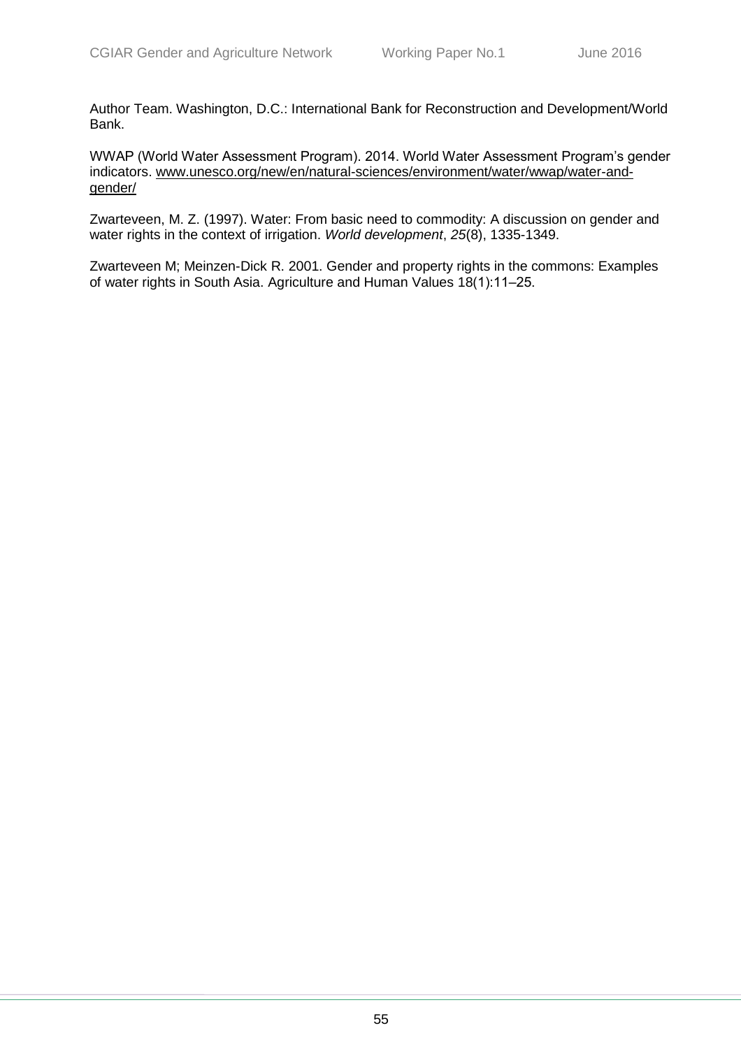Author Team. Washington, D.C.: International Bank for Reconstruction and Development/World Bank.

WWAP (World Water Assessment Program). 2014. World Water Assessment Program's gender indicators. www.unesco.org/new/en/natural-sciences/environment/water/wwap/water-and-gender/

Zwarteveen, M. Z. (1997). Water: From basic need to commodity: A discussion on gender and water rights in the context of irrigation. *World development*, *25*(8), 1335-1349.

Zwarteveen M; Meinzen-Dick R. 2001. Gender and property rights in the commons: Examples of water rights in South Asia. Agriculture and Human Values 18(1):11–25.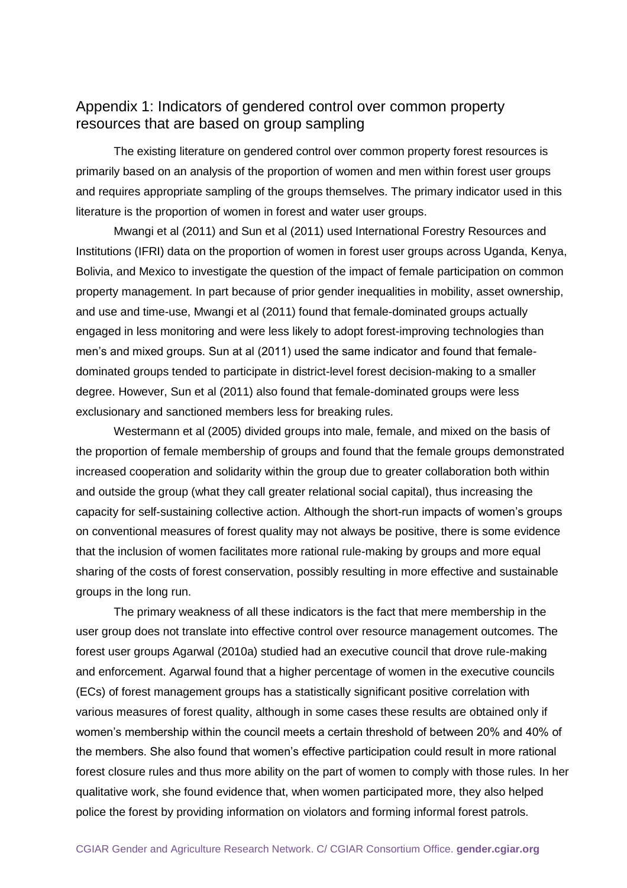## Appendix 1: Indicators of gendered control over common property resources that are based on group sampling

The existing literature on gendered control over common property forest resources is primarily based on an analysis of the proportion of women and men within forest user groups and requires appropriate sampling of the groups themselves. The primary indicator used in this literature is the proportion of women in forest and water user groups.

Mwangi et al (2011) and Sun et al (2011) used International Forestry Resources and Institutions (IFRI) data on the proportion of women in forest user groups across Uganda, Kenya, Bolivia, and Mexico to investigate the question of the impact of female participation on common property management. In part because of prior gender inequalities in mobility, asset ownership, and use and time-use, Mwangi et al (2011) found that female-dominated groups actually engaged in less monitoring and were less likely to adopt forest-improving technologies than men's and mixed groups. Sun at al (2011) used the same indicator and found that female-dominated groups tended to participate in district-level forest decision-making to a smaller degree. However, Sun et al (2011) also found that female-dominated groups were less exclusionary and sanctioned members less for breaking rules.

Westermann et al (2005) divided groups into male, female, and mixed on the basis of the proportion of female membership of groups and found that the female groups demonstrated increased cooperation and solidarity within the group due to greater collaboration both within and outside the group (what they call greater relational social capital), thus increasing the capacity for self-sustaining collective action. Although the short-run impacts of women's groups on conventional measures of forest quality may not always be positive, there is some evidence that the inclusion of women facilitates more rational rule-making by groups and more equal sharing of the costs of forest conservation, possibly resulting in more effective and sustainable groups in the long run.

The primary weakness of all these indicators is the fact that mere membership in the user group does not translate into effective control over resource management outcomes. The forest user groups Agarwal (2010a) studied had an executive council that drove rule-making and enforcement. Agarwal found that a higher percentage of women in the executive councils (ECs) of forest management groups has a statistically significant positive correlation with various measures of forest quality, although in some cases these results are obtained only if women's membership within the council meets a certain threshold of between 20% and 40% of the members. She also found that women's effective participation could result in more rational forest closure rules and thus more ability on the part of women to comply with those rules. In her qualitative work, she found evidence that, when women participated more, they also helped police the forest by providing information on violators and forming informal forest patrols.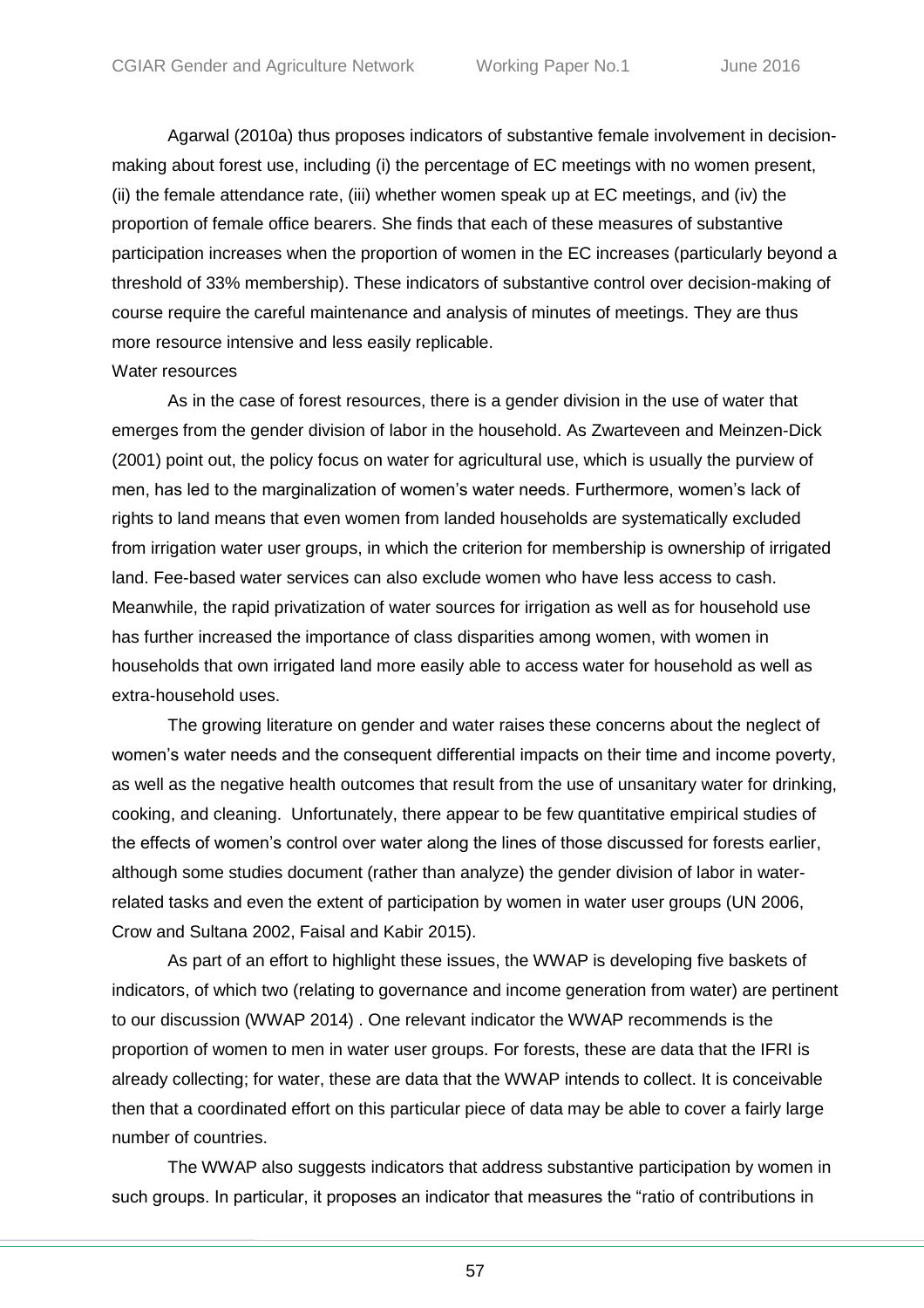Agarwal (2010a) thus proposes indicators of substantive female involvement in decision-making about forest use, including (i) the percentage of EC meetings with no women present, (ii) the female attendance rate, (iii) whether women speak up at EC meetings, and (iv) the proportion of female office bearers. She finds that each of these measures of substantive participation increases when the proportion of women in the EC increases (particularly beyond a threshold of 33% membership). These indicators of substantive control over decision-making of course require the careful maintenance and analysis of minutes of meetings. They are thus more resource intensive and less easily replicable.

Water resources

As in the case of forest resources, there is a gender division in the use of water that emerges from the gender division of labor in the household. As Zwarteveen and Meinzen-Dick (2001) point out, the policy focus on water for agricultural use, which is usually the purview of men, has led to the marginalization of women's water needs. Furthermore, women's lack of rights to land means that even women from landed households are systematically excluded from irrigation water user groups, in which the criterion for membership is ownership of irrigated land. Fee-based water services can also exclude women who have less access to cash. Meanwhile, the rapid privatization of water sources for irrigation as well as for household use has further increased the importance of class disparities among women, with women in households that own irrigated land more easily able to access water for household as well as extra-household uses.

The growing literature on gender and water raises these concerns about the neglect of women's water needs and the consequent differential impacts on their time and income poverty, as well as the negative health outcomes that result from the use of unsanitary water for drinking, cooking, and cleaning. Unfortunately, there appear to be few quantitative empirical studies of the effects of women's control over water along the lines of those discussed for forests earlier, although some studies document (rather than analyze) the gender division of labor in water-related tasks and even the extent of participation by women in water user groups (UN 2006, Crow and Sultana 2002, Faisal and Kabir 2015).

As part of an effort to highlight these issues, the WWAP is developing five baskets of indicators, of which two (relating to governance and income generation from water) are pertinent to our discussion (WWAP 2014) . One relevant indicator the WWAP recommends is the proportion of women to men in water user groups. For forests, these are data that the IFRI is already collecting; for water, these are data that the WWAP intends to collect. It is conceivable then that a coordinated effort on this particular piece of data may be able to cover a fairly large number of countries.

The WWAP also suggests indicators that address substantive participation by women in such groups. In particular, it proposes an indicator that measures the "ratio of contributions in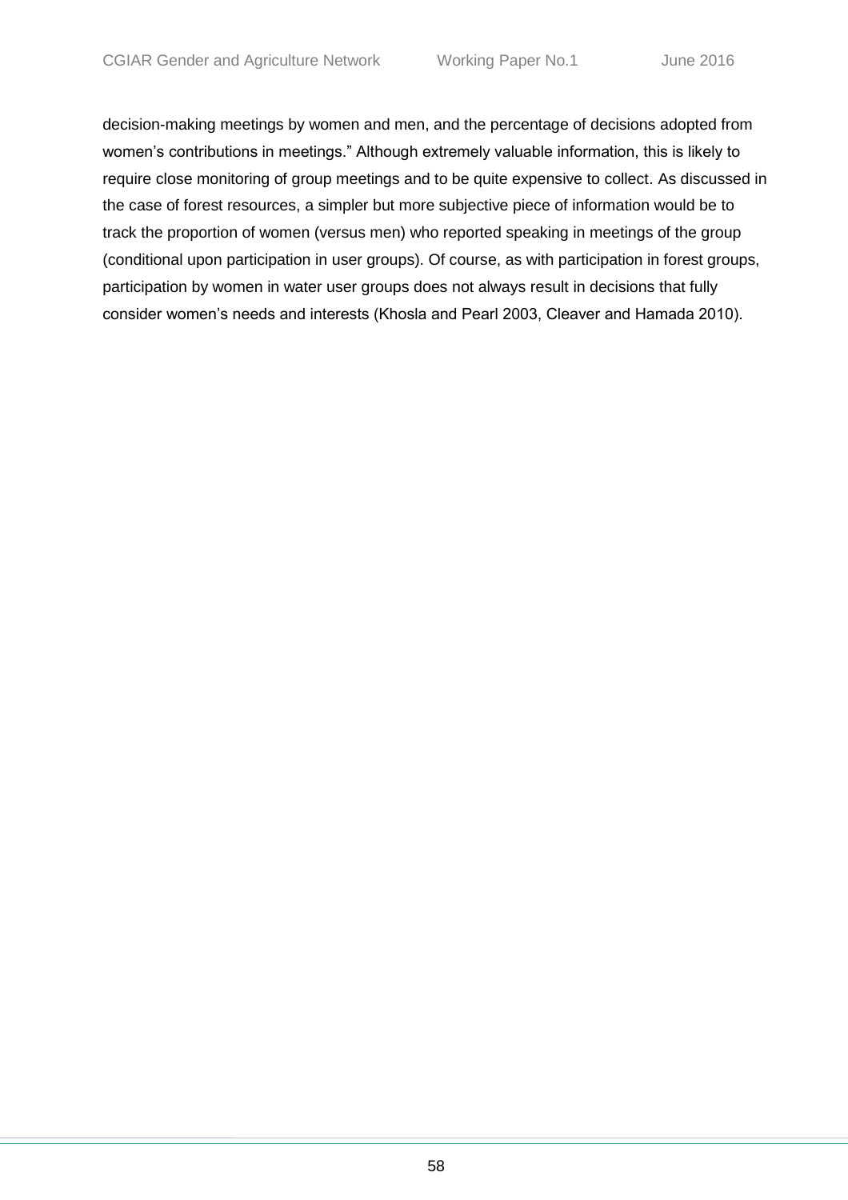decision-making meetings by women and men, and the percentage of decisions adopted from women's contributions in meetings." Although extremely valuable information, this is likely to require close monitoring of group meetings and to be quite expensive to collect. As discussed in the case of forest resources, a simpler but more subjective piece of information would be to track the proportion of women (versus men) who reported speaking in meetings of the group (conditional upon participation in user groups). Of course, as with participation in forest groups, participation by women in water user groups does not always result in decisions that fully consider women's needs and interests (Khosla and Pearl 2003, Cleaver and Hamada 2010).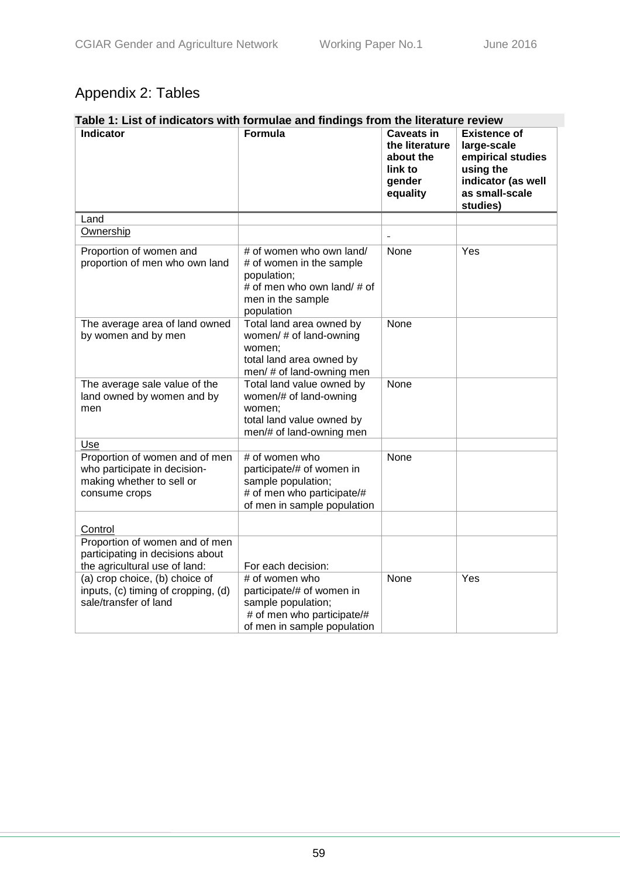## Appendix 2: Tables

**Table 1: List of indicators with formulae and findings from the literature review**

| Indicator | Formula | Caveats in the literature about the link to gender equality | Existence of large-scale empirical studies using the indicator (as well as small-scale studies) |
|---|---|---|---|
| Land | | | |
| Ownership | | - | |
| Proportion of women and proportion of men who own land | # of women who own land/ # of women in the sample population; # of men who own land/ # of men in the sample population | None | Yes |
| The average area of land owned by women and by men | Total land area owned by women/ # of land-owning women; total land area owned by men/ # of land-owning men | None | |
| The average sale value of the land owned by women and by men | Total land value owned by women/# of land-owning women; total land value owned by men/# of land-owning men | None | |
| Use | | | |
| Proportion of women and of men who participate in decision-making whether to sell or consume crops | # of women who participate/# of women in sample population; # of men who participate/# of men in sample population | None | |
| Control | | | |
| Proportion of women and of men participating in decisions about the agricultural use of land: | For each decision: | | |
| (a) crop choice, (b) choice of inputs, (c) timing of cropping, (d) sale/transfer of land | # of women who participate/# of women in sample population; # of men who participate/# of men in sample population | None | Yes |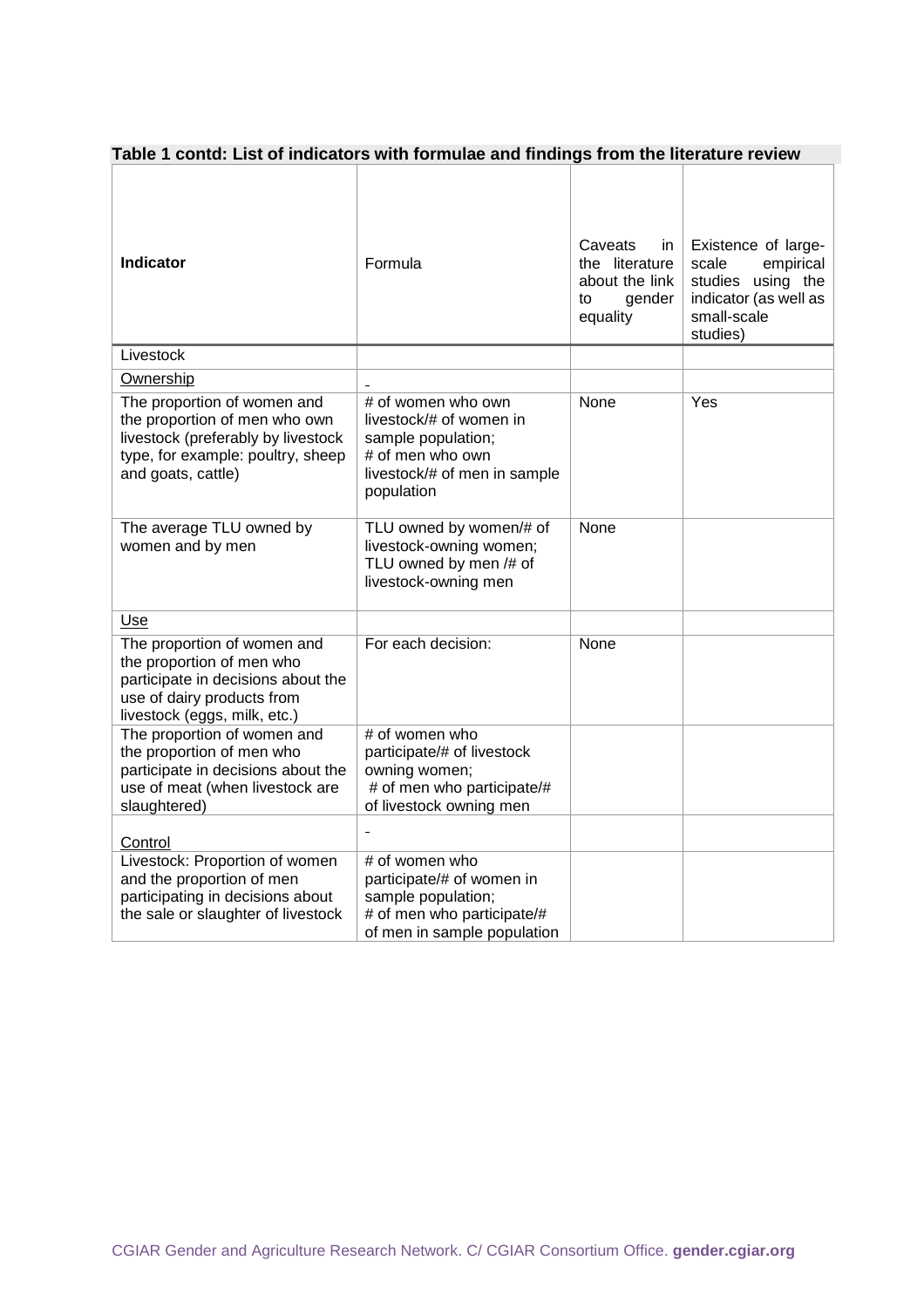**Table 1 contd: List of indicators with formulae and findings from the literature review**

| **Indicator** | Formula | Caveats in the literature about the link to gender equality | Existence of large-scale empirical studies using the indicator (as well as small-scale studies) |
|---|---|---|---|
| Livestock | | | |
| Ownership | | | |
| The proportion of women and the proportion of men who own livestock (preferably by livestock type, for example: poultry, sheep and goats, cattle) | # of women who own livestock/# of women in sample population; # of men who own livestock/# of men in sample population | None | Yes |
| The average TLU owned by women and by men | TLU owned by women/# of livestock-owning women; TLU owned by men /# of livestock-owning men | None | |
| Use | | | |
| The proportion of women and the proportion of men who participate in decisions about the use of dairy products from livestock (eggs, milk, etc.) | For each decision: | None | |
| The proportion of women and the proportion of men who participate in decisions about the use of meat (when livestock are slaughtered) | # of women who participate/# of livestock owning women; # of men who participate/# of livestock owning men | | |
| Control | | | |
| Livestock: Proportion of women and the proportion of men participating in decisions about the sale or slaughter of livestock | # of women who participate/# of women in sample population; # of men who participate/# of men in sample population | | |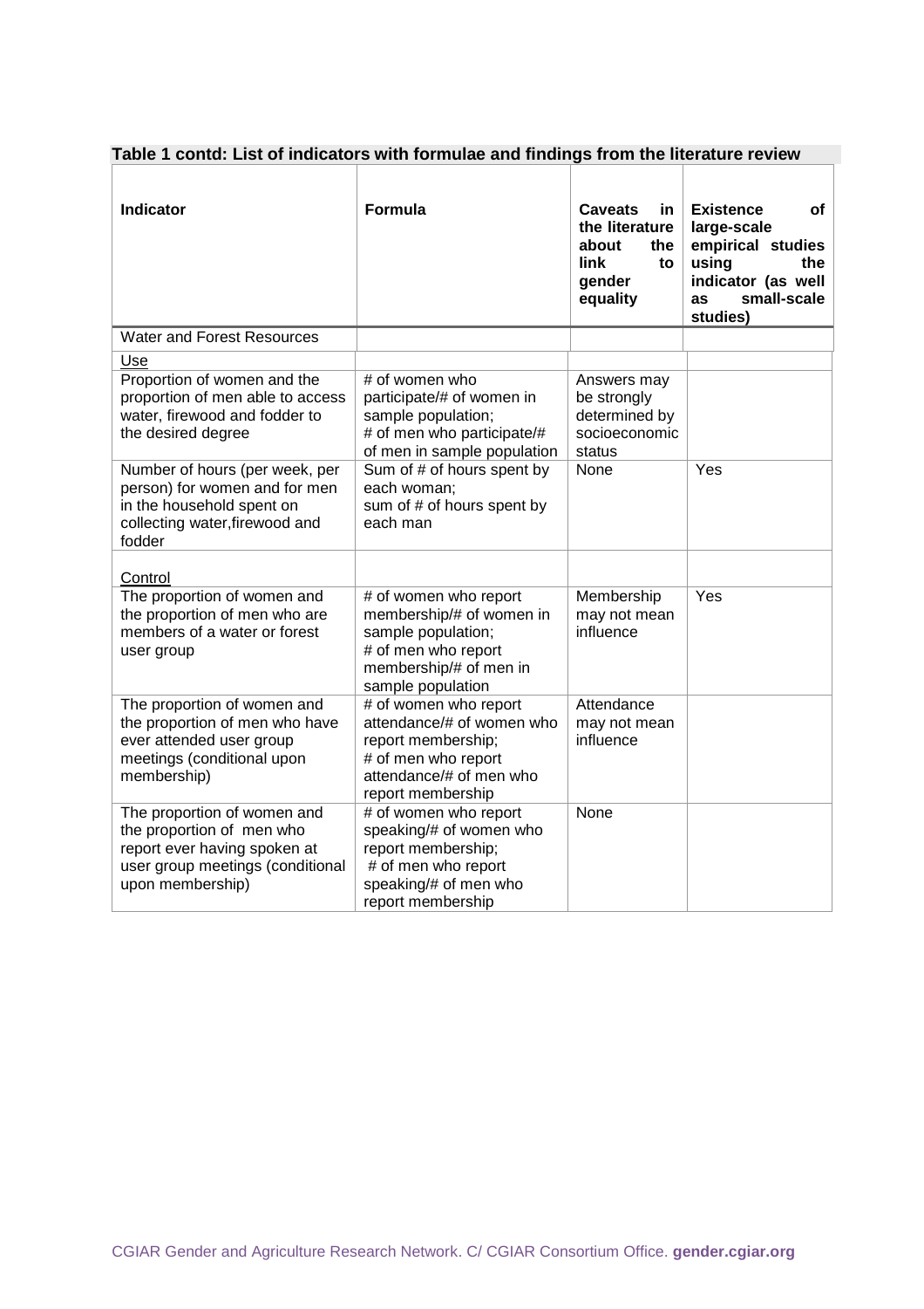**Table 1 contd: List of indicators with formulae and findings from the literature review**

| Indicator | Formula | Caveats in the literature about the link to gender equality | Existence of large-scale empirical studies using the indicator (as well as small-scale studies) |
|---|---|---|---|
| Water and Forest Resources | | | |
| Use | | | |
| Proportion of women and the proportion of men able to access water, firewood and fodder to the desired degree | # of women who participate/# of women in sample population; # of men who participate/# of men in sample population | Answers may be strongly determined by socioeconomic status | |
| Number of hours (per week, per person) for women and for men in the household spent on collecting water,firewood and fodder | Sum of # of hours spent by each woman; sum of # of hours spent by each man | None | Yes |
| Control | | | |
| The proportion of women and the proportion of men who are members of a water or forest user group | # of women who report membership/# of women in sample population; # of men who report membership/# of men in sample population | Membership may not mean influence | Yes |
| The proportion of women and the proportion of men who have ever attended user group meetings (conditional upon membership) | # of women who report attendance/# of women who report membership; # of men who report attendance/# of men who report membership | Attendance may not mean influence | |
| The proportion of women and the proportion of men who report ever having spoken at user group meetings (conditional upon membership) | # of women who report speaking/# of women who report membership; # of men who report speaking/# of men who report membership | None | |

CGIAR Gender and Agriculture Research Network. C/ CGIAR Consortium Office. **gender.cgiar.org**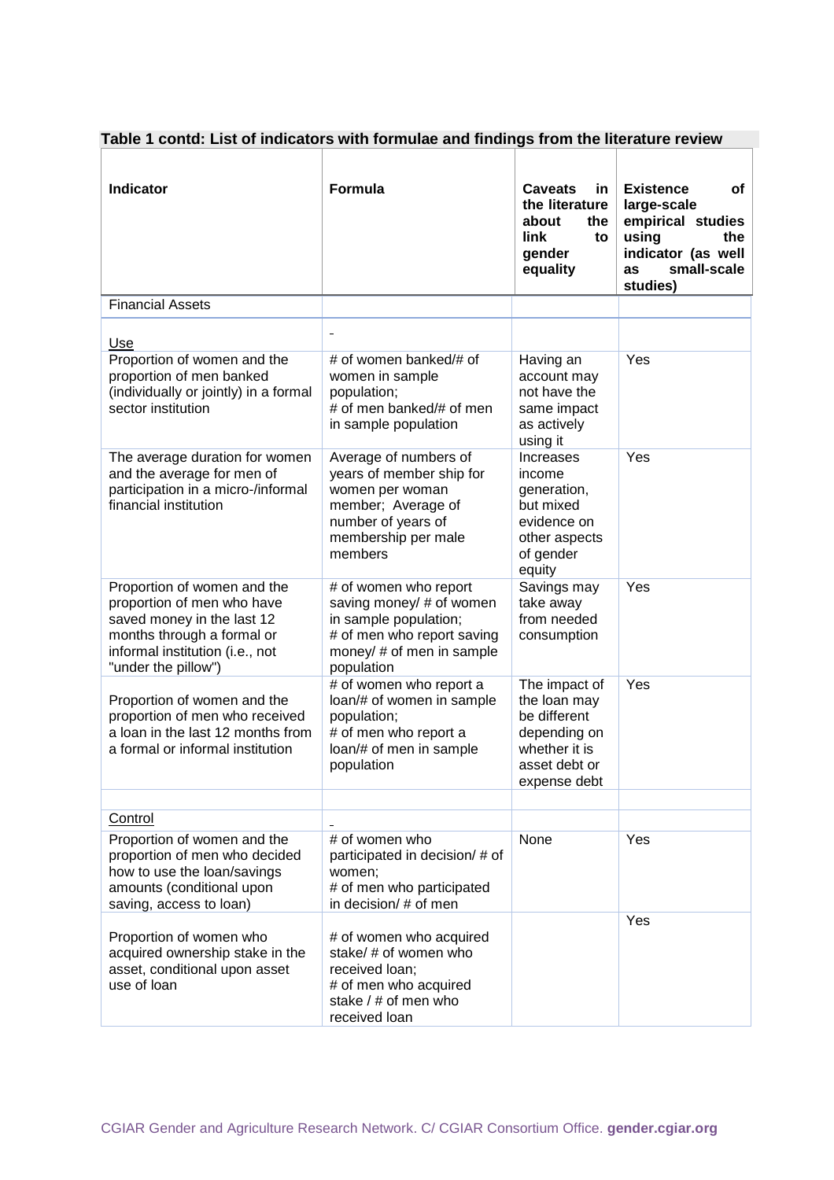**Table 1 contd: List of indicators with formulae and findings from the literature review**

| Indicator | Formula | Caveats in the literature about the link to gender equality | Existence of large-scale empirical studies using the indicator (as well as small-scale studies) |
|---|---|---|---|
| Financial Assets | | | |
| Use | - | | |
| Proportion of women and the proportion of men banked (individually or jointly) in a formal sector institution | # of women banked/# of women in sample population; # of men banked/# of men in sample population | Having an account may not have the same impact as actively using it | Yes |
| The average duration for women and the average for men of participation in a micro-/informal financial institution | Average of numbers of years of member ship for women per woman member; Average of number of years of membership per male members | Increases income generation, but mixed evidence on other aspects of gender equity | Yes |
| Proportion of women and the proportion of men who have saved money in the last 12 months through a formal or informal institution (i.e., not "under the pillow") | # of women who report saving money/ # of women in sample population; # of men who report saving money/ # of men in sample population | Savings may take away from needed consumption | Yes |
| Proportion of women and the proportion of men who received a loan in the last 12 months from a formal or informal institution | # of women who report a loan/# of women in sample population; # of men who report a loan/# of men in sample population | The impact of the loan may be different depending on whether it is asset debt or expense debt | Yes |
| | | | |
| Control | - | | |
| Proportion of women and the proportion of men who decided how to use the loan/savings amounts (conditional upon saving, access to loan) | # of women who participated in decision/ # of women; # of men who participated in decision/ # of men | None | Yes |
| Proportion of women who acquired ownership stake in the asset, conditional upon asset use of loan | # of women who acquired stake/ # of women who received loan; # of men who acquired stake / # of men who received loan | | Yes |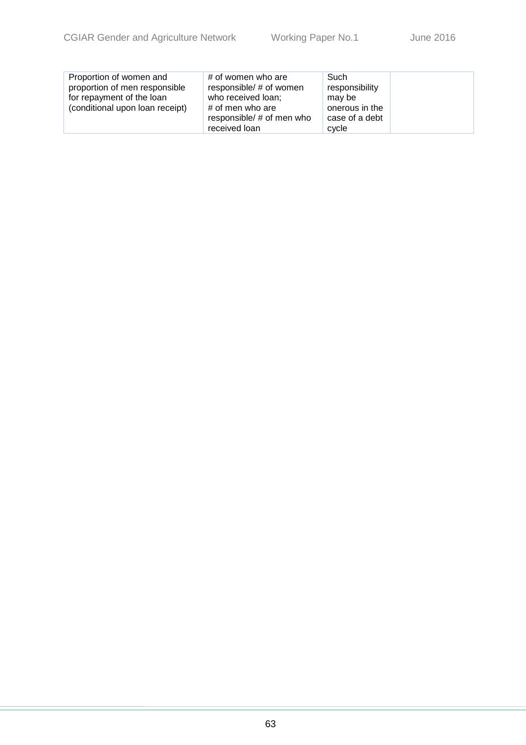| | | | |
|---|---|---|---|
| Proportion of women and proportion of men responsible for repayment of the loan (conditional upon loan receipt) | # of women who are responsible/ # of women who received loan; # of men who are responsible/ # of men who received loan | Such responsibility may be onerous in the case of a debt cycle | |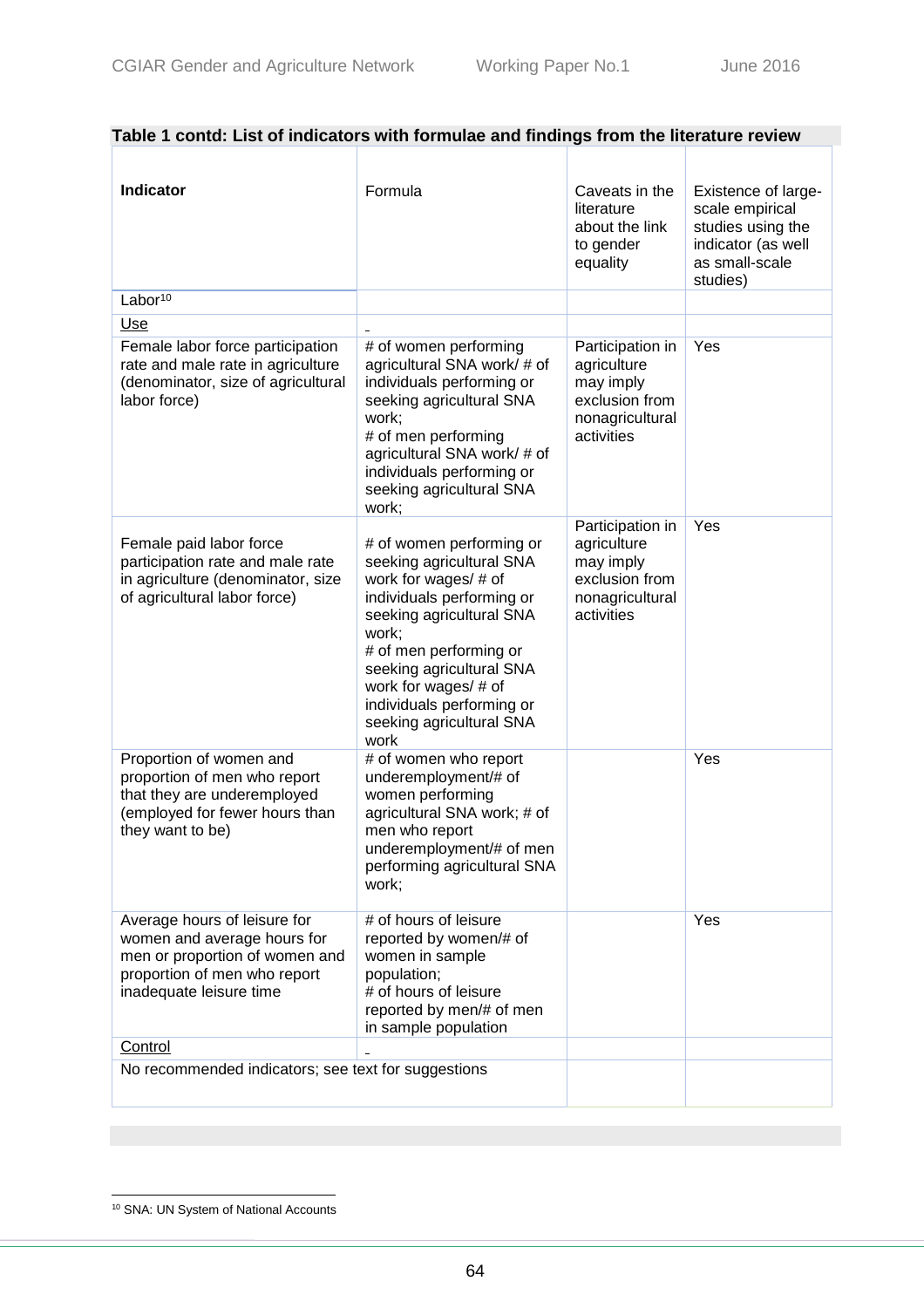**Table 1 contd: List of indicators with formulae and findings from the literature review**

| **Indicator** | Formula | Caveats in the literature about the link to gender equality | Existence of large-scale empirical studies using the indicator (as well as small-scale studies) |
|---|---|---|---|
| Labor[10] | | | |
| Use | | | |
| Female labor force participation rate and male rate in agriculture (denominator, size of agricultural labor force) | # of women performing agricultural SNA work/ # of individuals performing or seeking agricultural SNA work;<br># of men performing agricultural SNA work/ # of individuals performing or seeking agricultural SNA work; | Participation in agriculture may imply exclusion from nonagricultural activities | Yes |
| Female paid labor force participation rate and male rate in agriculture (denominator, size of agricultural labor force) | # of women performing or seeking agricultural SNA work for wages/ # of individuals performing or seeking agricultural SNA work;<br># of men performing or seeking agricultural SNA work for wages/ # of individuals performing or seeking agricultural SNA work | Participation in agriculture may imply exclusion from nonagricultural activities | Yes |
| Proportion of women and proportion of men who report that they are underemployed (employed for fewer hours than they want to be) | # of women who report underemployment/# of women performing agricultural SNA work; # of men who report underemployment/# of men performing agricultural SNA work; | | Yes |
| Average hours of leisure for women and average hours for men or proportion of women and proportion of men who report inadequate leisure time | # of hours of leisure reported by women/# of women in sample population;<br># of hours of leisure reported by men/# of men in sample population | | Yes |
| Control | | | |
| No recommended indicators; see text for suggestions | | | |

[10] SNA: UN System of National Accounts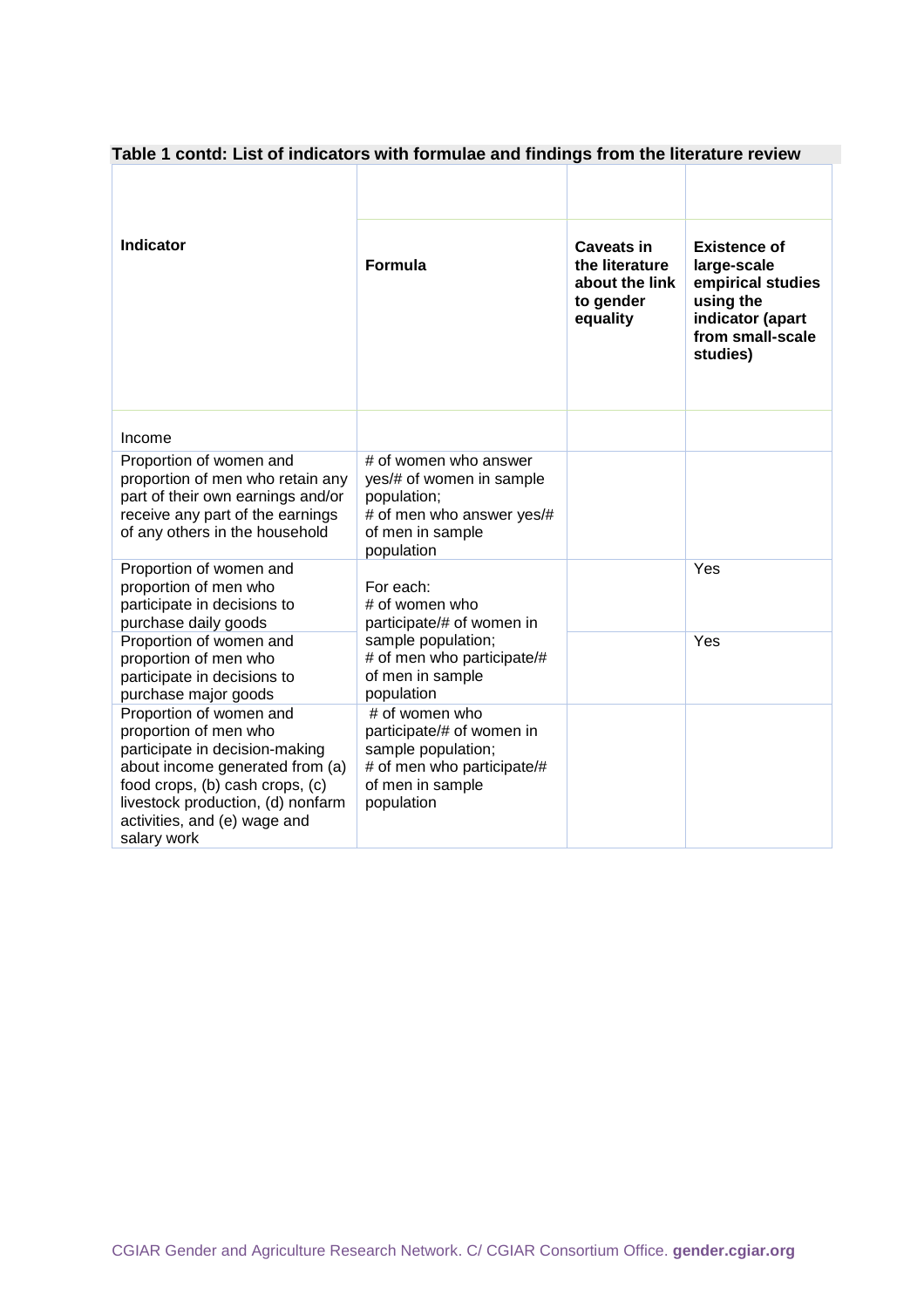**Table 1 contd: List of indicators with formulae and findings from the literature review**

| Indicator | Formula | Caveats in the literature about the link to gender equality | Existence of large-scale empirical studies using the indicator (apart from small-scale studies) |
|---|---|---|---|
| Income | | | |
| Proportion of women and proportion of men who retain any part of their own earnings and/or receive any part of the earnings of any others in the household | # of women who answer yes/# of women in sample population; # of men who answer yes/# of men in sample population | | |
| Proportion of women and proportion of men who participate in decisions to purchase daily goods | For each: # of women who participate/# of women in sample population; # of men who participate/# of men in sample population | | Yes |
| Proportion of women and proportion of men who participate in decisions to purchase major goods | | | Yes |
| Proportion of women and proportion of men who participate in decision-making about income generated from (a) food crops, (b) cash crops, (c) livestock production, (d) nonfarm activities, and (e) wage and salary work | # of women who participate/# of women in sample population; # of men who participate/# of men in sample population | | |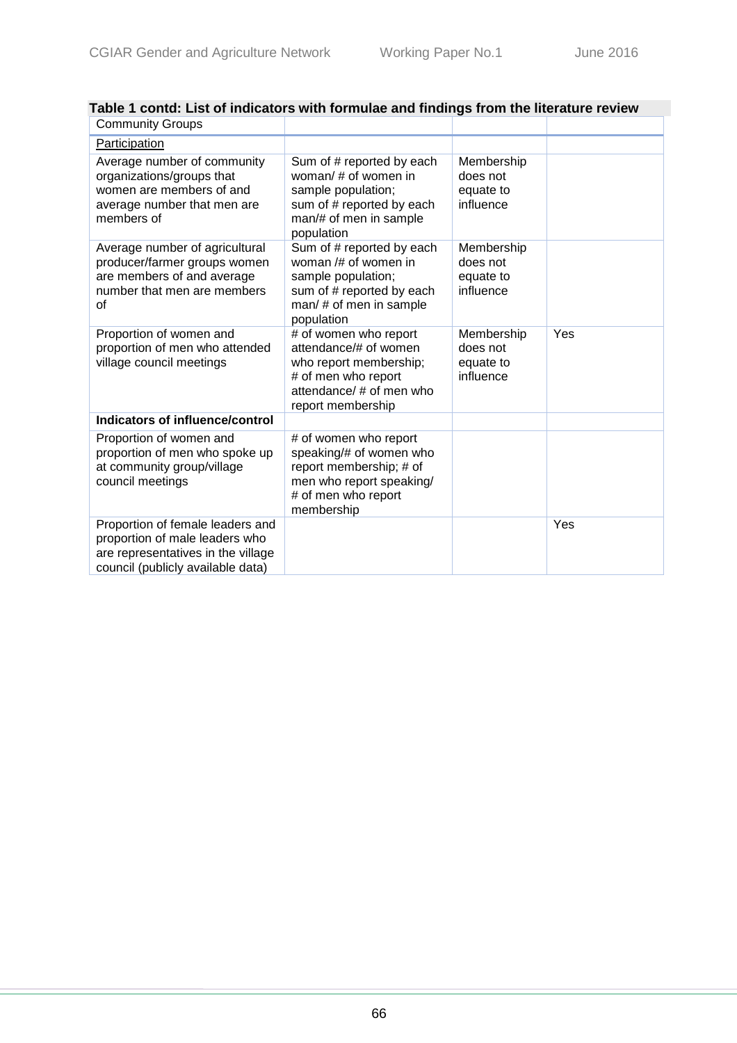**Table 1 contd: List of indicators with formulae and findings from the literature review**

| Community Groups | | | |
|---|---|---|---|
| Participation | | | |
| Average number of community organizations/groups that women are members of and average number that men are members of | Sum of # reported by each woman/ # of women in sample population; sum of # reported by each man/# of men in sample population | Membership does not equate to influence | |
| Average number of agricultural producer/farmer groups women are members of and average number that men are members of | Sum of # reported by each woman /# of women in sample population; sum of # reported by each man/ # of men in sample population | Membership does not equate to influence | |
| Proportion of women and proportion of men who attended village council meetings | # of women who report attendance/# of women who report membership; # of men who report attendance/ # of men who report membership | Membership does not equate to influence | Yes |
| **Indicators of influence/control** | | | |
| Proportion of women and proportion of men who spoke up at community group/village council meetings | # of women who report speaking/# of women who report membership; # of men who report speaking/ # of men who report membership | | |
| Proportion of female leaders and proportion of male leaders who are representatives in the village council (publicly available data) | | | Yes |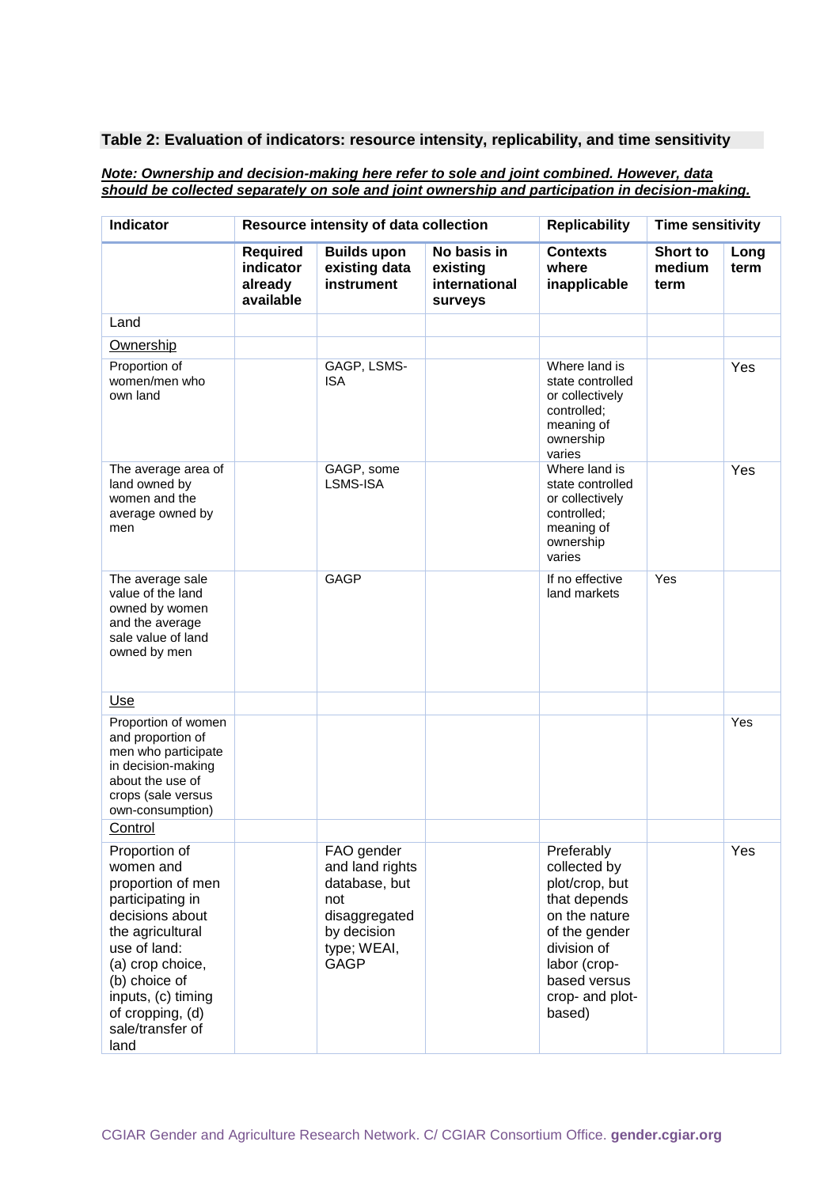### Table 2: Evaluation of indicators: resource intensity, replicability, and time sensitivity

***Note: Ownership and decision-making here refer to sole and joint combined. However, data should be collected separately on sole and joint ownership and participation in decision-making.***

| Indicator | Resource intensity of data collection | | | Replicability | Time sensitivity | |
|---|---|---|---|---|---|---|
| | **Required indicator already available** | **Builds upon existing data instrument** | **No basis in existing international surveys** | **Contexts where inapplicable** | **Short to medium term** | **Long term** |
| Land | | | | | | |
| Ownership | | | | | | |
| Proportion of women/men who own land | | GAGP, LSMS-ISA | | Where land is state controlled or collectively controlled; meaning of ownership varies | | Yes |
| The average area of land owned by women and the average owned by men | | GAGP, some LSMS-ISA | | Where land is state controlled or collectively controlled; meaning of ownership varies | | Yes |
| The average sale value of the land owned by women and the average sale value of land owned by men | | GAGP | | If no effective land markets | Yes | |
| Use | | | | | | |
| Proportion of women and proportion of men who participate in decision-making about the use of crops (sale versus own-consumption) | | | | | | Yes |
| Control | | | | | | |
| Proportion of women and proportion of men participating in decisions about the agricultural use of land: (a) crop choice, (b) choice of inputs, (c) timing of cropping, (d) sale/transfer of land | | FAO gender and land rights database, but not disaggregated by decision type; WEAI, GAGP | | Preferably collected by plot/crop, but that depends on the nature of the gender division of labor (crop-based versus crop- and plot-based) | | Yes |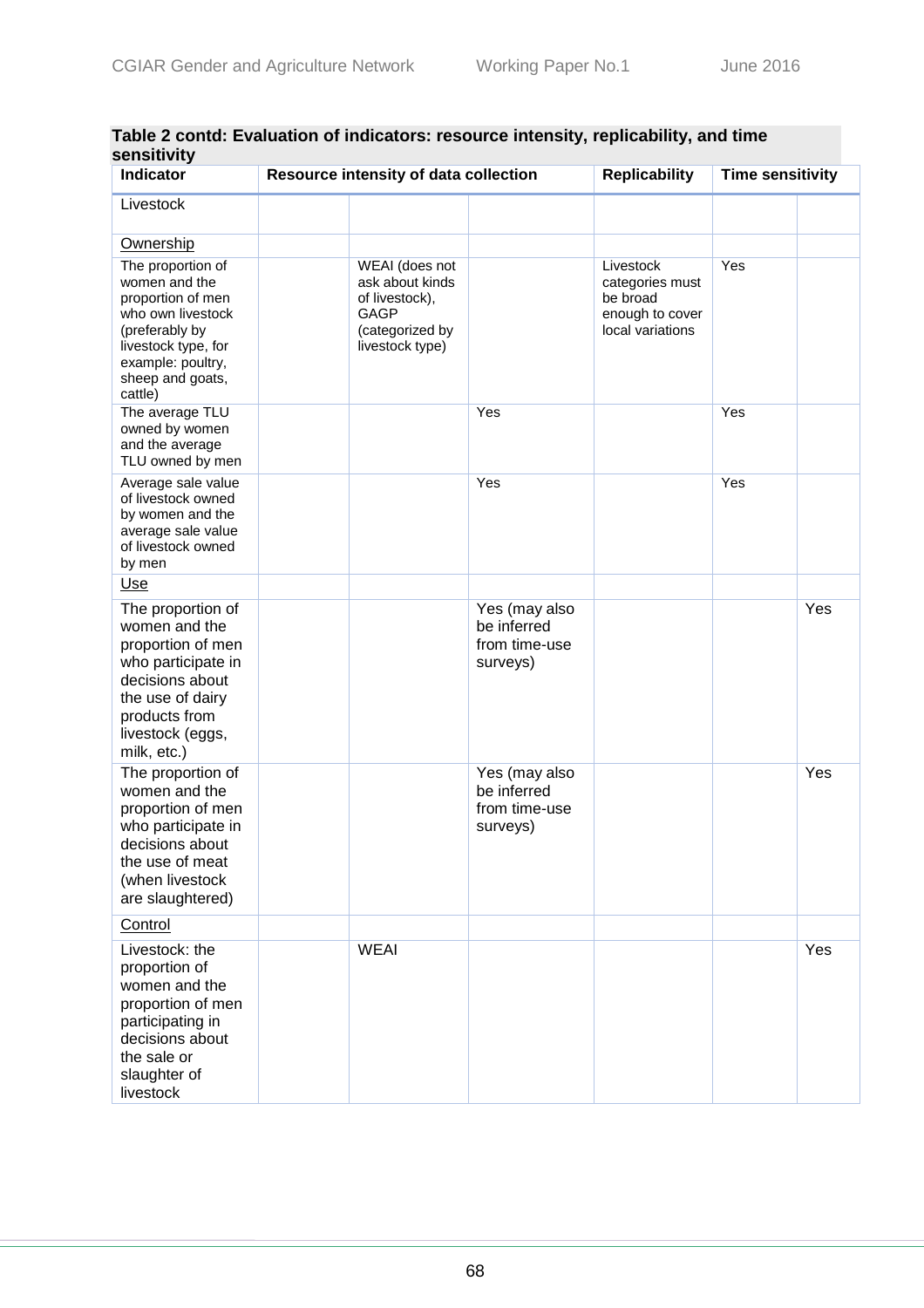**Table 2 contd: Evaluation of indicators: resource intensity, replicability, and time sensitivity**

| Indicator | Resource intensity of data collection | | | Replicability | Time sensitivity | |
|---|---|---|---|---|---|---|
| Livestock | | | | | | |
| Ownership | | | | | | |
| The proportion of women and the proportion of men who own livestock (preferably by livestock type, for example: poultry, sheep and goats, cattle) | | WEAI (does not ask about kinds of livestock), GAGP (categorized by livestock type) | | Livestock categories must be broad enough to cover local variations | Yes | |
| The average TLU owned by women and the average TLU owned by men | | | Yes | | Yes | |
| Average sale value of livestock owned by women and the average sale value of livestock owned by men | | | Yes | | Yes | |
| Use | | | | | | |
| The proportion of women and the proportion of men who participate in decisions about the use of dairy products from livestock (eggs, milk, etc.) | | | Yes (may also be inferred from time-use surveys) | | | Yes |
| The proportion of women and the proportion of men who participate in decisions about the use of meat (when livestock are slaughtered) | | | Yes (may also be inferred from time-use surveys) | | | Yes |
| Control | | | | | | |
| Livestock: the proportion of women and the proportion of men participating in decisions about the sale or slaughter of livestock | | WEAI | | | | Yes |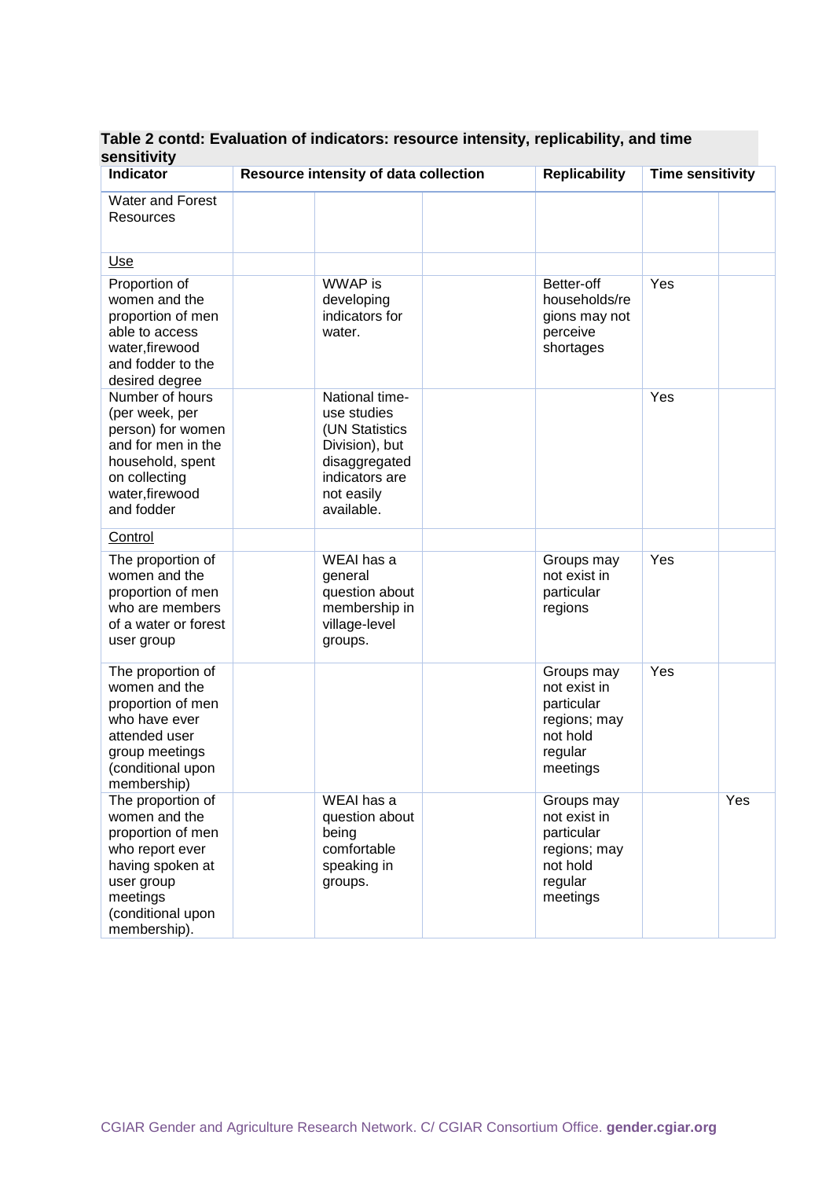**Table 2 contd: Evaluation of indicators: resource intensity, replicability, and time sensitivity**

| Indicator | Resource intensity of data collection | | | Replicability | Time sensitivity | |
|---|---|---|---|---|---|---|
| Water and Forest Resources | | | | | | |
| Use | | | | | | |
| Proportion of women and the proportion of men able to access water,firewood and fodder to the desired degree | | WWAP is developing indicators for water. | | Better-off households/regions may not perceive shortages | Yes | |
| Number of hours (per week, per person) for women and for men in the household, spent on collecting water,firewood and fodder | | National time-use studies (UN Statistics Division), but disaggregated indicators are not easily available. | | | Yes | |
| Control | | | | | | |
| The proportion of women and the proportion of men who are members of a water or forest user group | | WEAI has a general question about membership in village-level groups. | | Groups may not exist in particular regions | Yes | |
| The proportion of women and the proportion of men who have ever attended user group meetings (conditional upon membership) | | | | Groups may not exist in particular regions; may not hold regular meetings | Yes | |
| The proportion of women and the proportion of men who report ever having spoken at user group meetings (conditional upon membership). | | WEAI has a question about being comfortable speaking in groups. | | Groups may not exist in particular regions; may not hold regular meetings | | Yes |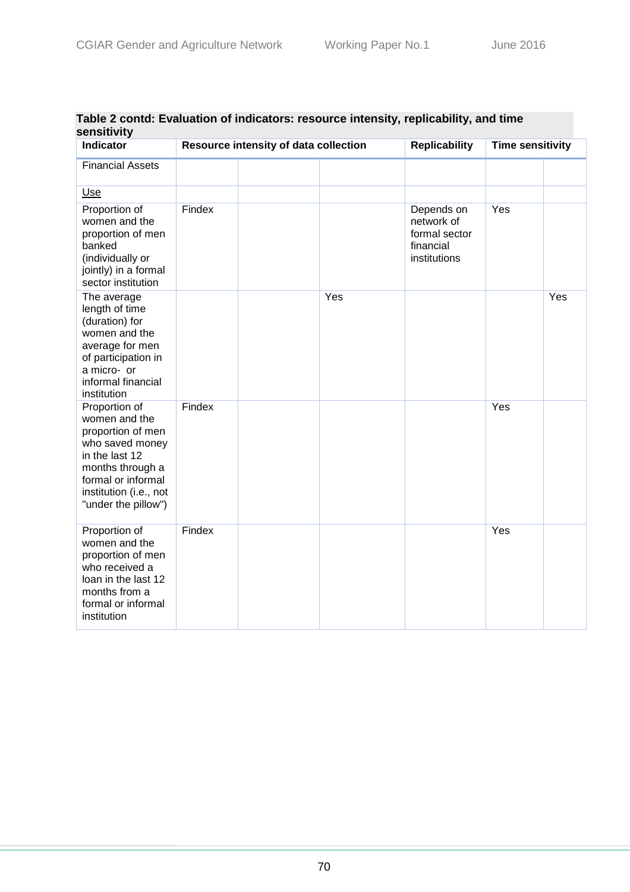**Table 2 contd: Evaluation of indicators: resource intensity, replicability, and time sensitivity**

| Indicator | Resource intensity of data collection | | | Replicability | Time sensitivity | |
|---|---|---|---|---|---|---|
| Financial Assets | | | | | | |
| <u>Use</u> | | | | | | |
| Proportion of women and the proportion of men banked (individually or jointly) in a formal sector institution | Findex | | | Depends on network of formal sector financial institutions | Yes | |
| The average length of time (duration) for women and the average for men of participation in a micro- or informal financial institution | | | Yes | | | Yes |
| Proportion of women and the proportion of men who saved money in the last 12 months through a formal or informal institution (i.e., not "under the pillow") | Findex | | | | Yes | |
| Proportion of women and the proportion of men who received a loan in the last 12 months from a formal or informal institution | Findex | | | | Yes | |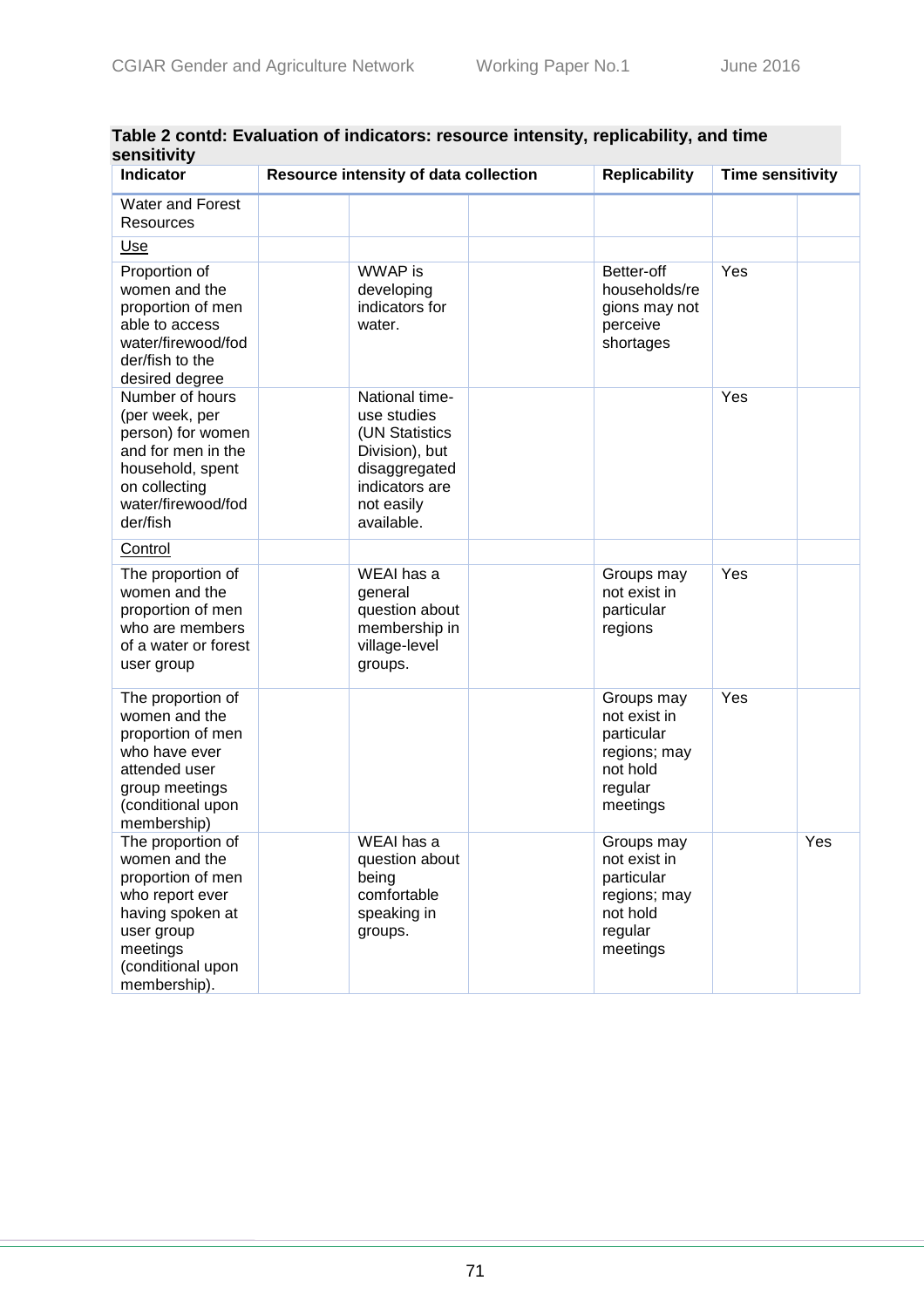**Table 2 contd: Evaluation of indicators: resource intensity, replicability, and time sensitivity**

| Indicator | Resource intensity of data collection | | | Replicability | Time sensitivity | |
|---|---|---|---|---|---|---|
| Water and Forest Resources | | | | | | |
| Use | | | | | | |
| Proportion of women and the proportion of men able to access water/firewood/fodder/fish to the desired degree | | WWAP is developing indicators for water. | | Better-off households/regions may not perceive shortages | Yes | |
| Number of hours (per week, per person) for women and for men in the household, spent on collecting water/firewood/fodder/fish | | National time-use studies (UN Statistics Division), but disaggregated indicators are not easily available. | | | Yes | |
| Control | | | | | | |
| The proportion of women and the proportion of men who are members of a water or forest user group | | WEAI has a general question about membership in village-level groups. | | Groups may not exist in particular regions | Yes | |
| The proportion of women and the proportion of men who have ever attended user group meetings (conditional upon membership) | | | | Groups may not exist in particular regions; may not hold regular meetings | Yes | |
| The proportion of women and the proportion of men who report ever having spoken at user group meetings (conditional upon membership). | | WEAI has a question about being comfortable speaking in groups. | | Groups may not exist in particular regions; may not hold regular meetings | | Yes |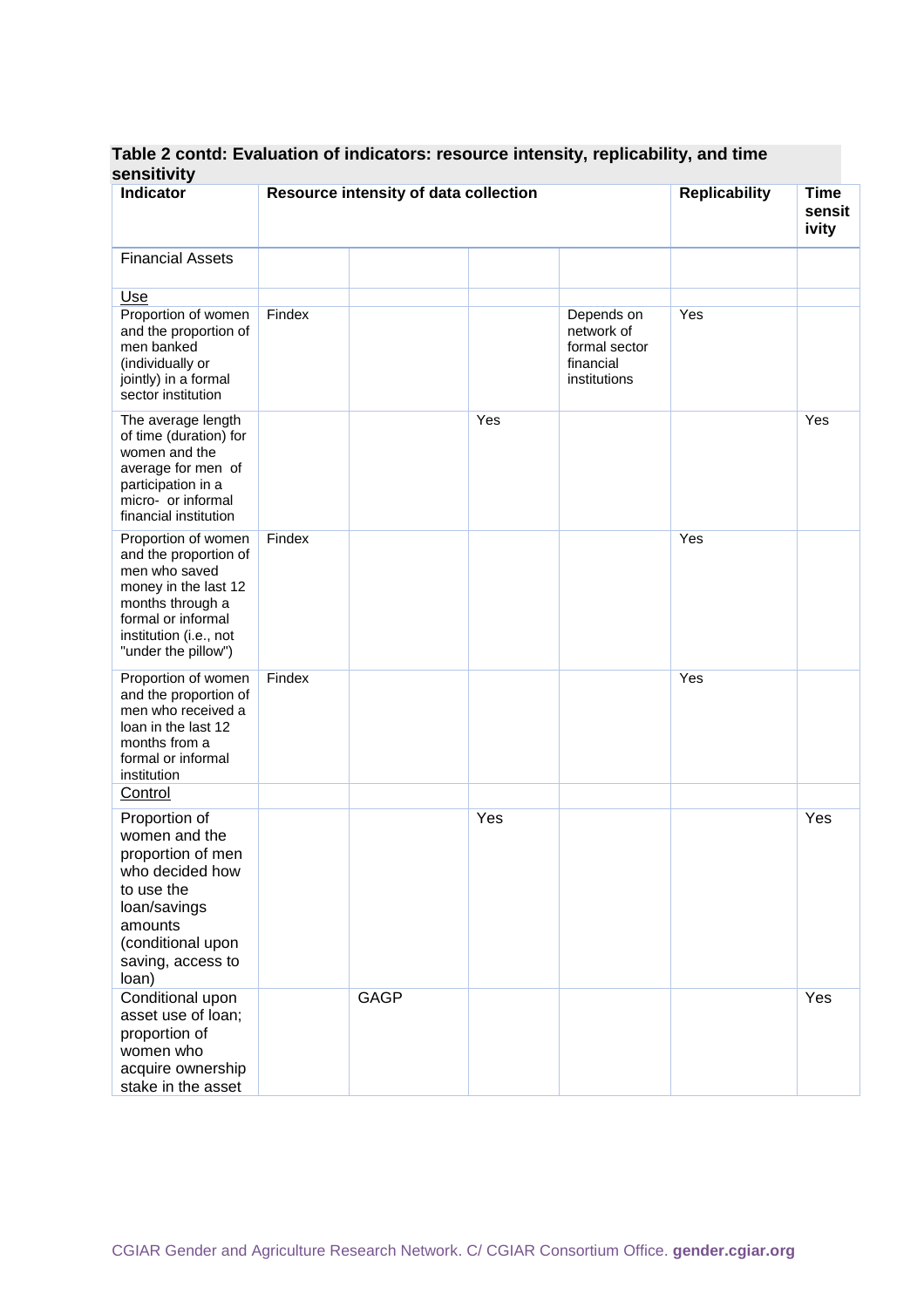**Table 2 contd: Evaluation of indicators: resource intensity, replicability, and time sensitivity**

| Indicator | Resource intensity of data collection | | | | Replicability | Time sensitivity |
|---|---|---|---|---|---|---|
| Financial Assets | | | | | | |
| Use | | | | | | |
| Proportion of women and the proportion of men banked (individually or jointly) in a formal sector institution | Findex | | | Depends on network of formal sector financial institutions | Yes | |
| The average length of time (duration) for women and the average for men of participation in a micro- or informal financial institution | | | Yes | | | Yes |
| Proportion of women and the proportion of men who saved money in the last 12 months through a formal or informal institution (i.e., not "under the pillow") | Findex | | | | Yes | |
| Proportion of women and the proportion of men who received a loan in the last 12 months from a formal or informal institution | Findex | | | | Yes | |
| Control | | | | | | |
| Proportion of women and the proportion of men who decided how to use the loan/savings amounts (conditional upon saving, access to loan) | | | Yes | | | Yes |
| Conditional upon asset use of loan; proportion of women who acquire ownership stake in the asset | | GAGP | | | | Yes |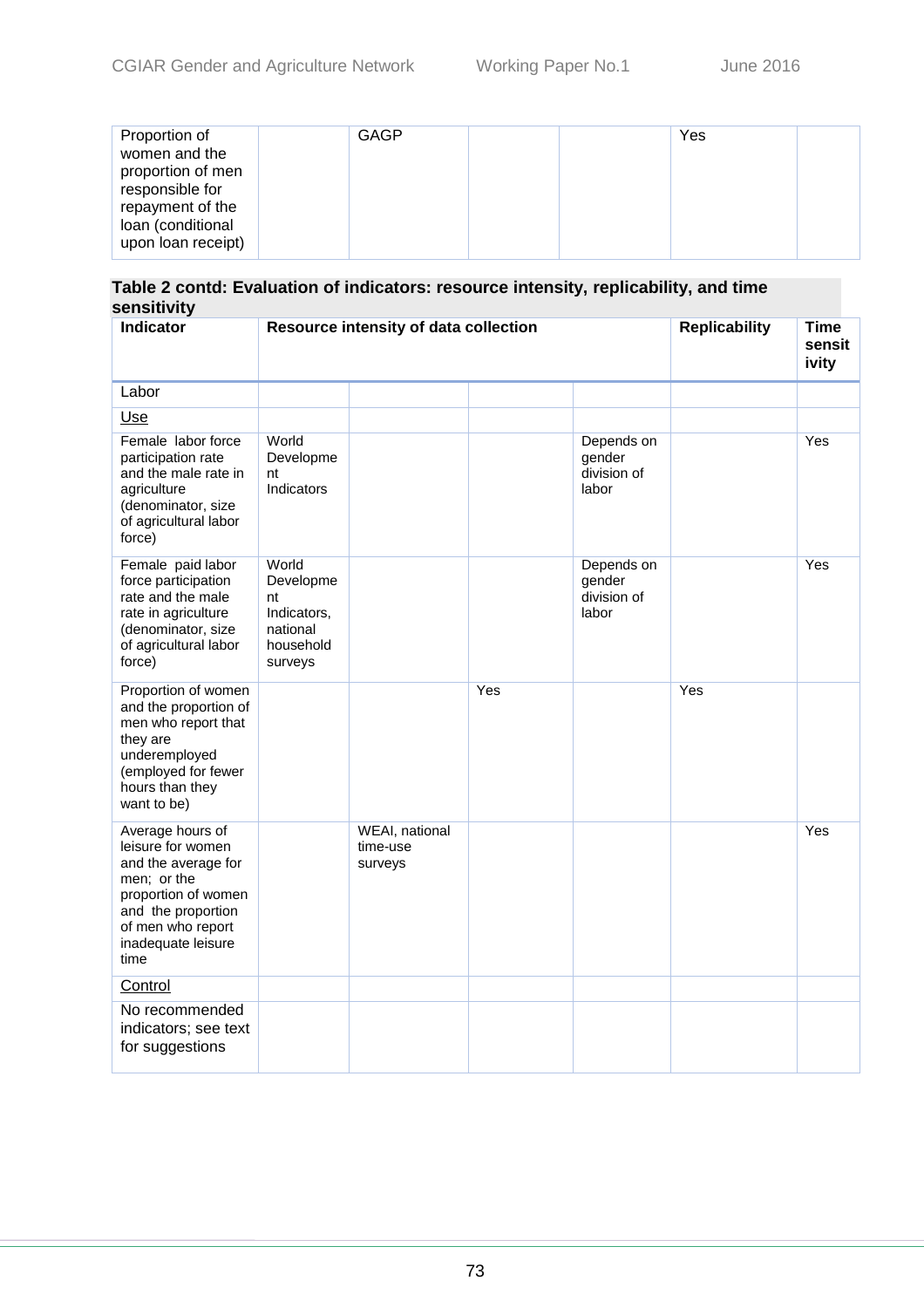| Proportion of women and the proportion of men responsible for repayment of the loan (conditional upon loan receipt) | | GAGP | | | Yes | |
|---|---|---|---|---|---|---|

**Table 2 contd: Evaluation of indicators: resource intensity, replicability, and time sensitivity**

| Indicator | Resource intensity of data collection | | | | Replicability | Time sensitivity |
|---|---|---|---|---|---|---|
| Labor | | | | | | |
| Use | | | | | | |
| Female labor force participation rate and the male rate in agriculture (denominator, size of agricultural labor force) | World Development Indicators | | | Depends on gender division of labor | | Yes |
| Female paid labor force participation rate and the male rate in agriculture (denominator, size of agricultural labor force) | World Development Indicators, national household surveys | | | Depends on gender division of labor | | Yes |
| Proportion of women and the proportion of men who report that they are underemployed (employed for fewer hours than they want to be) | | | Yes | | Yes | |
| Average hours of leisure for women and the average for men; or the proportion women and the proportion of men who report inadequate leisure time | | WEAI, national time-use surveys | | | | Yes |
| Control | | | | | | |
| No recommended indicators; see text for suggestions | | | | | | |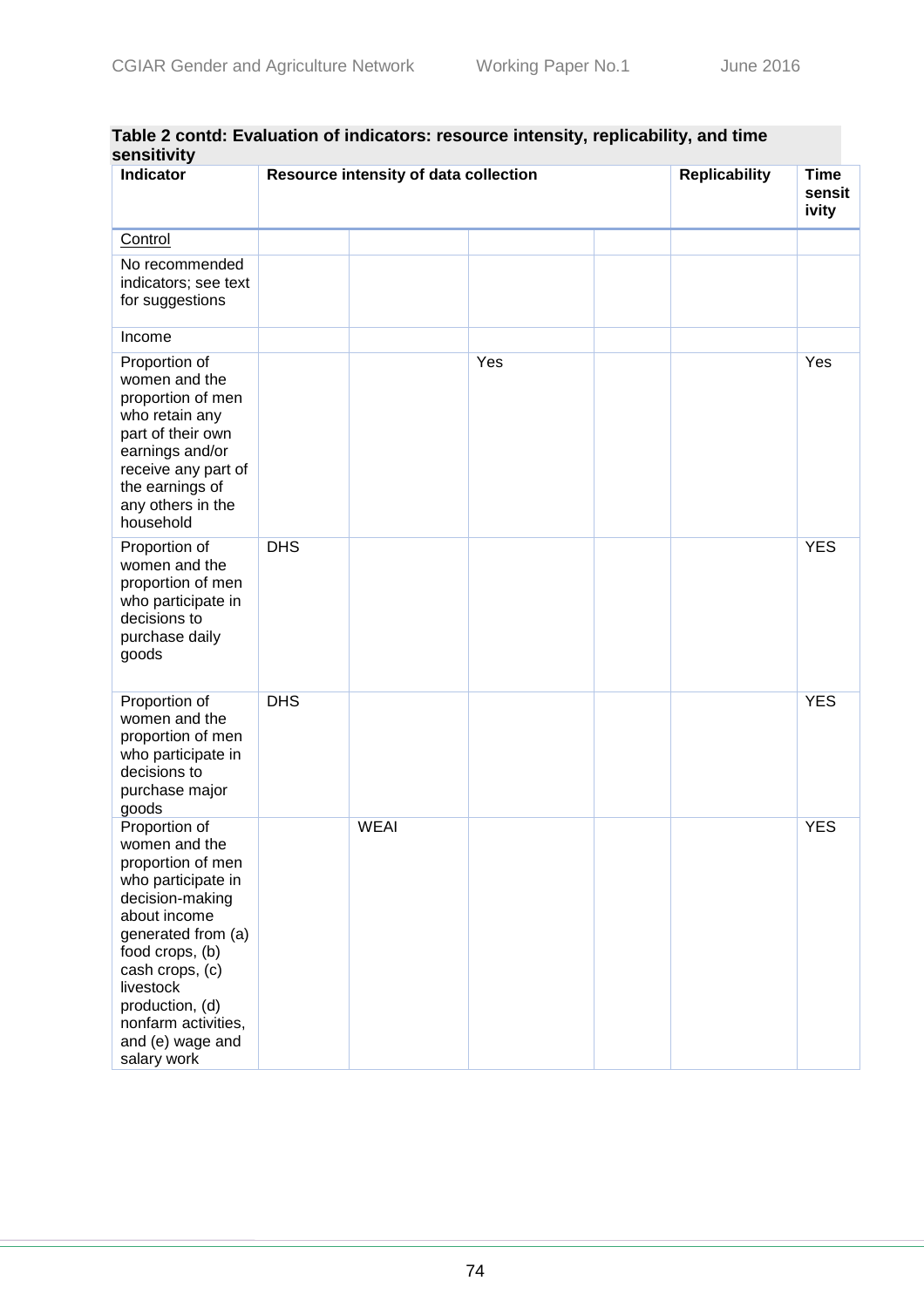**Table 2 contd: Evaluation of indicators: resource intensity, replicability, and time sensitivity**

| Indicator | Resource intensity of data collection | | | | Replicability | Time sensitivity |
|---|---|---|---|---|---|---|
| Control | | | | | | |
| No recommended indicators; see text for suggestions | | | | | | |
| Income | | | | | | |
| Proportion of women and the proportion of men who retain any part of their own earnings and/or receive any part of the earnings of any others in the household | | | Yes | | | Yes |
| Proportion of women and the proportion of men who participate in decisions to purchase daily goods | DHS | | | | | YES |
| Proportion of women and the proportion of men who participate in decisions to purchase major goods | DHS | | | | | YES |
| Proportion of women and the proportion of men who participate in decision-making about income generated from (a) food crops, (b) cash crops, (c) livestock production, (d) nonfarm activities, and (e) wage and salary work | | WEAI | | | | YES |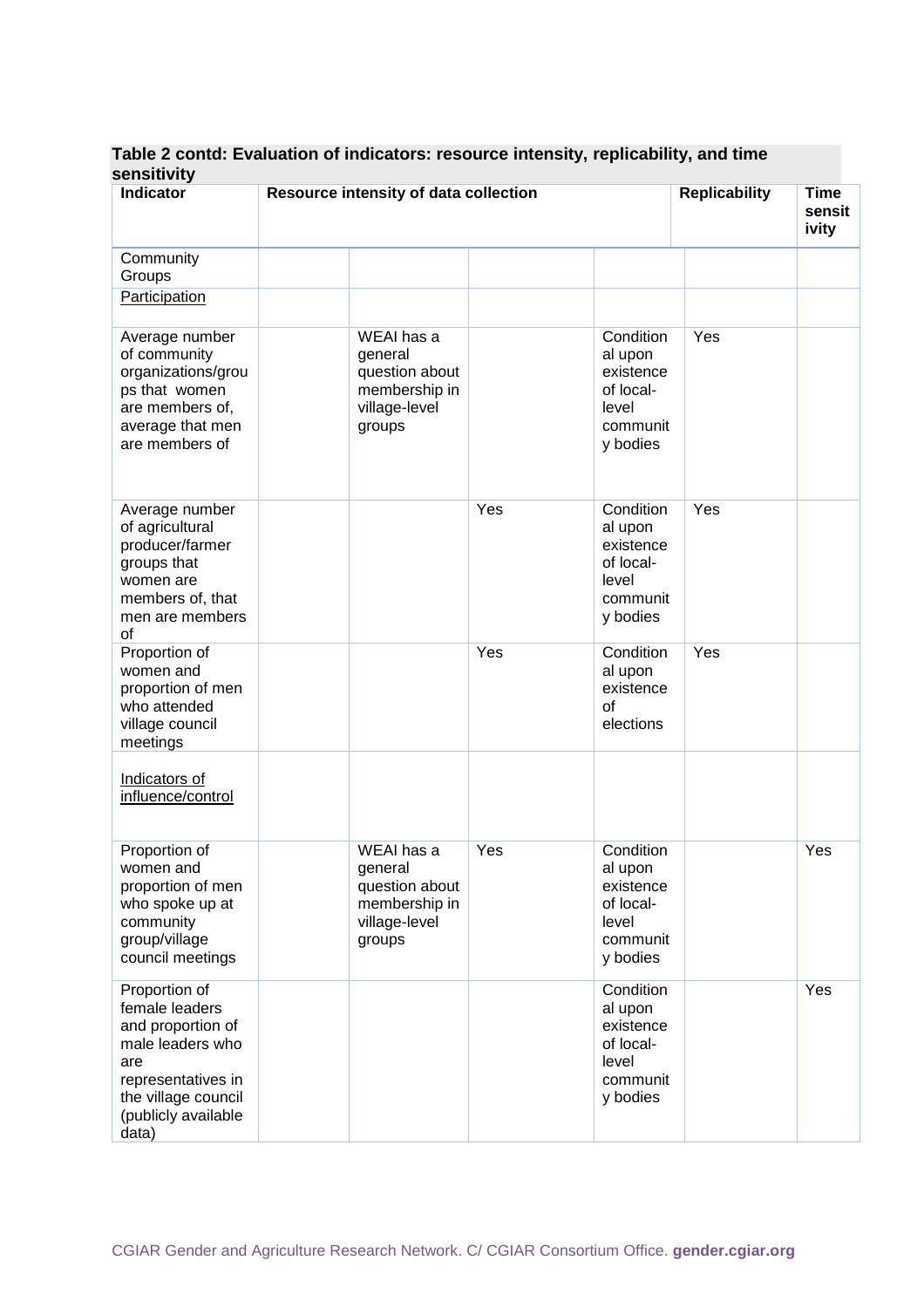**Table 2 contd: Evaluation of indicators: resource intensity, replicability, and time sensitivity**

| Indicator | Resource intensity of data collection | | | | Replicability | Time sensitivity |
|---|---|---|---|---|---|---|
| Community Groups | | | | | | |
| Participation | | | | | | |
| Average number of community organizations/groups that women are members of, average that men are members of | | WEAI has a general question about membership in village-level groups | | Conditional upon existence of local-level community bodies | Yes | |
| Average number of agricultural producer/farmer groups that women are members of, that men are members of | | | Yes | Conditional upon existence of local-level community bodies | Yes | |
| Proportion of women and proportion of men who attended village council meetings | | | Yes | Conditional upon existence of elections | Yes | |
| Indicators of influence/control | | | | | | |
| Proportion of women and proportion of men who spoke up at community group/village council meetings | | WEAI has a general question about membership in village-level groups | Yes | Conditional upon existence of local-level community bodies | | Yes |
| Proportion of female leaders and proportion of male leaders who are representatives in the village council (publicly available data) | | | | Conditional upon existence of local-level community bodies | | Yes |